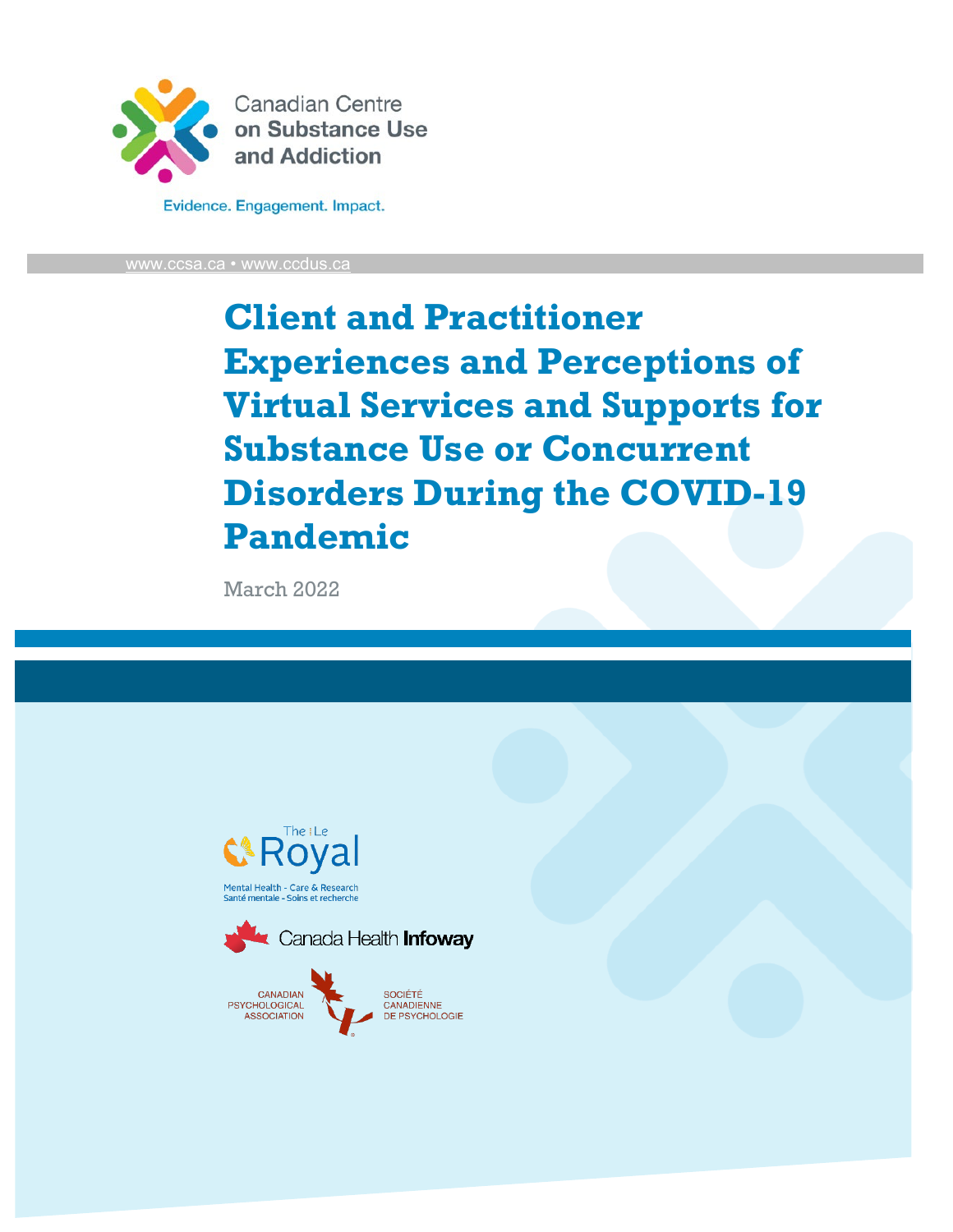Canadian Centre on Substance Use and Addiction

Evidence. Engagement. Impact.

www.ccsa.ca • www.ccdus.ca

# Client and Practitioner Experiences and Perceptions of Virtual Services and Supports for Substance Use or Concurrent Disorders During the COVID-19 Pandemic

March 2022

The | Le Royal

Mental Health - Care & Research
Santé mentale - Soins et recherche

Canada Health Infoway

Canadian Psychological Association
Société canadienne de psychologie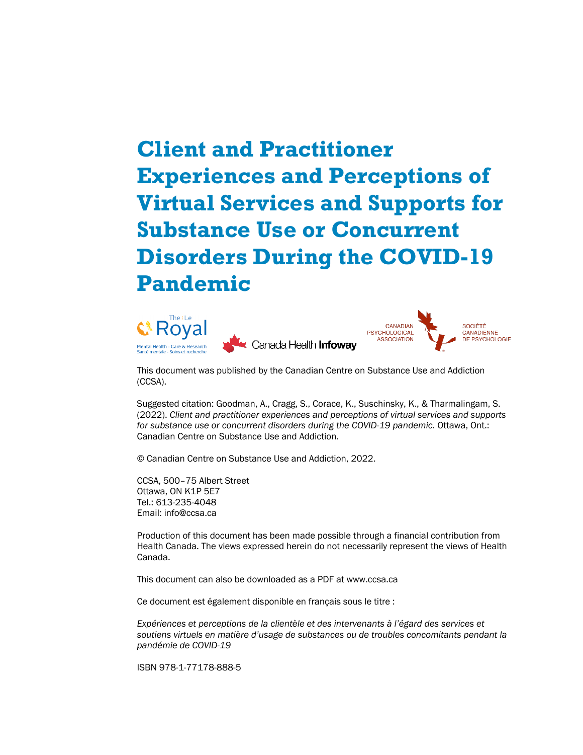# Client and Practitioner Experiences and Perceptions of Virtual Services and Supports for Substance Use or Concurrent Disorders During the COVID-19 Pandemic

This document was published by the Canadian Centre on Substance Use and Addiction (CCSA).

Suggested citation: Goodman, A., Cragg, S., Corace, K., Suschinsky, K., & Tharmalingam, S. (2022). *Client and practitioner experiences and perceptions of virtual services and supports for substance use or concurrent disorders during the COVID-19 pandemic.* Ottawa, Ont.: Canadian Centre on Substance Use and Addiction.

© Canadian Centre on Substance Use and Addiction, 2022.

CCSA, 500–75 Albert Street
Ottawa, ON K1P 5E7
Tel.: 613-235-4048
Email: info@ccsa.ca

Production of this document has been made possible through a financial contribution from Health Canada. The views expressed herein do not necessarily represent the views of Health Canada.

This document can also be downloaded as a PDF at www.ccsa.ca

Ce document est également disponible en français sous le titre :

*Expériences et perceptions de la clientèle et des intervenants à l'égard des services et soutiens virtuels en matière d'usage de substances ou de troubles concomitants pendant la pandémie de COVID-19*

ISBN 978-1-77178-888-5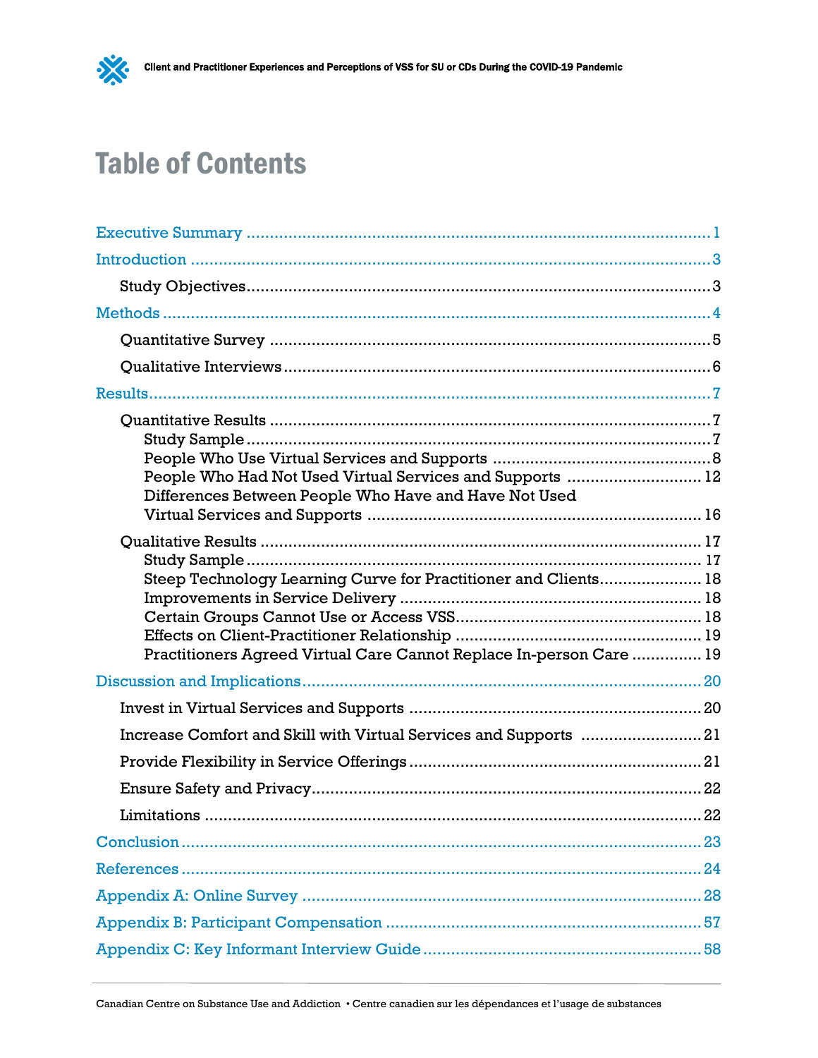# Table of Contents

- Executive Summary ..... 1
- Introduction ..... 3
  - Study Objectives ..... 3
- Methods ..... 4
  - Quantitative Survey ..... 5
  - Qualitative Interviews ..... 6
- Results ..... 7
  - Quantitative Results ..... 7
    - Study Sample ..... 7
    - People Who Use Virtual Services and Supports ..... 8
    - People Who Had Not Used Virtual Services and Supports ..... 12
    - Differences Between People Who Have and Have Not Used Virtual Services and Supports ..... 16
  - Qualitative Results ..... 17
    - Study Sample ..... 17
    - Steep Technology Learning Curve for Practitioner and Clients ..... 18
    - Improvements in Service Delivery ..... 18
    - Certain Groups Cannot Use or Access VSS ..... 18
    - Effects on Client-Practitioner Relationship ..... 19
    - Practitioners Agreed Virtual Care Cannot Replace In-person Care ..... 19
- Discussion and Implications ..... 20
  - Invest in Virtual Services and Supports ..... 20
  - Increase Comfort and Skill with Virtual Services and Supports ..... 21
  - Provide Flexibility in Service Offerings ..... 21
  - Ensure Safety and Privacy ..... 22
  - Limitations ..... 22
- Conclusion ..... 23
- References ..... 24
- Appendix A: Online Survey ..... 28
- Appendix B: Participant Compensation ..... 57
- Appendix C: Key Informant Interview Guide ..... 58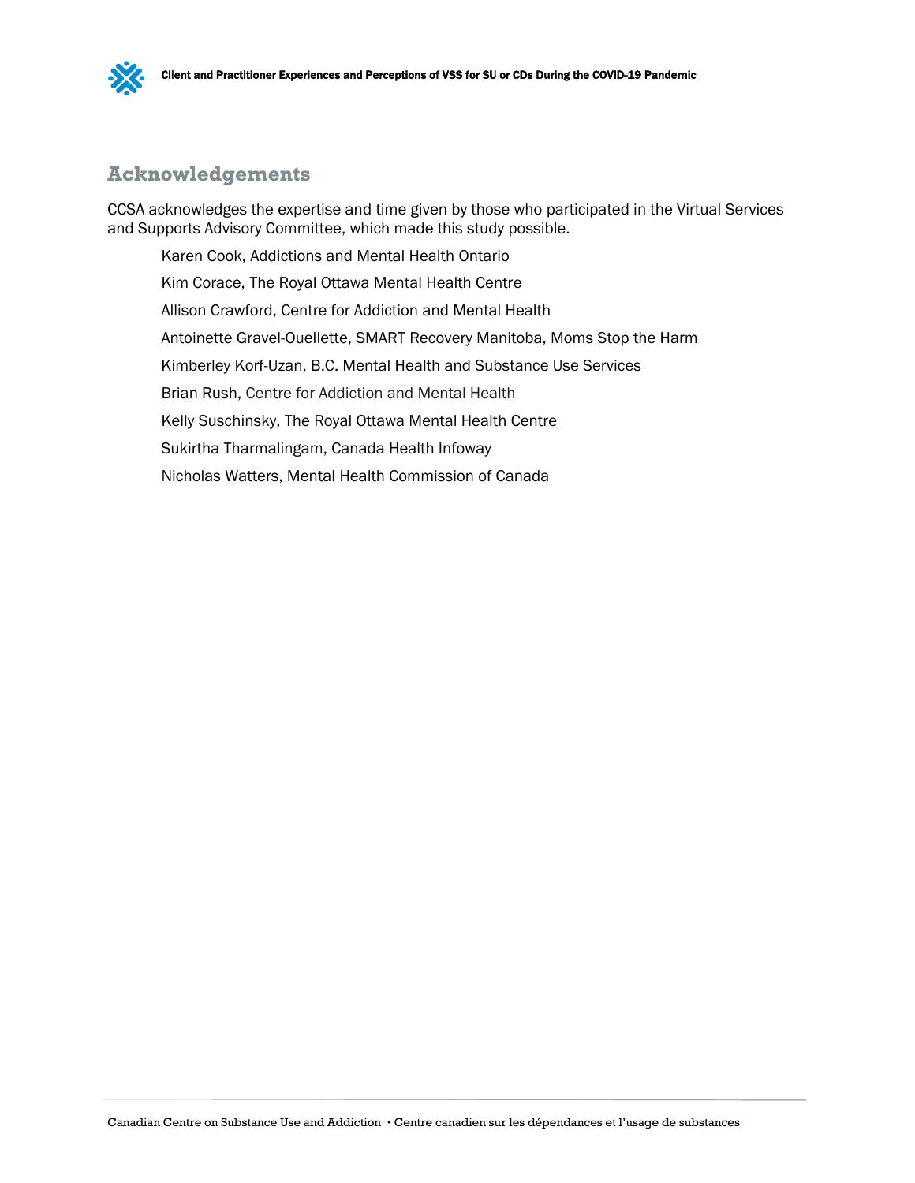## Acknowledgements

CCSA acknowledges the expertise and time given by those who participated in the Virtual Services and Supports Advisory Committee, which made this study possible.

Karen Cook, Addictions and Mental Health Ontario

Kim Corace, The Royal Ottawa Mental Health Centre

Allison Crawford, Centre for Addiction and Mental Health

Antoinette Gravel-Ouellette, SMART Recovery Manitoba, Moms Stop the Harm

Kimberley Korf-Uzan, B.C. Mental Health and Substance Use Services

Brian Rush, Centre for Addiction and Mental Health

Kelly Suschinsky, The Royal Ottawa Mental Health Centre

Sukirtha Tharmalingam, Canada Health Infoway

Nicholas Watters, Mental Health Commission of Canada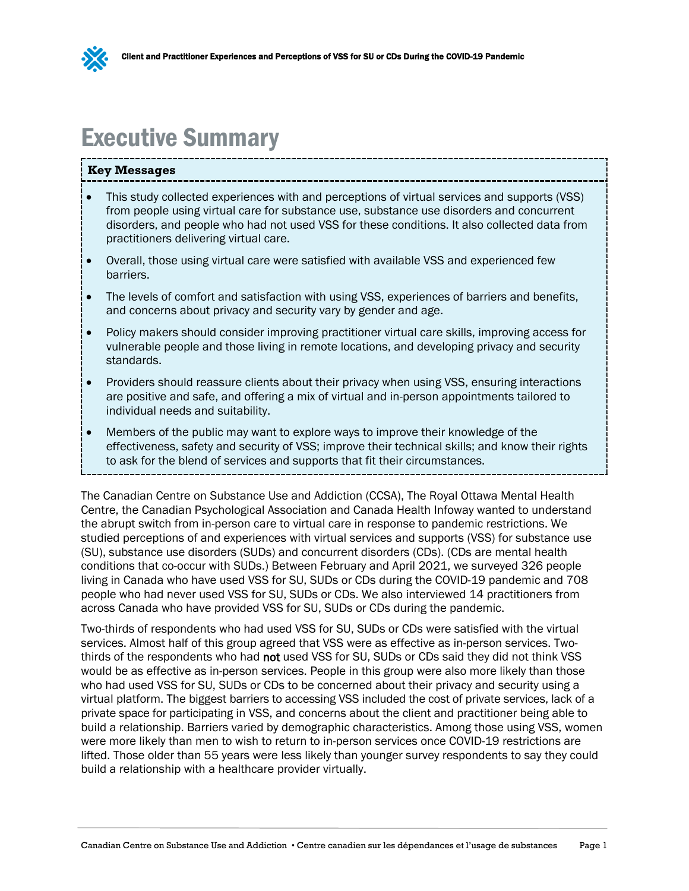# Executive Summary

**Key Messages**

- This study collected experiences with and perceptions of virtual services and supports (VSS) from people using virtual care for substance use, substance use disorders and concurrent disorders, and people who had not used VSS for these conditions. It also collected data from practitioners delivering virtual care.
- Overall, those using virtual care were satisfied with available VSS and experienced few barriers.
- The levels of comfort and satisfaction with using VSS, experiences of barriers and benefits, and concerns about privacy and security vary by gender and age.
- Policy makers should consider improving practitioner virtual care skills, improving access for vulnerable people and those living in remote locations, and developing privacy and security standards.
- Providers should reassure clients about their privacy when using VSS, ensuring interactions are positive and safe, and offering a mix of virtual and in-person appointments tailored to individual needs and suitability.
- Members of the public may want to explore ways to improve their knowledge of the effectiveness, safety and security of VSS; improve their technical skills; and know their rights to ask for the blend of services and supports that fit their circumstances.

The Canadian Centre on Substance Use and Addiction (CCSA), The Royal Ottawa Mental Health Centre, the Canadian Psychological Association and Canada Health Infoway wanted to understand the abrupt switch from in-person care to virtual care in response to pandemic restrictions. We studied perceptions of and experiences with virtual services and supports (VSS) for substance use (SU), substance use disorders (SUDs) and concurrent disorders (CDs). (CDs are mental health conditions that co-occur with SUDs.) Between February and April 2021, we surveyed 326 people living in Canada who have used VSS for SU, SUDs or CDs during the COVID-19 pandemic and 708 people who had never used VSS for SU, SUDs or CDs. We also interviewed 14 practitioners from across Canada who have provided VSS for SU, SUDs or CDs during the pandemic.

Two-thirds of respondents who had used VSS for SU, SUDs or CDs were satisfied with the virtual services. Almost half of this group agreed that VSS were as effective as in-person services. Two-thirds of the respondents who had **not** used VSS for SU, SUDs or CDs said they did not think VSS would be as effective as in-person services. People in this group were also more likely than those who had used VSS for SU, SUDs or CDs to be concerned about their privacy and security using a virtual platform. The biggest barriers to accessing VSS included the cost of private services, lack of a private space for participating in VSS, and concerns about the client and practitioner being able to build a relationship. Barriers varied by demographic characteristics. Among those using VSS, women were more likely than men to wish to return to in-person services once COVID-19 restrictions are lifted. Those older than 55 years were less likely than younger survey respondents to say they could build a relationship with a healthcare provider virtually.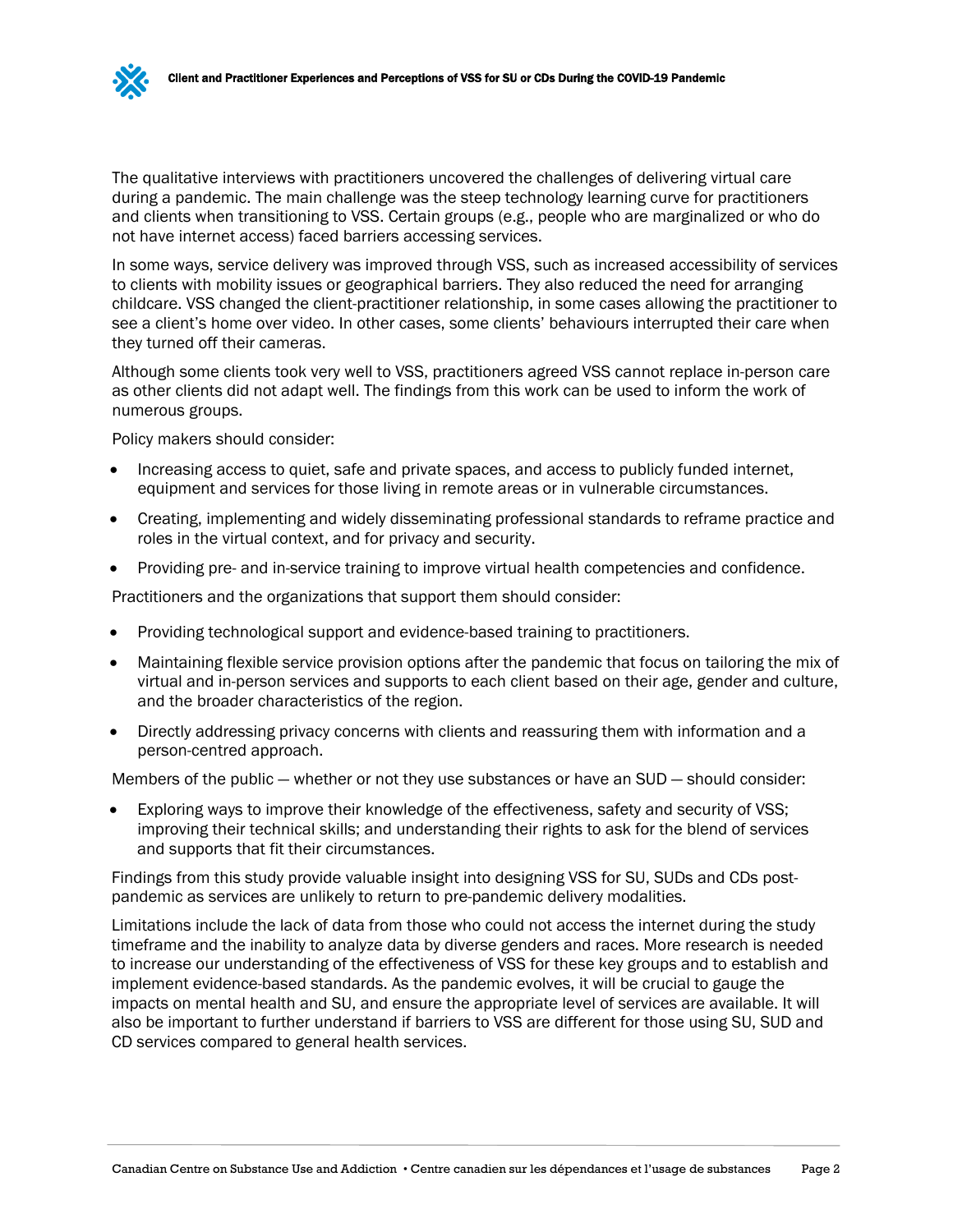The qualitative interviews with practitioners uncovered the challenges of delivering virtual care during a pandemic. The main challenge was the steep technology learning curve for practitioners and clients when transitioning to VSS. Certain groups (e.g., people who are marginalized or who do not have internet access) faced barriers accessing services.

In some ways, service delivery was improved through VSS, such as increased accessibility of services to clients with mobility issues or geographical barriers. They also reduced the need for arranging childcare. VSS changed the client-practitioner relationship, in some cases allowing the practitioner to see a client's home over video. In other cases, some clients' behaviours interrupted their care when they turned off their cameras.

Although some clients took very well to VSS, practitioners agreed VSS cannot replace in-person care as other clients did not adapt well. The findings from this work can be used to inform the work of numerous groups.

Policy makers should consider:

- Increasing access to quiet, safe and private spaces, and access to publicly funded internet, equipment and services for those living in remote areas or in vulnerable circumstances.
- Creating, implementing and widely disseminating professional standards to reframe practice and roles in the virtual context, and for privacy and security.
- Providing pre- and in-service training to improve virtual health competencies and confidence.

Practitioners and the organizations that support them should consider:

- Providing technological support and evidence-based training to practitioners.
- Maintaining flexible service provision options after the pandemic that focus on tailoring the mix of virtual and in-person services and supports to each client based on their age, gender and culture, and the broader characteristics of the region.
- Directly addressing privacy concerns with clients and reassuring them with information and a person-centred approach.

Members of the public — whether or not they use substances or have an SUD — should consider:

- Exploring ways to improve their knowledge of the effectiveness, safety and security of VSS; improving their technical skills; and understanding their rights to ask for the blend of services and supports that fit their circumstances.

Findings from this study provide valuable insight into designing VSS for SU, SUDs and CDs post-pandemic as services are unlikely to return to pre-pandemic delivery modalities.

Limitations include the lack of data from those who could not access the internet during the study timeframe and the inability to analyze data by diverse genders and races. More research is needed to increase our understanding of the effectiveness of VSS for these key groups and to establish and implement evidence-based standards. As the pandemic evolves, it will be crucial to gauge the impacts on mental health and SU, and ensure the appropriate level of services are available. It will also be important to further understand if barriers to VSS are different for those using SU, SUD and CD services compared to general health services.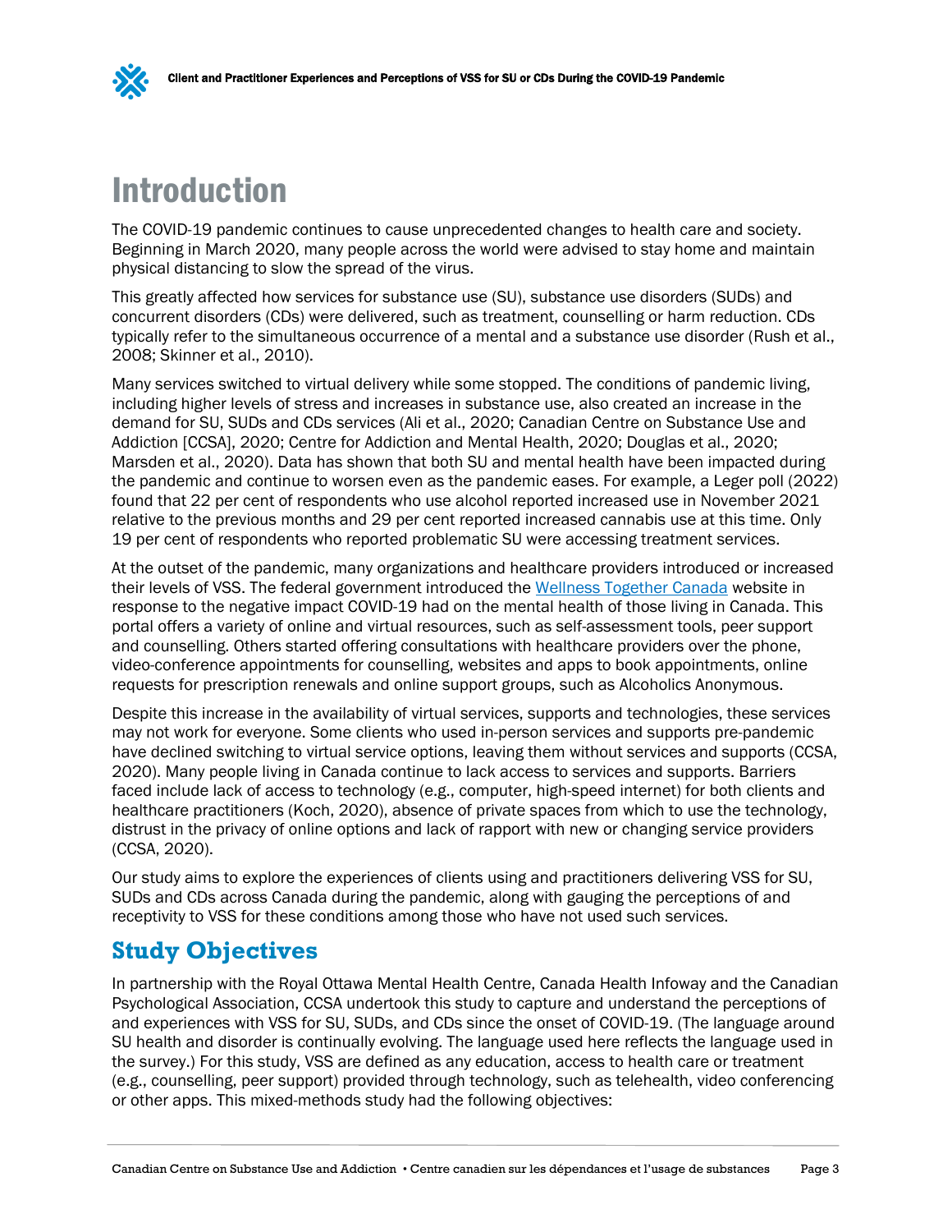# Introduction

The COVID-19 pandemic continues to cause unprecedented changes to health care and society. Beginning in March 2020, many people across the world were advised to stay home and maintain physical distancing to slow the spread of the virus.

This greatly affected how services for substance use (SU), substance use disorders (SUDs) and concurrent disorders (CDs) were delivered, such as treatment, counselling or harm reduction. CDs typically refer to the simultaneous occurrence of a mental and a substance use disorder (Rush et al., 2008; Skinner et al., 2010).

Many services switched to virtual delivery while some stopped. The conditions of pandemic living, including higher levels of stress and increases in substance use, also created an increase in the demand for SU, SUDs and CDs services (Ali et al., 2020; Canadian Centre on Substance Use and Addiction [CCSA], 2020; Centre for Addiction and Mental Health, 2020; Douglas et al., 2020; Marsden et al., 2020). Data has shown that both SU and mental health have been impacted during the pandemic and continue to worsen even as the pandemic eases. For example, a Leger poll (2022) found that 22 per cent of respondents who use alcohol reported increased use in November 2021 relative to the previous months and 29 per cent reported increased cannabis use at this time. Only 19 per cent of respondents who reported problematic SU were accessing treatment services.

At the outset of the pandemic, many organizations and healthcare providers introduced or increased their levels of VSS. The federal government introduced the [Wellness Together Canada](#) website in response to the negative impact COVID-19 had on the mental health of those living in Canada. This portal offers a variety of online and virtual resources, such as self-assessment tools, peer support and counselling. Others started offering consultations with healthcare providers over the phone, video-conference appointments for counselling, websites and apps to book appointments, online requests for prescription renewals and online support groups, such as Alcoholics Anonymous.

Despite this increase in the availability of virtual services, supports and technologies, these services may not work for everyone. Some clients who used in-person services and supports pre-pandemic have declined switching to virtual service options, leaving them without services and supports (CCSA, 2020). Many people living in Canada continue to lack access to services and supports. Barriers faced include lack of access to technology (e.g., computer, high-speed internet) for both clients and healthcare practitioners (Koch, 2020), absence of private spaces from which to use the technology, distrust in the privacy of online options and lack of rapport with new or changing service providers (CCSA, 2020).

Our study aims to explore the experiences of clients using and practitioners delivering VSS for SU, SUDs and CDs across Canada during the pandemic, along with gauging the perceptions of and receptivity to VSS for these conditions among those who have not used such services.

## Study Objectives

In partnership with the Royal Ottawa Mental Health Centre, Canada Health Infoway and the Canadian Psychological Association, CCSA undertook this study to capture and understand the perceptions of and experiences with VSS for SU, SUDs, and CDs since the onset of COVID-19. (The language around SU health and disorder is continually evolving. The language used here reflects the language used in the survey.) For this study, VSS are defined as any education, access to health care or treatment (e.g., counselling, peer support) provided through technology, such as telehealth, video conferencing or other apps. This mixed-methods study had the following objectives: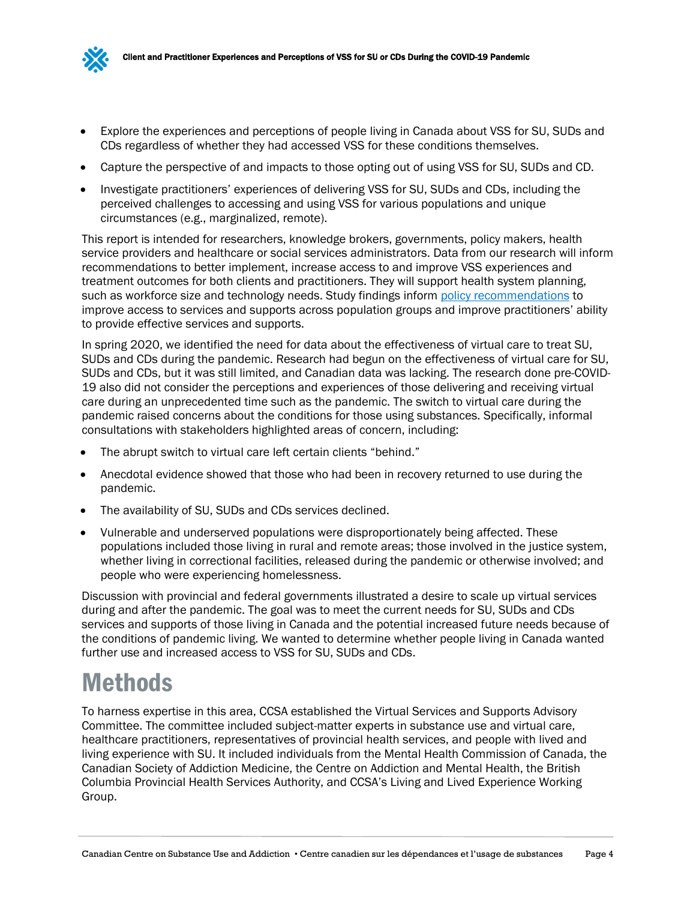- Explore the experiences and perceptions of people living in Canada about VSS for SU, SUDs and CDs regardless of whether they had accessed VSS for these conditions themselves.
- Capture the perspective of and impacts to those opting out of using VSS for SU, SUDs and CD.
- Investigate practitioners' experiences of delivering VSS for SU, SUDs and CDs, including the perceived challenges to accessing and using VSS for various populations and unique circumstances (e.g., marginalized, remote).

This report is intended for researchers, knowledge brokers, governments, policy makers, health service providers and healthcare or social services administrators. Data from our research will inform recommendations to better implement, increase access to and improve VSS experiences and treatment outcomes for both clients and practitioners. They will support health system planning, such as workforce size and technology needs. Study findings inform policy recommendations to improve access to services and supports across population groups and improve practitioners' ability to provide effective services and supports.

In spring 2020, we identified the need for data about the effectiveness of virtual care to treat SU, SUDs and CDs during the pandemic. Research had begun on the effectiveness of virtual care for SU, SUDs and CDs, but it was still limited, and Canadian data was lacking. The research done pre-COVID-19 also did not consider the perceptions and experiences of those delivering and receiving virtual care during an unprecedented time such as the pandemic. The switch to virtual care during the pandemic raised concerns about the conditions for those using substances. Specifically, informal consultations with stakeholders highlighted areas of concern, including:

- The abrupt switch to virtual care left certain clients "behind."
- Anecdotal evidence showed that those who had been in recovery returned to use during the pandemic.
- The availability of SU, SUDs and CDs services declined.
- Vulnerable and underserved populations were disproportionately being affected. These populations included those living in rural and remote areas; those involved in the justice system, whether living in correctional facilities, released during the pandemic or otherwise involved; and people who were experiencing homelessness.

Discussion with provincial and federal governments illustrated a desire to scale up virtual services during and after the pandemic. The goal was to meet the current needs for SU, SUDs and CDs services and supports of those living in Canada and the potential increased future needs because of the conditions of pandemic living. We wanted to determine whether people living in Canada wanted further use and increased access to VSS for SU, SUDs and CDs.

# Methods

To harness expertise in this area, CCSA established the Virtual Services and Supports Advisory Committee. The committee included subject-matter experts in substance use and virtual care, healthcare practitioners, representatives of provincial health services, and people with lived and living experience with SU. It included individuals from the Mental Health Commission of Canada, the Canadian Society of Addiction Medicine, the Centre on Addiction and Mental Health, the British Columbia Provincial Health Services Authority, and CCSA's Living and Lived Experience Working Group.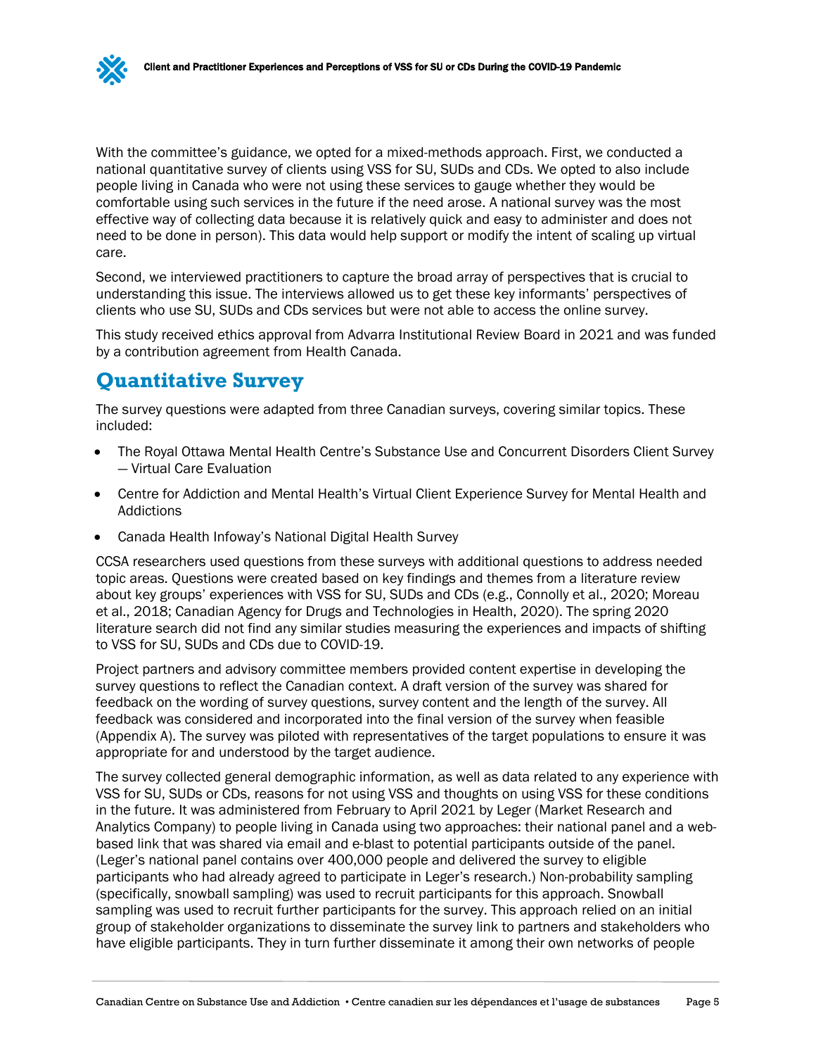With the committee's guidance, we opted for a mixed-methods approach. First, we conducted a national quantitative survey of clients using VSS for SU, SUDs and CDs. We opted to also include people living in Canada who were not using these services to gauge whether they would be comfortable using such services in the future if the need arose. A national survey was the most effective way of collecting data because it is relatively quick and easy to administer and does not need to be done in person). This data would help support or modify the intent of scaling up virtual care.

Second, we interviewed practitioners to capture the broad array of perspectives that is crucial to understanding this issue. The interviews allowed us to get these key informants' perspectives of clients who use SU, SUDs and CDs services but were not able to access the online survey.

This study received ethics approval from Advarra Institutional Review Board in 2021 and was funded by a contribution agreement from Health Canada.

## Quantitative Survey

The survey questions were adapted from three Canadian surveys, covering similar topics. These included:

- The Royal Ottawa Mental Health Centre's Substance Use and Concurrent Disorders Client Survey — Virtual Care Evaluation
- Centre for Addiction and Mental Health's Virtual Client Experience Survey for Mental Health and Addictions
- Canada Health Infoway's National Digital Health Survey

CCSA researchers used questions from these surveys with additional questions to address needed topic areas. Questions were created based on key findings and themes from a literature review about key groups' experiences with VSS for SU, SUDs and CDs (e.g., Connolly et al., 2020; Moreau et al., 2018; Canadian Agency for Drugs and Technologies in Health, 2020). The spring 2020 literature search did not find any similar studies measuring the experiences and impacts of shifting to VSS for SU, SUDs and CDs due to COVID-19.

Project partners and advisory committee members provided content expertise in developing the survey questions to reflect the Canadian context. A draft version of the survey was shared for feedback on the wording of survey questions, survey content and the length of the survey. All feedback was considered and incorporated into the final version of the survey when feasible (Appendix A). The survey was piloted with representatives of the target populations to ensure it was appropriate for and understood by the target audience.

The survey collected general demographic information, as well as data related to any experience with VSS for SU, SUDs or CDs, reasons for not using VSS and thoughts on using VSS for these conditions in the future. It was administered from February to April 2021 by Leger (Market Research and Analytics Company) to people living in Canada using two approaches: their national panel and a web-based link that was shared via email and e-blast to potential participants outside of the panel. (Leger's national panel contains over 400,000 people and delivered the survey to eligible participants who had already agreed to participate in Leger's research.) Non-probability sampling (specifically, snowball sampling) was used to recruit participants for this approach. Snowball sampling was used to recruit further participants for the survey. This approach relied on an initial group of stakeholder organizations to disseminate the survey link to partners and stakeholders who have eligible participants. They in turn further disseminate it among their own networks of people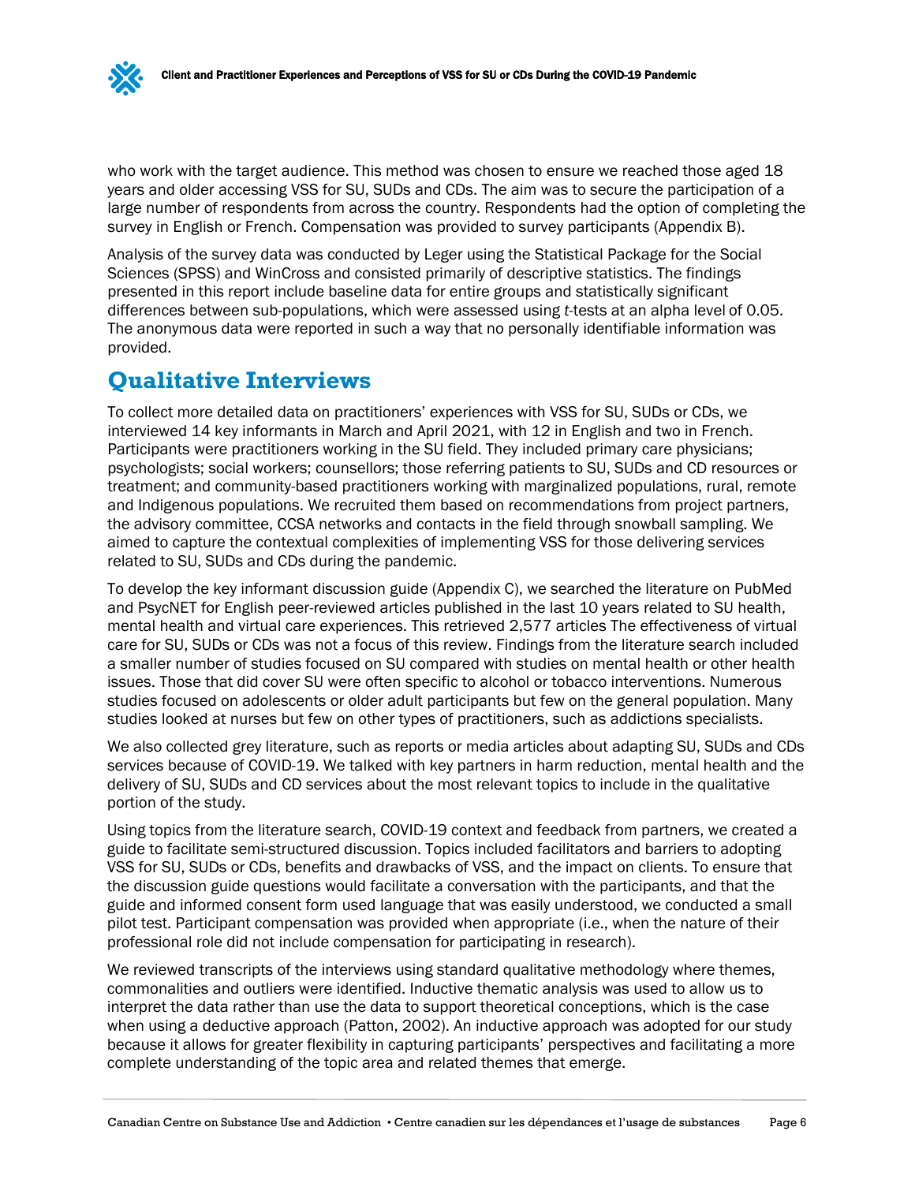who work with the target audience. This method was chosen to ensure we reached those aged 18 years and older accessing VSS for SU, SUDs and CDs. The aim was to secure the participation of a large number of respondents from across the country. Respondents had the option of completing the survey in English or French. Compensation was provided to survey participants (Appendix B).

Analysis of the survey data was conducted by Leger using the Statistical Package for the Social Sciences (SPSS) and WinCross and consisted primarily of descriptive statistics. The findings presented in this report include baseline data for entire groups and statistically significant differences between sub-populations, which were assessed using *t*-tests at an alpha level of 0.05. The anonymous data were reported in such a way that no personally identifiable information was provided.

## Qualitative Interviews

To collect more detailed data on practitioners' experiences with VSS for SU, SUDs or CDs, we interviewed 14 key informants in March and April 2021, with 12 in English and two in French. Participants were practitioners working in the SU field. They included primary care physicians; psychologists; social workers; counsellors; those referring patients to SU, SUDs and CD resources or treatment; and community-based practitioners working with marginalized populations, rural, remote and Indigenous populations. We recruited them based on recommendations from project partners, the advisory committee, CCSA networks and contacts in the field through snowball sampling. We aimed to capture the contextual complexities of implementing VSS for those delivering services related to SU, SUDs and CDs during the pandemic.

To develop the key informant discussion guide (Appendix C), we searched the literature on PubMed and PsycNET for English peer-reviewed articles published in the last 10 years related to SU health, mental health and virtual care experiences. This retrieved 2,577 articles The effectiveness of virtual care for SU, SUDs or CDs was not a focus of this review. Findings from the literature search included a smaller number of studies focused on SU compared with studies on mental health or other health issues. Those that did cover SU were often specific to alcohol or tobacco interventions. Numerous studies focused on adolescents or older adult participants but few on the general population. Many studies looked at nurses but few on other types of practitioners, such as addictions specialists.

We also collected grey literature, such as reports or media articles about adapting SU, SUDs and CDs services because of COVID-19. We talked with key partners in harm reduction, mental health and the delivery of SU, SUDs and CD services about the most relevant topics to include in the qualitative portion of the study.

Using topics from the literature search, COVID-19 context and feedback from partners, we created a guide to facilitate semi-structured discussion. Topics included facilitators and barriers to adopting VSS for SU, SUDs or CDs, benefits and drawbacks of VSS, and the impact on clients. To ensure that the discussion guide questions would facilitate a conversation with the participants, and that the guide and informed consent form used language that was easily understood, we conducted a small pilot test. Participant compensation was provided when appropriate (i.e., when the nature of their professional role did not include compensation for participating in research).

We reviewed transcripts of the interviews using standard qualitative methodology where themes, commonalities and outliers were identified. Inductive thematic analysis was used to allow us to interpret the data rather than use the data to support theoretical conceptions, which is the case when using a deductive approach (Patton, 2002). An inductive approach was adopted for our study because it allows for greater flexibility in capturing participants' perspectives and facilitating a more complete understanding of the topic area and related themes that emerge.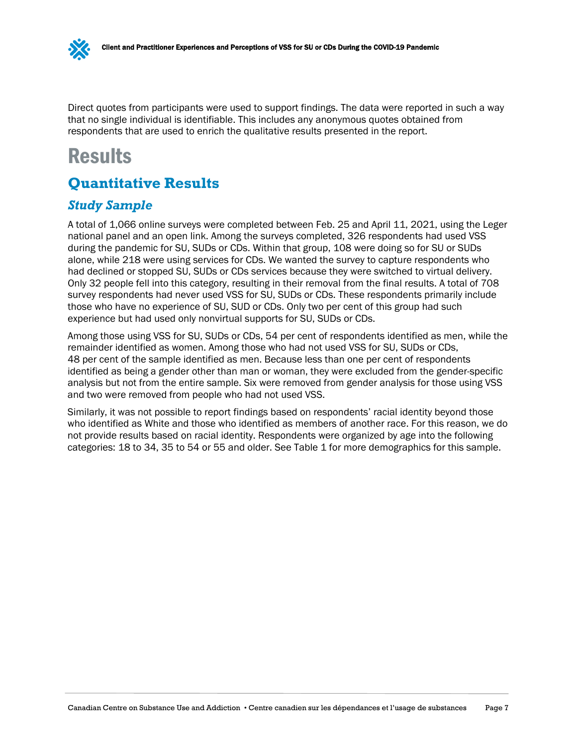Direct quotes from participants were used to support findings. The data were reported in such a way that no single individual is identifiable. This includes any anonymous quotes obtained from respondents that are used to enrich the qualitative results presented in the report.

# Results

## Quantitative Results

### *Study Sample*

A total of 1,066 online surveys were completed between Feb. 25 and April 11, 2021, using the Leger national panel and an open link. Among the surveys completed, 326 respondents had used VSS during the pandemic for SU, SUDs or CDs. Within that group, 108 were doing so for SU or SUDs alone, while 218 were using services for CDs. We wanted the survey to capture respondents who had declined or stopped SU, SUDs or CDs services because they were switched to virtual delivery. Only 32 people fell into this category, resulting in their removal from the final results. A total of 708 survey respondents had never used VSS for SU, SUDs or CDs. These respondents primarily include those who have no experience of SU, SUD or CDs. Only two per cent of this group had such experience but had used only nonvirtual supports for SU, SUDs or CDs.

Among those using VSS for SU, SUDs or CDs, 54 per cent of respondents identified as men, while the remainder identified as women. Among those who had not used VSS for SU, SUDs or CDs, 48 per cent of the sample identified as men. Because less than one per cent of respondents identified as being a gender other than man or woman, they were excluded from the gender-specific analysis but not from the entire sample. Six were removed from gender analysis for those using VSS and two were removed from people who had not used VSS.

Similarly, it was not possible to report findings based on respondents' racial identity beyond those who identified as White and those who identified as members of another race. For this reason, we do not provide results based on racial identity. Respondents were organized by age into the following categories: 18 to 34, 35 to 54 or 55 and older. See Table 1 for more demographics for this sample.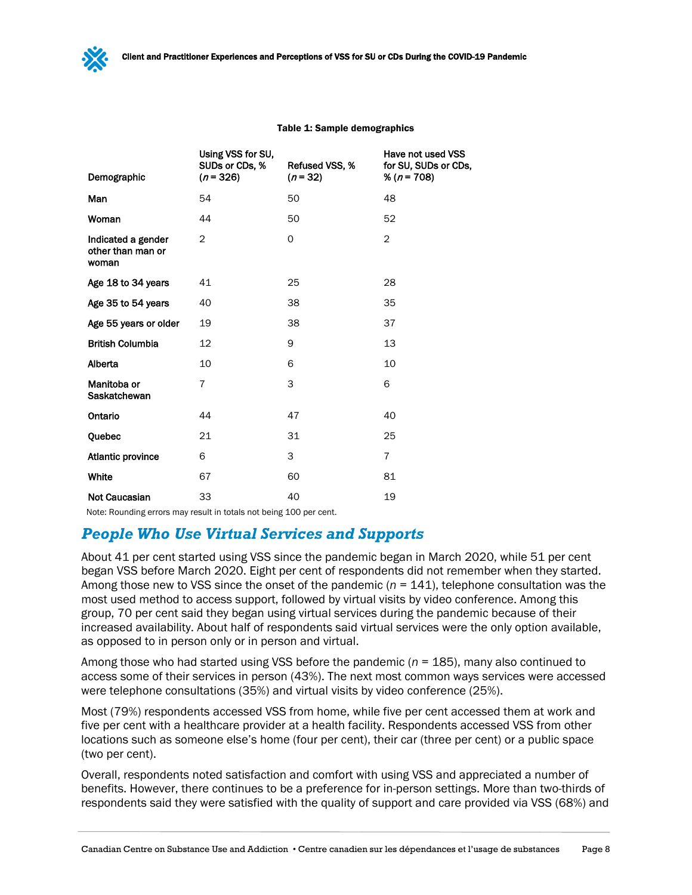**Table 1: Sample demographics**

| Demographic | Using VSS for SU, SUDs or CDs, % (*n* = 326) | Refused VSS, % (*n* = 32) | Have not used VSS for SU, SUDs or CDs, % (*n* = 708) |
|---|---|---|---|
| Man | 54 | 50 | 48 |
| Woman | 44 | 50 | 52 |
| Indicated a gender other than man or woman | 2 | 0 | 2 |
| Age 18 to 34 years | 41 | 25 | 28 |
| Age 35 to 54 years | 40 | 38 | 35 |
| Age 55 years or older | 19 | 38 | 37 |
| British Columbia | 12 | 9 | 13 |
| Alberta | 10 | 6 | 10 |
| Manitoba or Saskatchewan | 7 | 3 | 6 |
| Ontario | 44 | 47 | 40 |
| Quebec | 21 | 31 | 25 |
| Atlantic province | 6 | 3 | 7 |
| White | 67 | 60 | 81 |
| Not Caucasian | 33 | 40 | 19 |

Note: Rounding errors may result in totals not being 100 per cent.

## People Who Use Virtual Services and Supports

About 41 per cent started using VSS since the pandemic began in March 2020, while 51 per cent began VSS before March 2020. Eight per cent of respondents did not remember when they started. Among those new to VSS since the onset of the pandemic (*n* = 141), telephone consultation was the most used method to access support, followed by virtual visits by video conference. Among this group, 70 per cent said they began using virtual services during the pandemic because of their increased availability. About half of respondents said virtual services were the only option available, as opposed to in person only or in person and virtual.

Among those who had started using VSS before the pandemic (*n* = 185), many also continued to access some of their services in person (43%). The next most common ways services were accessed were telephone consultations (35%) and virtual visits by video conference (25%).

Most (79%) respondents accessed VSS from home, while five per cent accessed them at work and five per cent with a healthcare provider at a health facility. Respondents accessed VSS from other locations such as someone else's home (four per cent), their car (three per cent) or a public space (two per cent).

Overall, respondents noted satisfaction and comfort with using VSS and appreciated a number of benefits. However, there continues to be a preference for in-person settings. More than two-thirds of respondents said they were satisfied with the quality of support and care provided via VSS (68%) and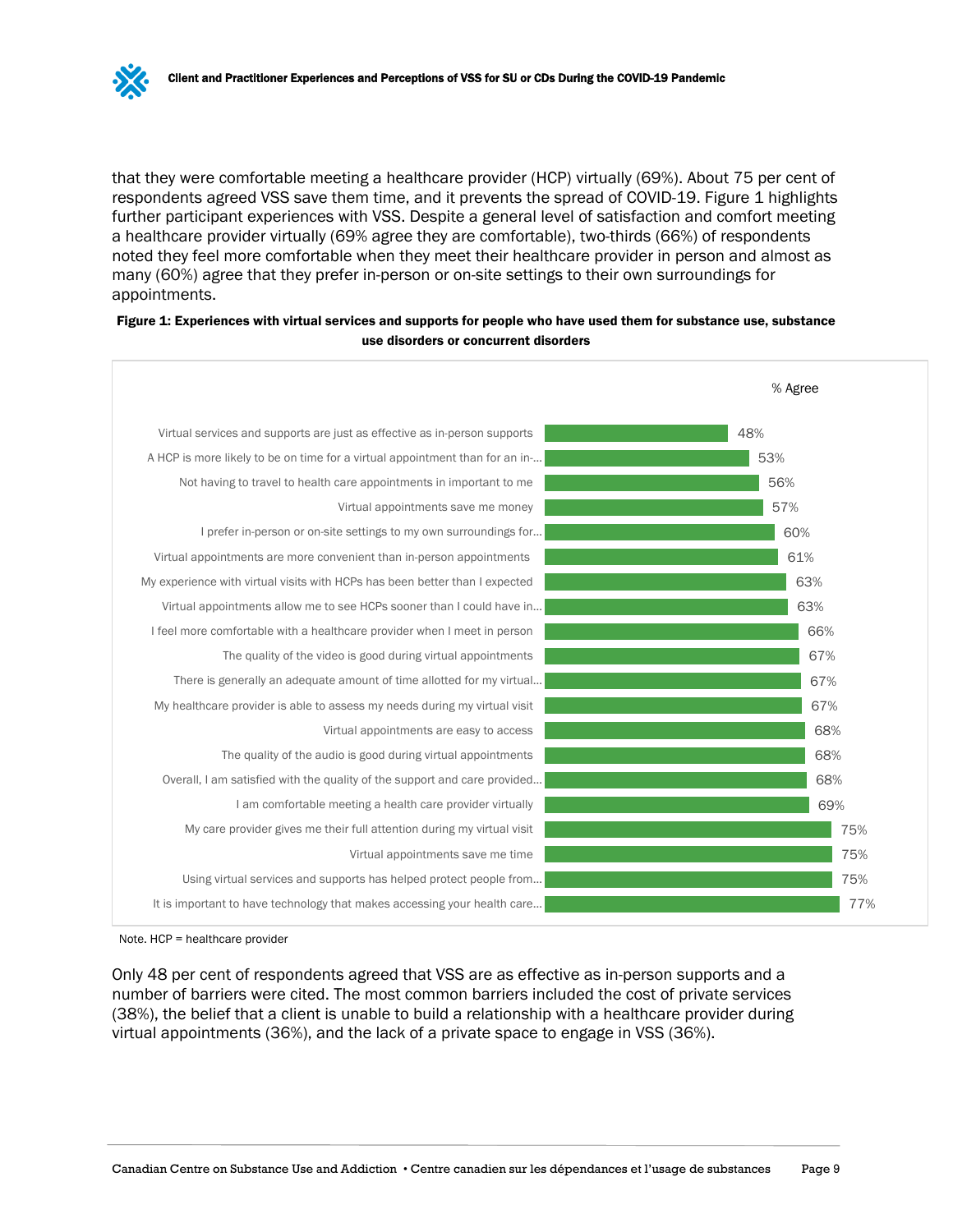that they were comfortable meeting a healthcare provider (HCP) virtually (69%). About 75 per cent of respondents agreed VSS save them time, and it prevents the spread of COVID-19. Figure 1 highlights further participant experiences with VSS. Despite a general level of satisfaction and comfort meeting a healthcare provider virtually (69% agree they are comfortable), two-thirds (66%) of respondents noted they feel more comfortable when they meet their healthcare provider in person and almost as many (60%) agree that they prefer in-person or on-site settings to their own surroundings for appointments.

**Figure 1: Experiences with virtual services and supports for people who have used them for substance use, substance use disorders or concurrent disorders**

| Statement | % Agree |
|---|---|
| Virtual services and supports are just as effective as in-person supports | 48% |
| A HCP is more likely to be on time for a virtual appointment than for an in-... | 53% |
| Not having to travel to health care appointments in important to me | 56% |
| Virtual appointments save me money | 57% |
| I prefer in-person or on-site settings to my own surroundings for... | 60% |
| Virtual appointments are more convenient than in-person appointments | 61% |
| My experience with virtual visits with HCPs has been better than I expected | 63% |
| Virtual appointments allow me to see HCPs sooner than I could have in... | 63% |
| I feel more comfortable with a healthcare provider when I meet in person | 66% |
| The quality of the video is good during virtual appointments | 67% |
| There is generally an adequate amount of time allotted for my virtual... | 67% |
| My healthcare provider is able to assess my needs during my virtual visit | 67% |
| Virtual appointments are easy to access | 68% |
| The quality of the audio is good during virtual appointments | 68% |
| Overall, I am satisfied with the quality of the support and care provided... | 68% |
| I am comfortable meeting a health care provider virtually | 69% |
| My care provider gives me their full attention during my virtual visit | 75% |
| Virtual appointments save me time | 75% |
| Using virtual services and supports has helped protect people from... | 75% |
| It is important to have technology that makes accessing your health care... | 77% |

Note. HCP = healthcare provider

Only 48 per cent of respondents agreed that VSS are as effective as in-person supports and a number of barriers were cited. The most common barriers included the cost of private services (38%), the belief that a client is unable to build a relationship with a healthcare provider during virtual appointments (36%), and the lack of a private space to engage in VSS (36%).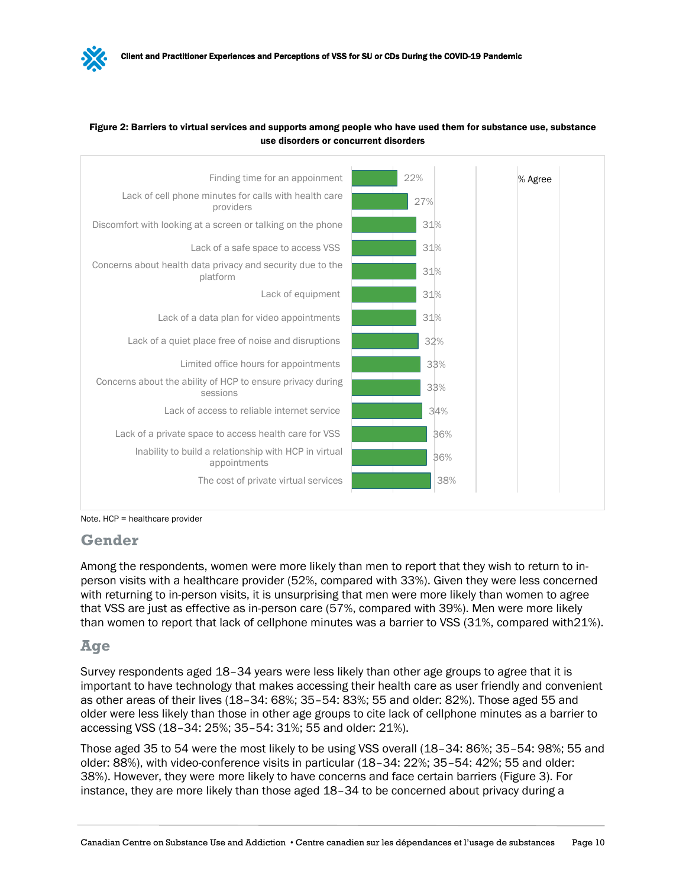**Figure 2: Barriers to virtual services and supports among people who have used them for substance use, substance use disorders or concurrent disorders**

| Barrier | % Agree |
| --- | --- |
| Finding time for an appoinment | 22% |
| Lack of cell phone minutes for calls with health care providers | 27% |
| Discomfort with looking at a screen or talking on the phone | 31% |
| Lack of a safe space to access VSS | 31% |
| Concerns about health data privacy and security due to the platform | 31% |
| Lack of equipment | 31% |
| Lack of a data plan for video appointments | 31% |
| Lack of a quiet place free of noise and disruptions | 32% |
| Limited office hours for appointments | 33% |
| Concerns about the ability of HCP to ensure privacy during sessions | 33% |
| Lack of access to reliable internet service | 34% |
| Lack of a private space to access health care for VSS | 36% |
| Inability to build a relationship with HCP in virtual appointments | 36% |
| The cost of private virtual services | 38% |

Note. HCP = healthcare provider

## Gender

Among the respondents, women were more likely than men to report that they wish to return to in-person visits with a healthcare provider (52%, compared with 33%). Given they were less concerned with returning to in-person visits, it is unsurprising that men were more likely than women to agree that VSS are just as effective as in-person care (57%, compared with 39%). Men were more likely than women to report that lack of cellphone minutes was a barrier to VSS (31%, compared with21%).

## Age

Survey respondents aged 18–34 years were less likely than other age groups to agree that it is important to have technology that makes accessing their health care as user friendly and convenient as other areas of their lives (18–34: 68%; 35–54: 83%; 55 and older: 82%). Those aged 55 and older were less likely than those in other age groups to cite lack of cellphone minutes as a barrier to accessing VSS (18–34: 25%; 35–54: 31%; 55 and older: 21%).

Those aged 35 to 54 were the most likely to be using VSS overall (18–34: 86%; 35–54: 98%; 55 and older: 88%), with video-conference visits in particular (18–34: 22%; 35–54: 42%; 55 and older: 38%). However, they were more likely to have concerns and face certain barriers (Figure 3). For instance, they are more likely than those aged 18–34 to be concerned about privacy during a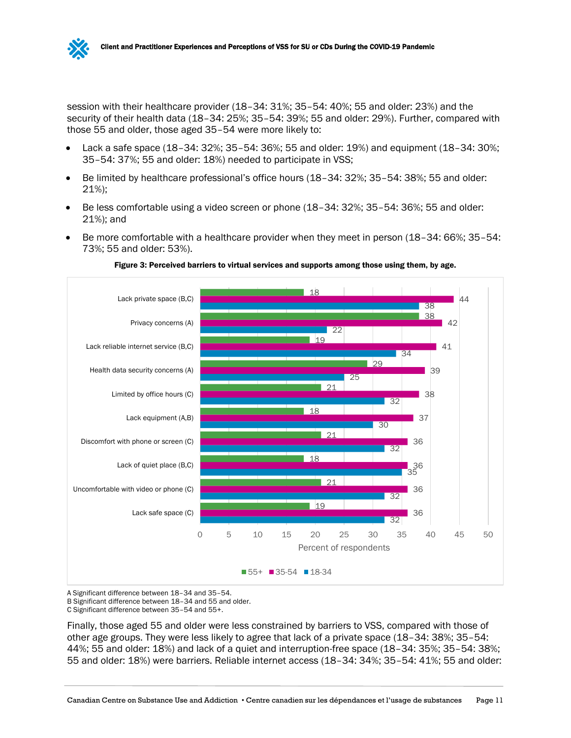session with their healthcare provider (18–34: 31%; 35–54: 40%; 55 and older: 23%) and the security of their health data (18–34: 25%; 35–54: 39%; 55 and older: 29%). Further, compared with those 55 and older, those aged 35–54 were more likely to:

- Lack a safe space (18–34: 32%; 35–54: 36%; 55 and older: 19%) and equipment (18–34: 30%; 35–54: 37%; 55 and older: 18%) needed to participate in VSS;
- Be limited by healthcare professional's office hours (18–34: 32%; 35–54: 38%; 55 and older: 21%);
- Be less comfortable using a video screen or phone (18–34: 32%; 35–54: 36%; 55 and older: 21%); and
- Be more comfortable with a healthcare provider when they meet in person (18–34: 66%; 35–54: 73%; 55 and older: 53%).

**Figure 3: Perceived barriers to virtual services and supports among those using them, by age.**

| Barrier | 55+ | 35-54 | 18-34 |
|---|---|---|---|
| Lack private space (B,C) | 18 | 44 | 38 |
| Privacy concerns (A) | 38 | 42 | 22 |
| Lack reliable internet service (B,C) | 19 | 41 | 34 |
| Health data security concerns (A) | 29 | 39 | 25 |
| Limited by office hours (C) | 21 | 38 | 32 |
| Lack equipment (A,B) | 18 | 37 | 30 |
| Discomfort with phone or screen (C) | 21 | 36 | 32 |
| Lack of quiet place (B,C) | 18 | 36 | 35 |
| Uncomfortable with video or phone (C) | 21 | 36 | 32 |
| Lack safe space (C) | 19 | 36 | 32 |

Percent of respondents

A Significant difference between 18–34 and 35–54.
B Significant difference between 18–34 and 55 and older.
C Significant difference between 35–54 and 55+.

Finally, those aged 55 and older were less constrained by barriers to VSS, compared with those of other age groups. They were less likely to agree that lack of a private space (18–34: 38%; 35–54: 44%; 55 and older: 18%) and lack of a quiet and interruption-free space (18–34: 35%; 35–54: 38%; 55 and older: 18%) were barriers. Reliable internet access (18–34: 34%; 35–54: 41%; 55 and older: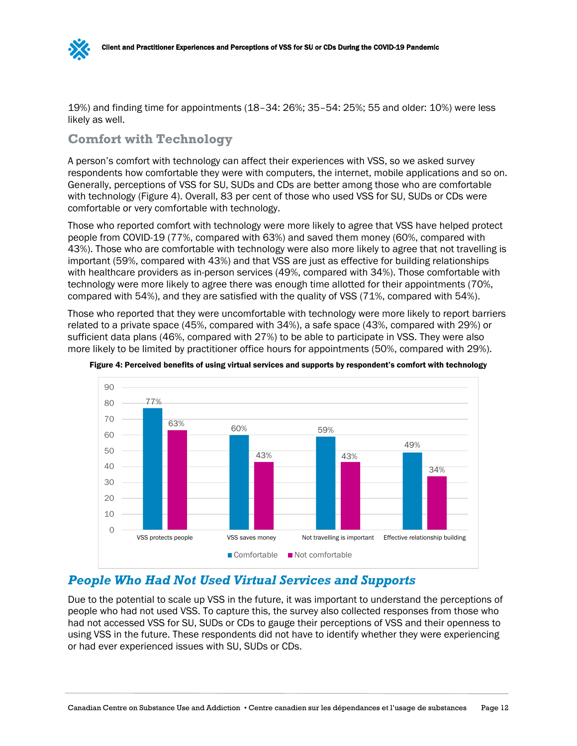19%) and finding time for appointments (18–34: 26%; 35–54: 25%; 55 and older: 10%) were less likely as well.

### Comfort with Technology

A person's comfort with technology can affect their experiences with VSS, so we asked survey respondents how comfortable they were with computers, the internet, mobile applications and so on. Generally, perceptions of VSS for SU, SUDs and CDs are better among those who are comfortable with technology (Figure 4). Overall, 83 per cent of those who used VSS for SU, SUDs or CDs were comfortable or very comfortable with technology.

Those who reported comfort with technology were more likely to agree that VSS have helped protect people from COVID-19 (77%, compared with 63%) and saved them money (60%, compared with 43%). Those who are comfortable with technology were also more likely to agree that not travelling is important (59%, compared with 43%) and that VSS are just as effective for building relationships with healthcare providers as in-person services (49%, compared with 34%). Those comfortable with technology were more likely to agree there was enough time allotted for their appointments (70%, compared with 54%), and they are satisfied with the quality of VSS (71%, compared with 54%).

Those who reported that they were uncomfortable with technology were more likely to report barriers related to a private space (45%, compared with 34%), a safe space (43%, compared with 29%) or sufficient data plans (46%, compared with 27%) to be able to participate in VSS. They were also more likely to be limited by practitioner office hours for appointments (50%, compared with 29%).

**Figure 4: Perceived benefits of using virtual services and supports by respondent's comfort with technology**

| | Comfortable | Not comfortable |
|---|---|---|
| VSS protects people | 77% | 63% |
| VSS saves money | 60% | 43% |
| Not travelling is important | 59% | 43% |
| Effective relationship building | 49% | 34% |

## People Who Had Not Used Virtual Services and Supports

Due to the potential to scale up VSS in the future, it was important to understand the perceptions of people who had not used VSS. To capture this, the survey also collected responses from those who had not accessed VSS for SU, SUDs or CDs to gauge their perceptions of VSS and their openness to using VSS in the future. These respondents did not have to identify whether they were experiencing or had ever experienced issues with SU, SUDs or CDs.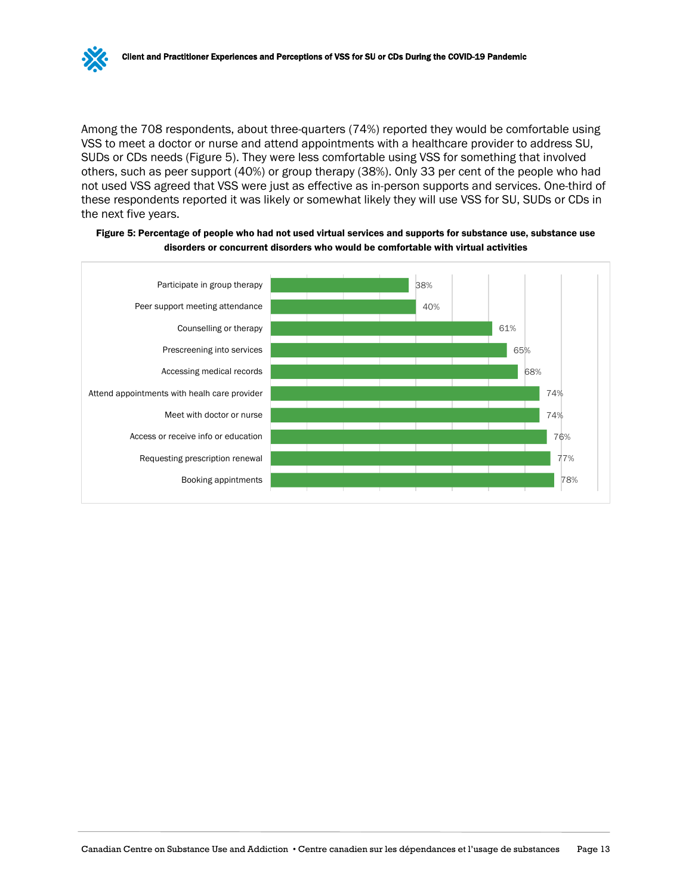Among the 708 respondents, about three-quarters (74%) reported they would be comfortable using VSS to meet a doctor or nurse and attend appointments with a healthcare provider to address SU, SUDs or CDs needs (Figure 5). They were less comfortable using VSS for something that involved others, such as peer support (40%) or group therapy (38%). Only 33 per cent of the people who had not used VSS agreed that VSS were just as effective as in-person supports and services. One-third of these respondents reported it was likely or somewhat likely they will use VSS for SU, SUDs or CDs in the next five years.

**Figure 5: Percentage of people who had not used virtual services and supports for substance use, substance use disorders or concurrent disorders who would be comfortable with virtual activities**

| Activity | Percentage |
| --- | --- |
| Participate in group therapy | 38% |
| Peer support meeting attendance | 40% |
| Counselling or therapy | 61% |
| Prescreening into services | 65% |
| Accessing medical records | 68% |
| Attend appointments with healh care provider | 74% |
| Meet with doctor or nurse | 74% |
| Access or receive info or education | 76% |
| Requesting prescription renewal | 77% |
| Booking appintments | 78% |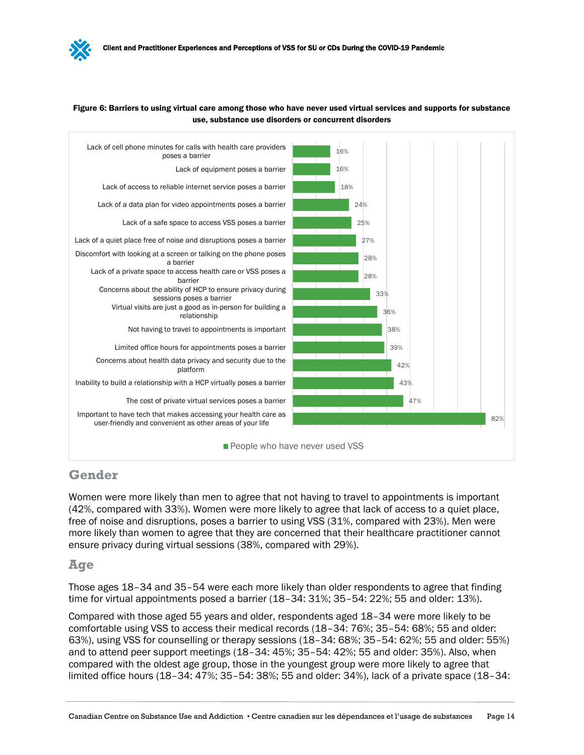**Figure 6: Barriers to using virtual care among those who have never used virtual services and supports for substance use, substance use disorders or concurrent disorders**

| Item | People who have never used VSS |
| --- | --- |
| Lack of cell phone minutes for calls with health care providers poses a barrier | 16% |
| Lack of equipment poses a barrier | 16% |
| Lack of access to reliable internet service poses a barrier | 18% |
| Lack of a data plan for video appointments poses a barrier | 24% |
| Lack of a safe space to access VSS poses a barrier | 25% |
| Lack of a quiet place free of noise and disruptions poses a barrier | 27% |
| Discomfort with looking at a screen or talking on the phone poses a barrier | 28% |
| Lack of a private space to access health care or VSS poses a barrier | 28% |
| Concerns about the ability of HCP to ensure privacy during sessions poses a barrier | 33% |
| Virtual visits are just a good as in-person for building a relationship | 36% |
| Not having to travel to appointments is important | 38% |
| Limited office hours for appointments poses a barrier | 39% |
| Concerns about health data privacy and security due to the platform | 42% |
| Inability to build a relationship with a HCP virtually poses a barrier | 43% |
| The cost of private virtual services poses a barrier | 47% |
| Important to have tech that makes accessing your health care as user-friendly and convenient as other areas of your life | 82% |

## Gender

Women were more likely than men to agree that not having to travel to appointments is important (42%, compared with 33%). Women were more likely to agree that lack of access to a quiet place, free of noise and disruptions, poses a barrier to using VSS (31%, compared with 23%). Men were more likely than women to agree that they are concerned that their healthcare practitioner cannot ensure privacy during virtual sessions (38%, compared with 29%).

## Age

Those ages 18–34 and 35–54 were each more likely than older respondents to agree that finding time for virtual appointments posed a barrier (18–34: 31%; 35–54: 22%; 55 and older: 13%).

Compared with those aged 55 years and older, respondents aged 18–34 were more likely to be comfortable using VSS to access their medical records (18–34: 76%; 35–54: 68%; 55 and older: 63%), using VSS for counselling or therapy sessions (18–34: 68%; 35–54: 62%; 55 and older: 55%) and to attend peer support meetings (18–34: 45%; 35–54: 42%; 55 and older: 35%). Also, when compared with the oldest age group, those in the youngest group were more likely to agree that limited office hours (18–34: 47%; 35–54: 38%; 55 and older: 34%), lack of a private space (18–34: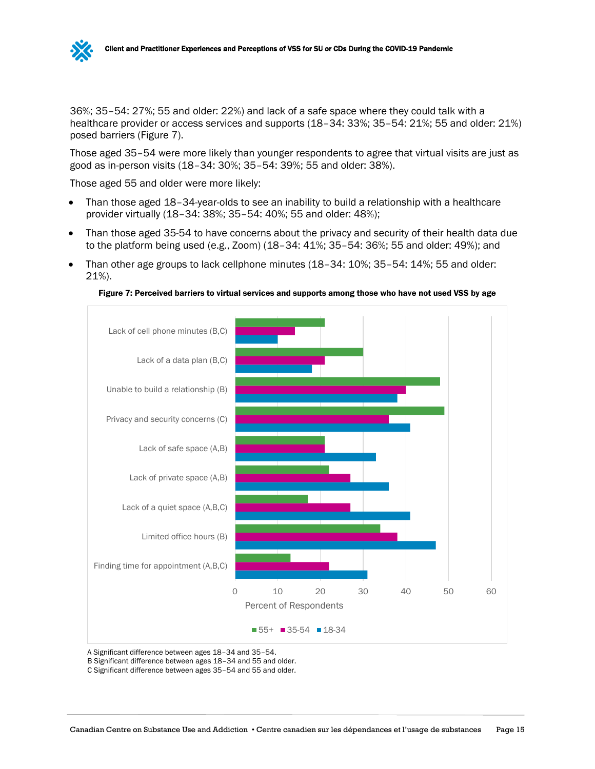36%; 35–54: 27%; 55 and older: 22%) and lack of a safe space where they could talk with a healthcare provider or access services and supports (18–34: 33%; 35–54: 21%; 55 and older: 21%) posed barriers (Figure 7).

Those aged 35–54 were more likely than younger respondents to agree that virtual visits are just as good as in-person visits (18–34: 30%; 35–54: 39%; 55 and older: 38%).

Those aged 55 and older were more likely:

- Than those aged 18–34-year-olds to see an inability to build a relationship with a healthcare provider virtually (18–34: 38%; 35–54: 40%; 55 and older: 48%);
- Than those aged 35-54 to have concerns about the privacy and security of their health data due to the platform being used (e.g., Zoom) (18–34: 41%; 35–54: 36%; 55 and older: 49%); and
- Than other age groups to lack cellphone minutes (18–34: 10%; 35–54: 14%; 55 and older: 21%).

**Figure 7: Perceived barriers to virtual services and supports among those who have not used VSS by age**

| Barrier | 55+ | 35-54 | 18-34 |
|---|---|---|---|
| Lack of cell phone minutes (B,C) | 21 | 14 | 10 |
| Lack of a data plan (B,C) | 30 | 21 | 18 |
| Unable to build a relationship (B) | 48 | 40 | 38 |
| Privacy and security concerns (C) | 49 | 36 | 41 |
| Lack of safe space (A,B) | 21 | 21 | 33 |
| Lack of private space (A,B) | 22 | 27 | 36 |
| Lack of a quiet space (A,B,C) | 17 | 27 | 41 |
| Limited office hours (B) | 34 | 38 | 47 |
| Finding time for appointment (A,B,C) | 13 | 22 | 31 |

Percent of Respondents

A Significant difference between ages 18–34 and 35–54.
B Significant difference between ages 18–34 and 55 and older.
C Significant difference between ages 35–54 and 55 and older.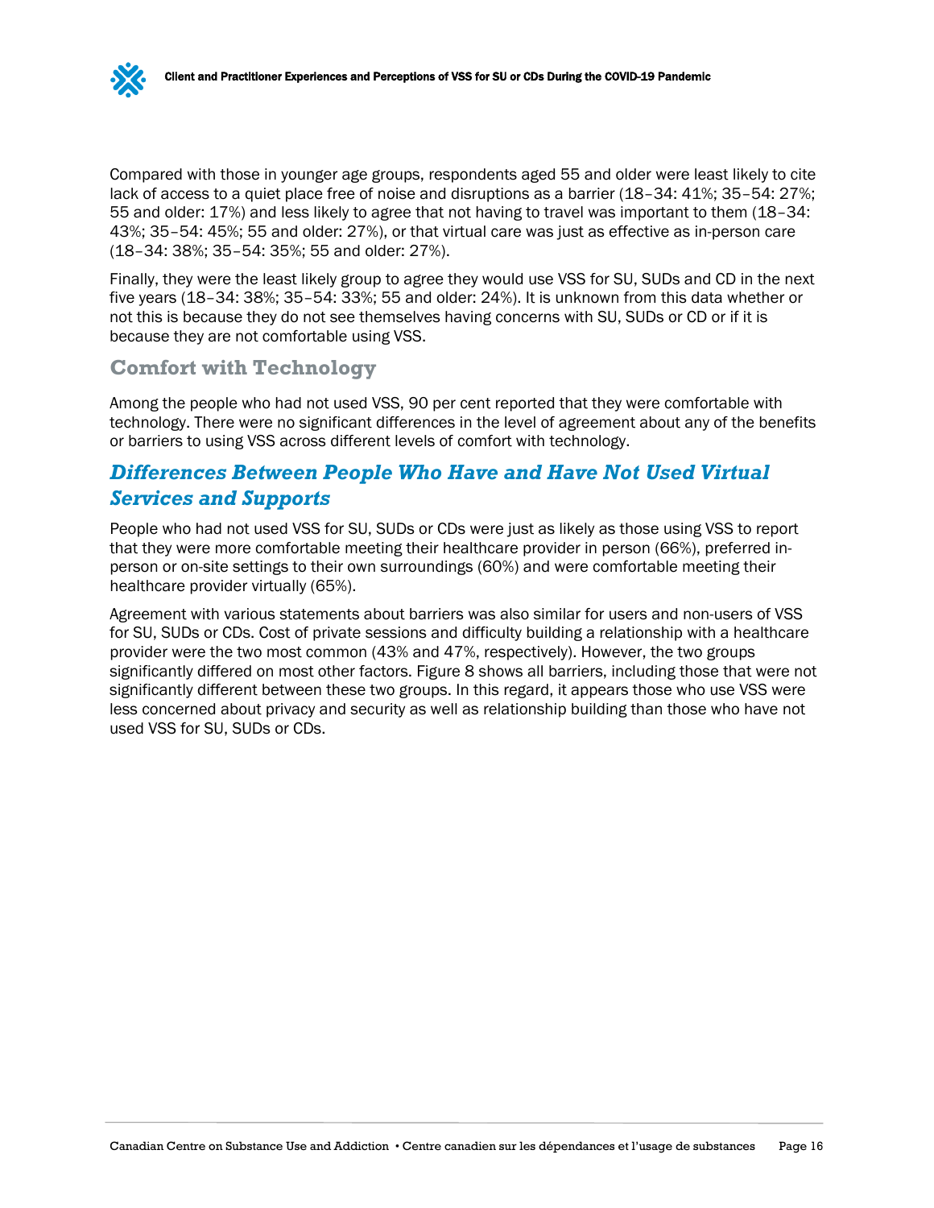Compared with those in younger age groups, respondents aged 55 and older were least likely to cite lack of access to a quiet place free of noise and disruptions as a barrier (18–34: 41%; 35–54: 27%; 55 and older: 17%) and less likely to agree that not having to travel was important to them (18–34: 43%; 35–54: 45%; 55 and older: 27%), or that virtual care was just as effective as in-person care (18–34: 38%; 35–54: 35%; 55 and older: 27%).

Finally, they were the least likely group to agree they would use VSS for SU, SUDs and CD in the next five years (18–34: 38%; 35–54: 33%; 55 and older: 24%). It is unknown from this data whether or not this is because they do not see themselves having concerns with SU, SUDs or CD or if it is because they are not comfortable using VSS.

### Comfort with Technology

Among the people who had not used VSS, 90 per cent reported that they were comfortable with technology. There were no significant differences in the level of agreement about any of the benefits or barriers to using VSS across different levels of comfort with technology.

## *Differences Between People Who Have and Have Not Used Virtual Services and Supports*

People who had not used VSS for SU, SUDs or CDs were just as likely as those using VSS to report that they were more comfortable meeting their healthcare provider in person (66%), preferred in-person or on-site settings to their own surroundings (60%) and were comfortable meeting their healthcare provider virtually (65%).

Agreement with various statements about barriers was also similar for users and non-users of VSS for SU, SUDs or CDs. Cost of private sessions and difficulty building a relationship with a healthcare provider were the two most common (43% and 47%, respectively). However, the two groups significantly differed on most other factors. Figure 8 shows all barriers, including those that were not significantly different between these two groups. In this regard, it appears those who use VSS were less concerned about privacy and security as well as relationship building than those who have not used VSS for SU, SUDs or CDs.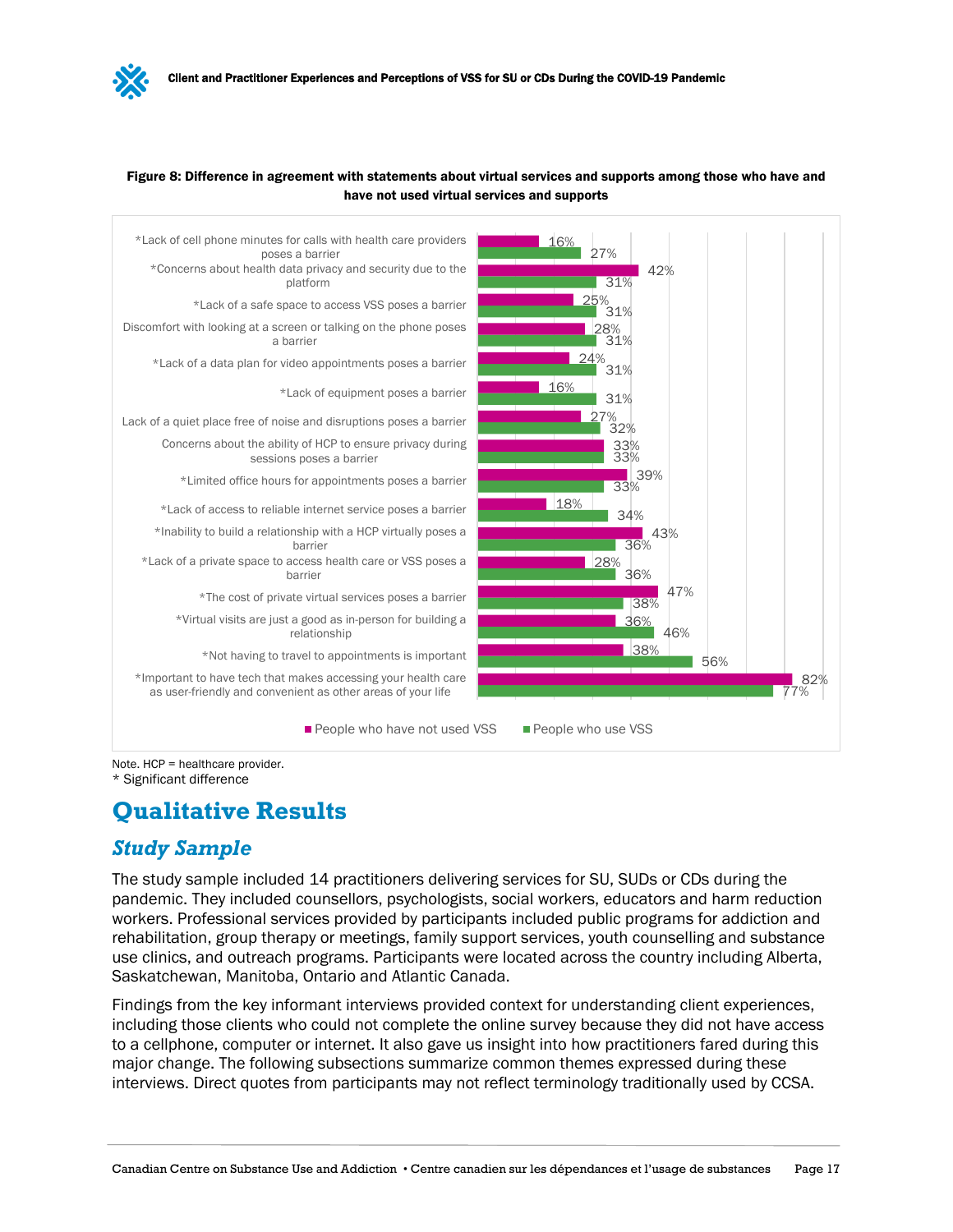**Figure 8: Difference in agreement with statements about virtual services and supports among those who have and have not used virtual services and supports**

| Statement | People who have not used VSS | People who use VSS |
|---|---|---|
| *Lack of cell phone minutes for calls with health care providers poses a barrier | 16% | 27% |
| *Concerns about health data privacy and security due to the platform | 42% | 31% |
| *Lack of a safe space to access VSS poses a barrier | 25% | 31% |
| Discomfort with looking at a screen or talking on the phone poses a barrier | 28% | 31% |
| *Lack of a data plan for video appointments poses a barrier | 24% | 31% |
| *Lack of equipment poses a barrier | 16% | 31% |
| Lack of a quiet place free of noise and disruptions poses a barrier | 27% | 32% |
| Concerns about the ability of HCP to ensure privacy during sessions poses a barrier | 33% | 33% |
| *Limited office hours for appointments poses a barrier | 39% | 33% |
| *Lack of access to reliable internet service poses a barrier | 18% | 34% |
| *Inability to build a relationship with a HCP virtually poses a barrier | 43% | 36% |
| *Lack of a private space to access health care or VSS poses a barrier | 28% | 36% |
| *The cost of private virtual services poses a barrier | 47% | 38% |
| *Virtual visits are just a good as in-person for building a relationship | 36% | 46% |
| *Not having to travel to appointments is important | 38% | 56% |
| *Important to have tech that makes accessing your health care as user-friendly and convenient as other areas of your life | 82% | 77% |

Note. HCP = healthcare provider.
* Significant difference

# Qualitative Results

## *Study Sample*

The study sample included 14 practitioners delivering services for SU, SUDs or CDs during the pandemic. They included counsellors, psychologists, social workers, educators and harm reduction workers. Professional services provided by participants included public programs for addiction and rehabilitation, group therapy or meetings, family support services, youth counselling and substance use clinics, and outreach programs. Participants were located across the country including Alberta, Saskatchewan, Manitoba, Ontario and Atlantic Canada.

Findings from the key informant interviews provided context for understanding client experiences, including those clients who could not complete the online survey because they did not have access to a cellphone, computer or internet. It also gave us insight into how practitioners fared during this major change. The following subsections summarize common themes expressed during these interviews. Direct quotes from participants may not reflect terminology traditionally used by CCSA.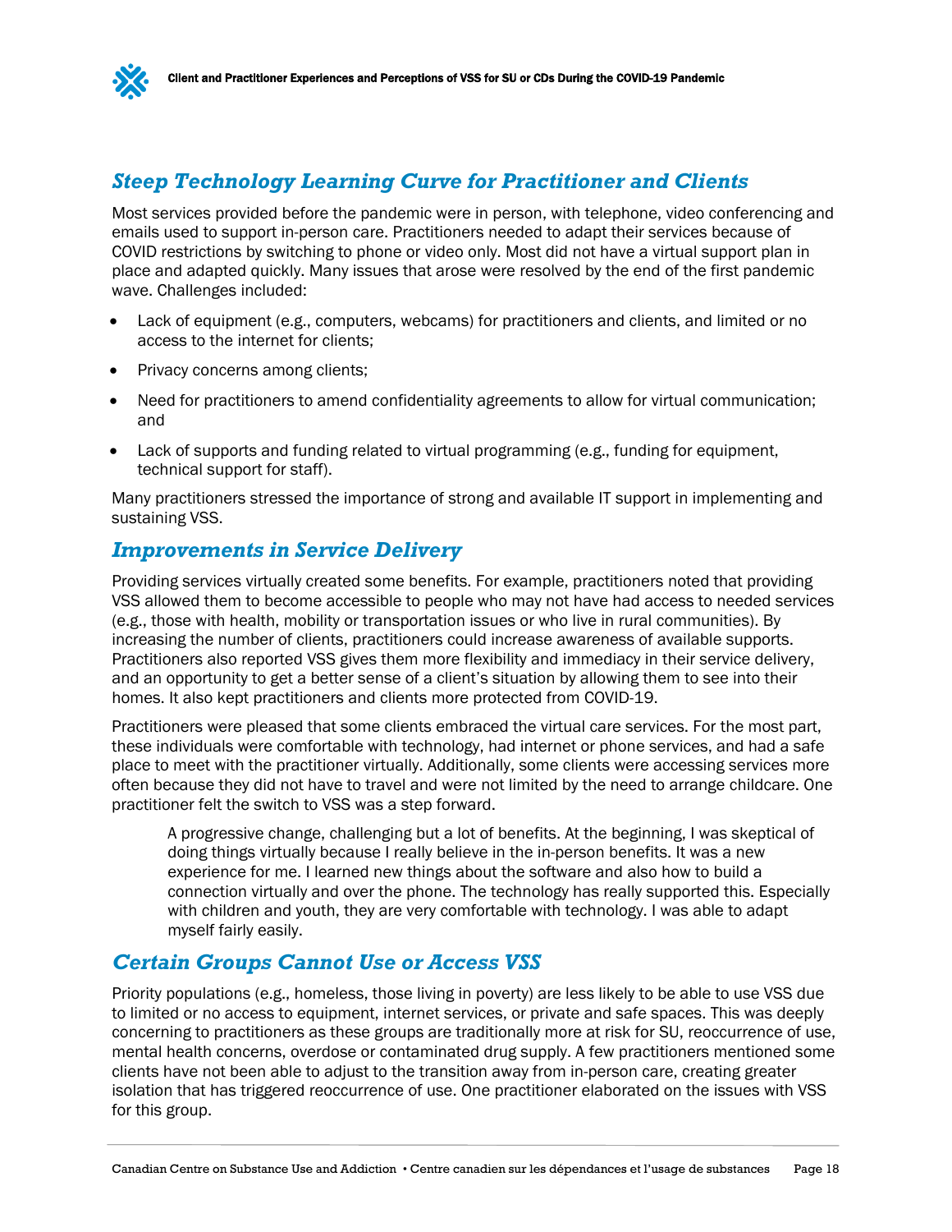### *Steep Technology Learning Curve for Practitioner and Clients*

Most services provided before the pandemic were in person, with telephone, video conferencing and emails used to support in-person care. Practitioners needed to adapt their services because of COVID restrictions by switching to phone or video only. Most did not have a virtual support plan in place and adapted quickly. Many issues that arose were resolved by the end of the first pandemic wave. Challenges included:

- Lack of equipment (e.g., computers, webcams) for practitioners and clients, and limited or no access to the internet for clients;
- Privacy concerns among clients;
- Need for practitioners to amend confidentiality agreements to allow for virtual communication; and
- Lack of supports and funding related to virtual programming (e.g., funding for equipment, technical support for staff).

Many practitioners stressed the importance of strong and available IT support in implementing and sustaining VSS.

### *Improvements in Service Delivery*

Providing services virtually created some benefits. For example, practitioners noted that providing VSS allowed them to become accessible to people who may not have had access to needed services (e.g., those with health, mobility or transportation issues or who live in rural communities). By increasing the number of clients, practitioners could increase awareness of available supports. Practitioners also reported VSS gives them more flexibility and immediacy in their service delivery, and an opportunity to get a better sense of a client's situation by allowing them to see into their homes. It also kept practitioners and clients more protected from COVID-19.

Practitioners were pleased that some clients embraced the virtual care services. For the most part, these individuals were comfortable with technology, had internet or phone services, and had a safe place to meet with the practitioner virtually. Additionally, some clients were accessing services more often because they did not have to travel and were not limited by the need to arrange childcare. One practitioner felt the switch to VSS was a step forward.

> A progressive change, challenging but a lot of benefits. At the beginning, I was skeptical of doing things virtually because I really believe in the in-person benefits. It was a new experience for me. I learned new things about the software and also how to build a connection virtually and over the phone. The technology has really supported this. Especially with children and youth, they are very comfortable with technology. I was able to adapt myself fairly easily.

### *Certain Groups Cannot Use or Access VSS*

Priority populations (e.g., homeless, those living in poverty) are less likely to be able to use VSS due to limited or no access to equipment, internet services, or private and safe spaces. This was deeply concerning to practitioners as these groups are traditionally more at risk for SU, reoccurrence of use, mental health concerns, overdose or contaminated drug supply. A few practitioners mentioned some clients have not been able to adjust to the transition away from in-person care, creating greater isolation that has triggered reoccurrence of use. One practitioner elaborated on the issues with VSS for this group.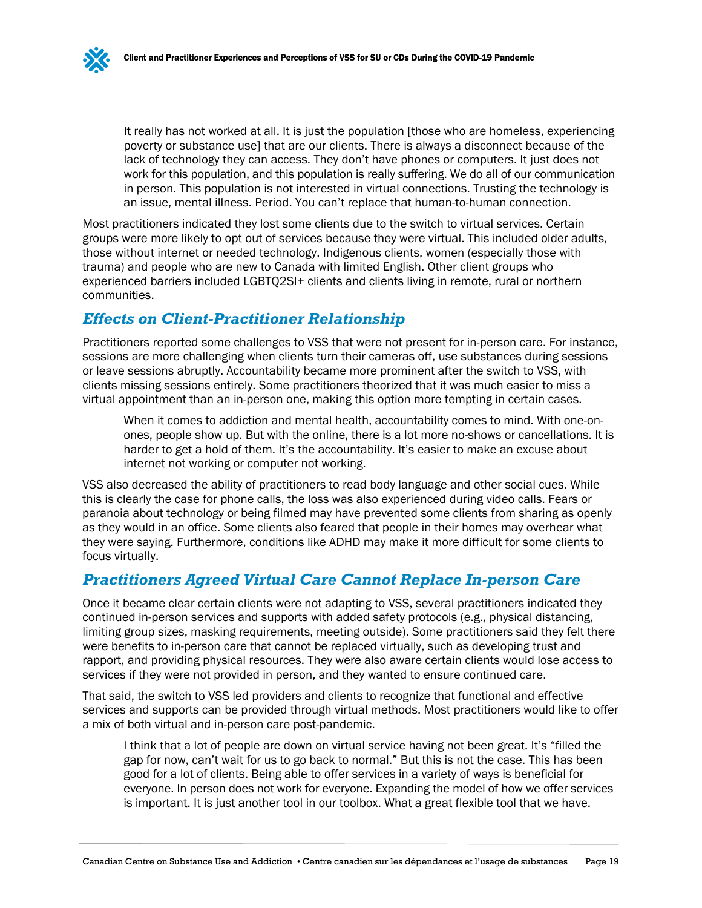> It really has not worked at all. It is just the population [those who are homeless, experiencing poverty or substance use] that are our clients. There is always a disconnect because of the lack of technology they can access. They don't have phones or computers. It just does not work for this population, and this population is really suffering. We do all of our communication in person. This population is not interested in virtual connections. Trusting the technology is an issue, mental illness. Period. You can't replace that human-to-human connection.

Most practitioners indicated they lost some clients due to the switch to virtual services. Certain groups were more likely to opt out of services because they were virtual. This included older adults, those without internet or needed technology, Indigenous clients, women (especially those with trauma) and people who are new to Canada with limited English. Other client groups who experienced barriers included LGBTQ2SI+ clients and clients living in remote, rural or northern communities.

## *Effects on Client-Practitioner Relationship*

Practitioners reported some challenges to VSS that were not present for in-person care. For instance, sessions are more challenging when clients turn their cameras off, use substances during sessions or leave sessions abruptly. Accountability became more prominent after the switch to VSS, with clients missing sessions entirely. Some practitioners theorized that it was much easier to miss a virtual appointment than an in-person one, making this option more tempting in certain cases.

> When it comes to addiction and mental health, accountability comes to mind. With one-on-ones, people show up. But with the online, there is a lot more no-shows or cancellations. It is harder to get a hold of them. It's the accountability. It's easier to make an excuse about internet not working or computer not working.

VSS also decreased the ability of practitioners to read body language and other social cues. While this is clearly the case for phone calls, the loss was also experienced during video calls. Fears or paranoia about technology or being filmed may have prevented some clients from sharing as openly as they would in an office. Some clients also feared that people in their homes may overhear what they were saying. Furthermore, conditions like ADHD may make it more difficult for some clients to focus virtually.

## *Practitioners Agreed Virtual Care Cannot Replace In-person Care*

Once it became clear certain clients were not adapting to VSS, several practitioners indicated they continued in-person services and supports with added safety protocols (e.g., physical distancing, limiting group sizes, masking requirements, meeting outside). Some practitioners said they felt there were benefits to in-person care that cannot be replaced virtually, such as developing trust and rapport, and providing physical resources. They were also aware certain clients would lose access to services if they were not provided in person, and they wanted to ensure continued care.

That said, the switch to VSS led providers and clients to recognize that functional and effective services and supports can be provided through virtual methods. Most practitioners would like to offer a mix of both virtual and in-person care post-pandemic.

> I think that a lot of people are down on virtual service having not been great. It's "filled the gap for now, can't wait for us to go back to normal." But this is not the case. This has been good for a lot of clients. Being able to offer services in a variety of ways is beneficial for everyone. In person does not work for everyone. Expanding the model of how we offer services is important. It is just another tool in our toolbox. What a great flexible tool that we have.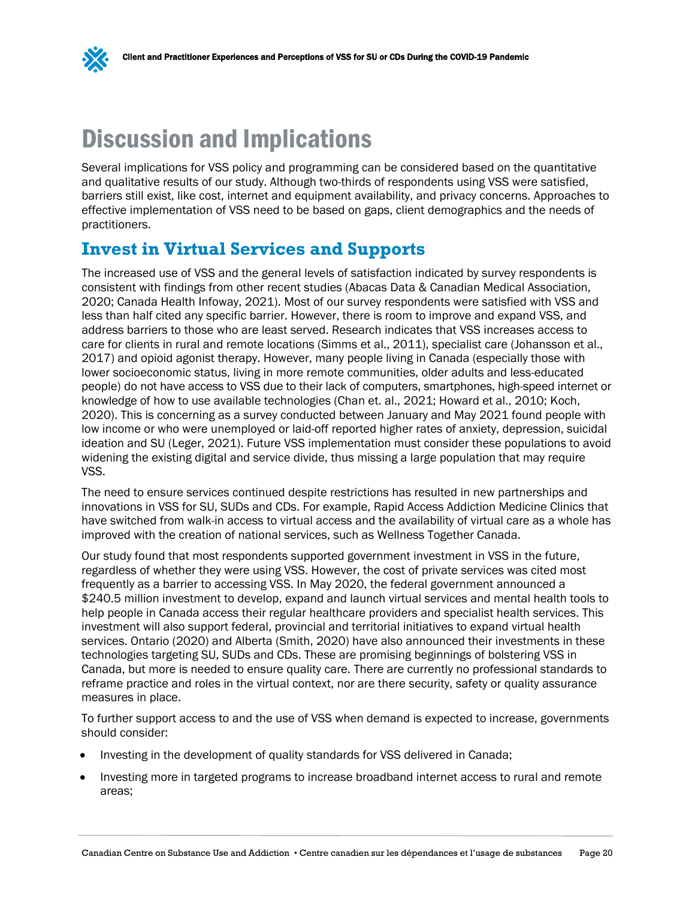# Discussion and Implications

Several implications for VSS policy and programming can be considered based on the quantitative and qualitative results of our study. Although two-thirds of respondents using VSS were satisfied, barriers still exist, like cost, internet and equipment availability, and privacy concerns. Approaches to effective implementation of VSS need to be based on gaps, client demographics and the needs of practitioners.

## Invest in Virtual Services and Supports

The increased use of VSS and the general levels of satisfaction indicated by survey respondents is consistent with findings from other recent studies (Abacas Data & Canadian Medical Association, 2020; Canada Health Infoway, 2021). Most of our survey respondents were satisfied with VSS and less than half cited any specific barrier. However, there is room to improve and expand VSS, and address barriers to those who are least served. Research indicates that VSS increases access to care for clients in rural and remote locations (Simms et al., 2011), specialist care (Johansson et al., 2017) and opioid agonist therapy. However, many people living in Canada (especially those with lower socioeconomic status, living in more remote communities, older adults and less-educated people) do not have access to VSS due to their lack of computers, smartphones, high-speed internet or knowledge of how to use available technologies (Chan et. al., 2021; Howard et al., 2010; Koch, 2020). This is concerning as a survey conducted between January and May 2021 found people with low income or who were unemployed or laid-off reported higher rates of anxiety, depression, suicidal ideation and SU (Leger, 2021). Future VSS implementation must consider these populations to avoid widening the existing digital and service divide, thus missing a large population that may require VSS.

The need to ensure services continued despite restrictions has resulted in new partnerships and innovations in VSS for SU, SUDs and CDs. For example, Rapid Access Addiction Medicine Clinics that have switched from walk-in access to virtual access and the availability of virtual care as a whole has improved with the creation of national services, such as Wellness Together Canada.

Our study found that most respondents supported government investment in VSS in the future, regardless of whether they were using VSS. However, the cost of private services was cited most frequently as a barrier to accessing VSS. In May 2020, the federal government announced a $240.5 million investment to develop, expand and launch virtual services and mental health tools to help people in Canada access their regular healthcare providers and specialist health services. This investment will also support federal, provincial and territorial initiatives to expand virtual health services. Ontario (2020) and Alberta (Smith, 2020) have also announced their investments in these technologies targeting SU, SUDs and CDs. These are promising beginnings of bolstering VSS in Canada, but more is needed to ensure quality care. There are currently no professional standards to reframe practice and roles in the virtual context, nor are there security, safety or quality assurance measures in place.

To further support access to and the use of VSS when demand is expected to increase, governments should consider:

- Investing in the development of quality standards for VSS delivered in Canada;
- Investing more in targeted programs to increase broadband internet access to rural and remote areas;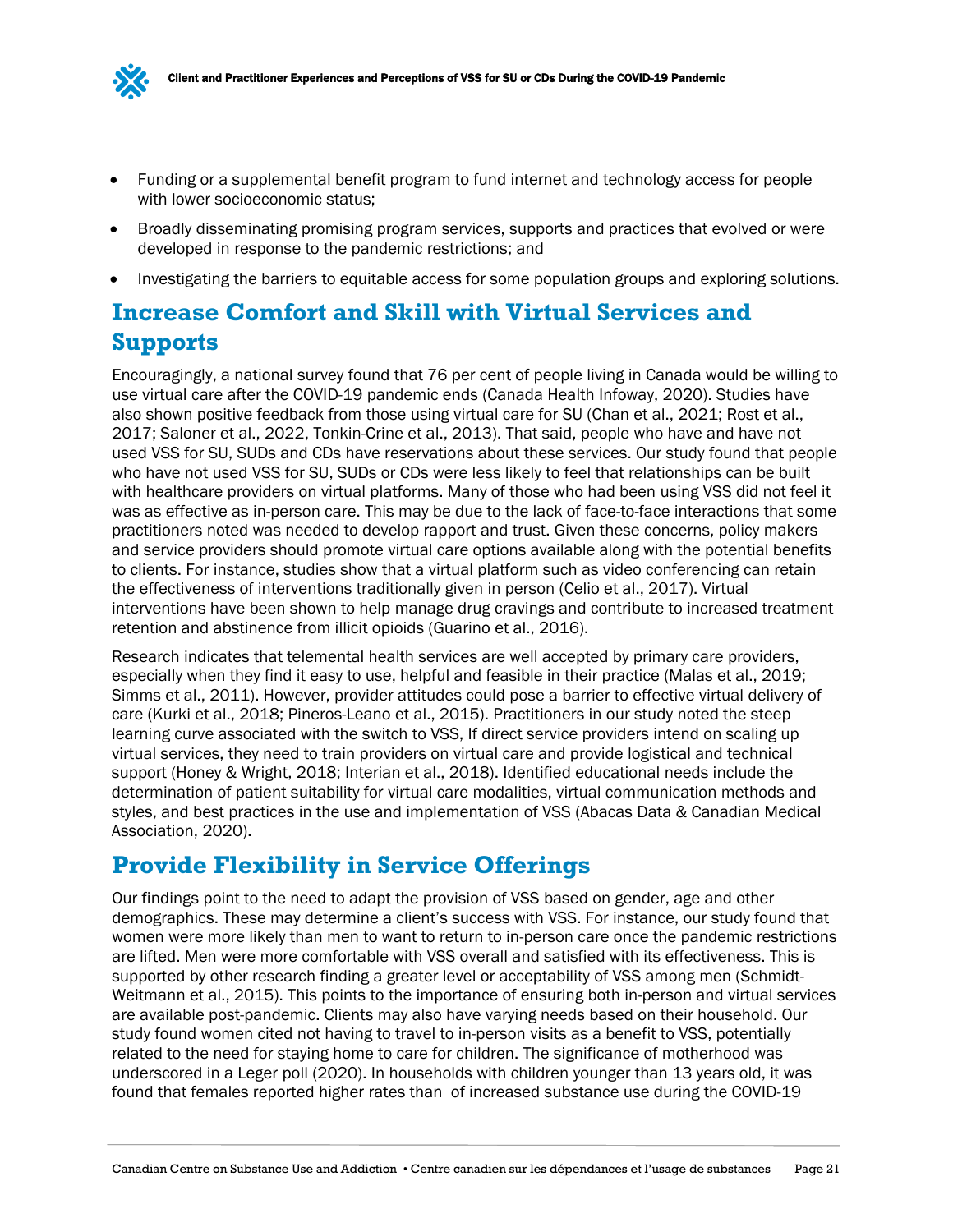- Funding or a supplemental benefit program to fund internet and technology access for people with lower socioeconomic status;
- Broadly disseminating promising program services, supports and practices that evolved or were developed in response to the pandemic restrictions; and
- Investigating the barriers to equitable access for some population groups and exploring solutions.

## Increase Comfort and Skill with Virtual Services and Supports

Encouragingly, a national survey found that 76 per cent of people living in Canada would be willing to use virtual care after the COVID-19 pandemic ends (Canada Health Infoway, 2020). Studies have also shown positive feedback from those using virtual care for SU (Chan et al., 2021; Rost et al., 2017; Saloner et al., 2022, Tonkin-Crine et al., 2013). That said, people who have and have not used VSS for SU, SUDs and CDs have reservations about these services. Our study found that people who have not used VSS for SU, SUDs or CDs were less likely to feel that relationships can be built with healthcare providers on virtual platforms. Many of those who had been using VSS did not feel it was as effective as in-person care. This may be due to the lack of face-to-face interactions that some practitioners noted was needed to develop rapport and trust. Given these concerns, policy makers and service providers should promote virtual care options available along with the potential benefits to clients. For instance, studies show that a virtual platform such as video conferencing can retain the effectiveness of interventions traditionally given in person (Celio et al., 2017). Virtual interventions have been shown to help manage drug cravings and contribute to increased treatment retention and abstinence from illicit opioids (Guarino et al., 2016).

Research indicates that telemental health services are well accepted by primary care providers, especially when they find it easy to use, helpful and feasible in their practice (Malas et al., 2019; Simms et al., 2011). However, provider attitudes could pose a barrier to effective virtual delivery of care (Kurki et al., 2018; Pineros-Leano et al., 2015). Practitioners in our study noted the steep learning curve associated with the switch to VSS, If direct service providers intend on scaling up virtual services, they need to train providers on virtual care and provide logistical and technical support (Honey & Wright, 2018; Interian et al., 2018). Identified educational needs include the determination of patient suitability for virtual care modalities, virtual communication methods and styles, and best practices in the use and implementation of VSS (Abacas Data & Canadian Medical Association, 2020).

## Provide Flexibility in Service Offerings

Our findings point to the need to adapt the provision of VSS based on gender, age and other demographics. These may determine a client's success with VSS. For instance, our study found that women were more likely than men to want to return to in-person care once the pandemic restrictions are lifted. Men were more comfortable with VSS overall and satisfied with its effectiveness. This is supported by other research finding a greater level or acceptability of VSS among men (Schmidt-Weitmann et al., 2015). This points to the importance of ensuring both in-person and virtual services are available post-pandemic. Clients may also have varying needs based on their household. Our study found women cited not having to travel to in-person visits as a benefit to VSS, potentially related to the need for staying home to care for children. The significance of motherhood was underscored in a Leger poll (2020). In households with children younger than 13 years old, it was found that females reported higher rates than  of increased substance use during the COVID-19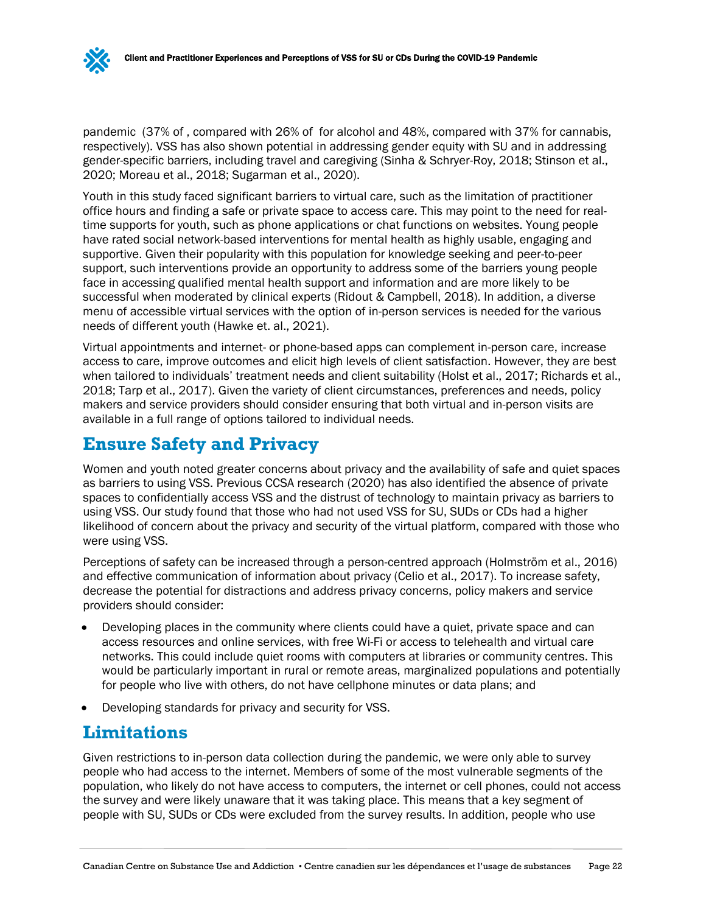pandemic (37% of , compared with 26% of for alcohol and 48%, compared with 37% for cannabis, respectively). VSS has also shown potential in addressing gender equity with SU and in addressing gender-specific barriers, including travel and caregiving (Sinha & Schryer-Roy, 2018; Stinson et al., 2020; Moreau et al., 2018; Sugarman et al., 2020).

Youth in this study faced significant barriers to virtual care, such as the limitation of practitioner office hours and finding a safe or private space to access care. This may point to the need for real-time supports for youth, such as phone applications or chat functions on websites. Young people have rated social network-based interventions for mental health as highly usable, engaging and supportive. Given their popularity with this population for knowledge seeking and peer-to-peer support, such interventions provide an opportunity to address some of the barriers young people face in accessing qualified mental health support and information and are more likely to be successful when moderated by clinical experts (Ridout & Campbell, 2018). In addition, a diverse menu of accessible virtual services with the option of in-person services is needed for the various needs of different youth (Hawke et. al., 2021).

Virtual appointments and internet- or phone-based apps can complement in-person care, increase access to care, improve outcomes and elicit high levels of client satisfaction. However, they are best when tailored to individuals' treatment needs and client suitability (Holst et al., 2017; Richards et al., 2018; Tarp et al., 2017). Given the variety of client circumstances, preferences and needs, policy makers and service providers should consider ensuring that both virtual and in-person visits are available in a full range of options tailored to individual needs.

## Ensure Safety and Privacy

Women and youth noted greater concerns about privacy and the availability of safe and quiet spaces as barriers to using VSS. Previous CCSA research (2020) has also identified the absence of private spaces to confidentially access VSS and the distrust of technology to maintain privacy as barriers to using VSS. Our study found that those who had not used VSS for SU, SUDs or CDs had a higher likelihood of concern about the privacy and security of the virtual platform, compared with those who were using VSS.

Perceptions of safety can be increased through a person-centred approach (Holmström et al., 2016) and effective communication of information about privacy (Celio et al., 2017). To increase safety, decrease the potential for distractions and address privacy concerns, policy makers and service providers should consider:

- Developing places in the community where clients could have a quiet, private space and can access resources and online services, with free Wi-Fi or access to telehealth and virtual care networks. This could include quiet rooms with computers at libraries or community centres. This would be particularly important in rural or remote areas, marginalized populations and potentially for people who live with others, do not have cellphone minutes or data plans; and
- Developing standards for privacy and security for VSS.

## Limitations

Given restrictions to in-person data collection during the pandemic, we were only able to survey people who had access to the internet. Members of some of the most vulnerable segments of the population, who likely do not have access to computers, the internet or cell phones, could not access the survey and were likely unaware that it was taking place. This means that a key segment of people with SU, SUDs or CDs were excluded from the survey results. In addition, people who use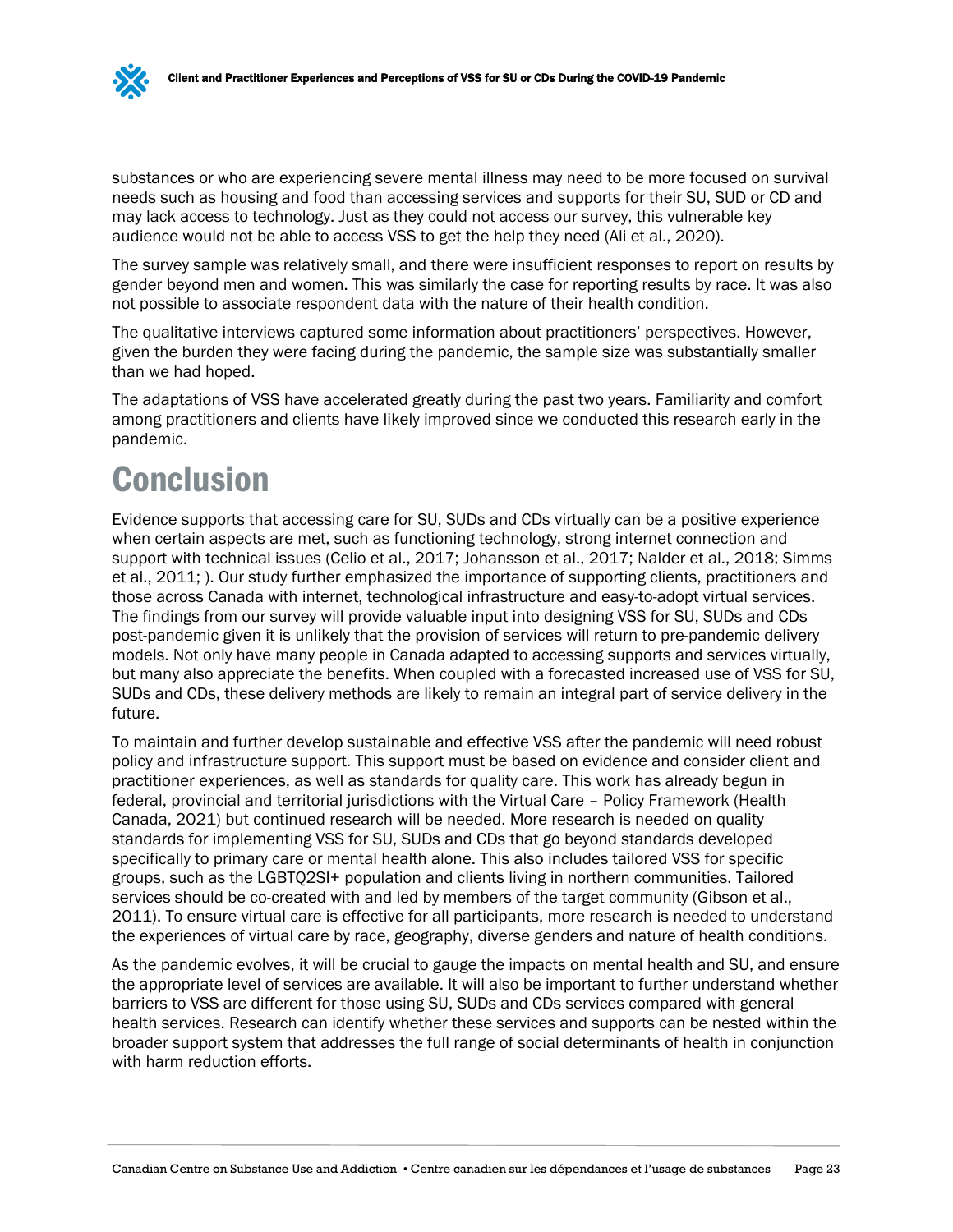substances or who are experiencing severe mental illness may need to be more focused on survival needs such as housing and food than accessing services and supports for their SU, SUD or CD and may lack access to technology. Just as they could not access our survey, this vulnerable key audience would not be able to access VSS to get the help they need (Ali et al., 2020).

The survey sample was relatively small, and there were insufficient responses to report on results by gender beyond men and women. This was similarly the case for reporting results by race. It was also not possible to associate respondent data with the nature of their health condition.

The qualitative interviews captured some information about practitioners' perspectives. However, given the burden they were facing during the pandemic, the sample size was substantially smaller than we had hoped.

The adaptations of VSS have accelerated greatly during the past two years. Familiarity and comfort among practitioners and clients have likely improved since we conducted this research early in the pandemic.

# Conclusion

Evidence supports that accessing care for SU, SUDs and CDs virtually can be a positive experience when certain aspects are met, such as functioning technology, strong internet connection and support with technical issues (Celio et al., 2017; Johansson et al., 2017; Nalder et al., 2018; Simms et al., 2011; ). Our study further emphasized the importance of supporting clients, practitioners and those across Canada with internet, technological infrastructure and easy-to-adopt virtual services. The findings from our survey will provide valuable input into designing VSS for SU, SUDs and CDs post-pandemic given it is unlikely that the provision of services will return to pre-pandemic delivery models. Not only have many people in Canada adapted to accessing supports and services virtually, but many also appreciate the benefits. When coupled with a forecasted increased use of VSS for SU, SUDs and CDs, these delivery methods are likely to remain an integral part of service delivery in the future.

To maintain and further develop sustainable and effective VSS after the pandemic will need robust policy and infrastructure support. This support must be based on evidence and consider client and practitioner experiences, as well as standards for quality care. This work has already begun in federal, provincial and territorial jurisdictions with the Virtual Care – Policy Framework (Health Canada, 2021) but continued research will be needed. More research is needed on quality standards for implementing VSS for SU, SUDs and CDs that go beyond standards developed specifically to primary care or mental health alone. This also includes tailored VSS for specific groups, such as the LGBTQ2SI+ population and clients living in northern communities. Tailored services should be co-created with and led by members of the target community (Gibson et al., 2011). To ensure virtual care is effective for all participants, more research is needed to understand the experiences of virtual care by race, geography, diverse genders and nature of health conditions.

As the pandemic evolves, it will be crucial to gauge the impacts on mental health and SU, and ensure the appropriate level of services are available. It will also be important to further understand whether barriers to VSS are different for those using SU, SUDs and CDs services compared with general health services. Research can identify whether these services and supports can be nested within the broader support system that addresses the full range of social determinants of health in conjunction with harm reduction efforts.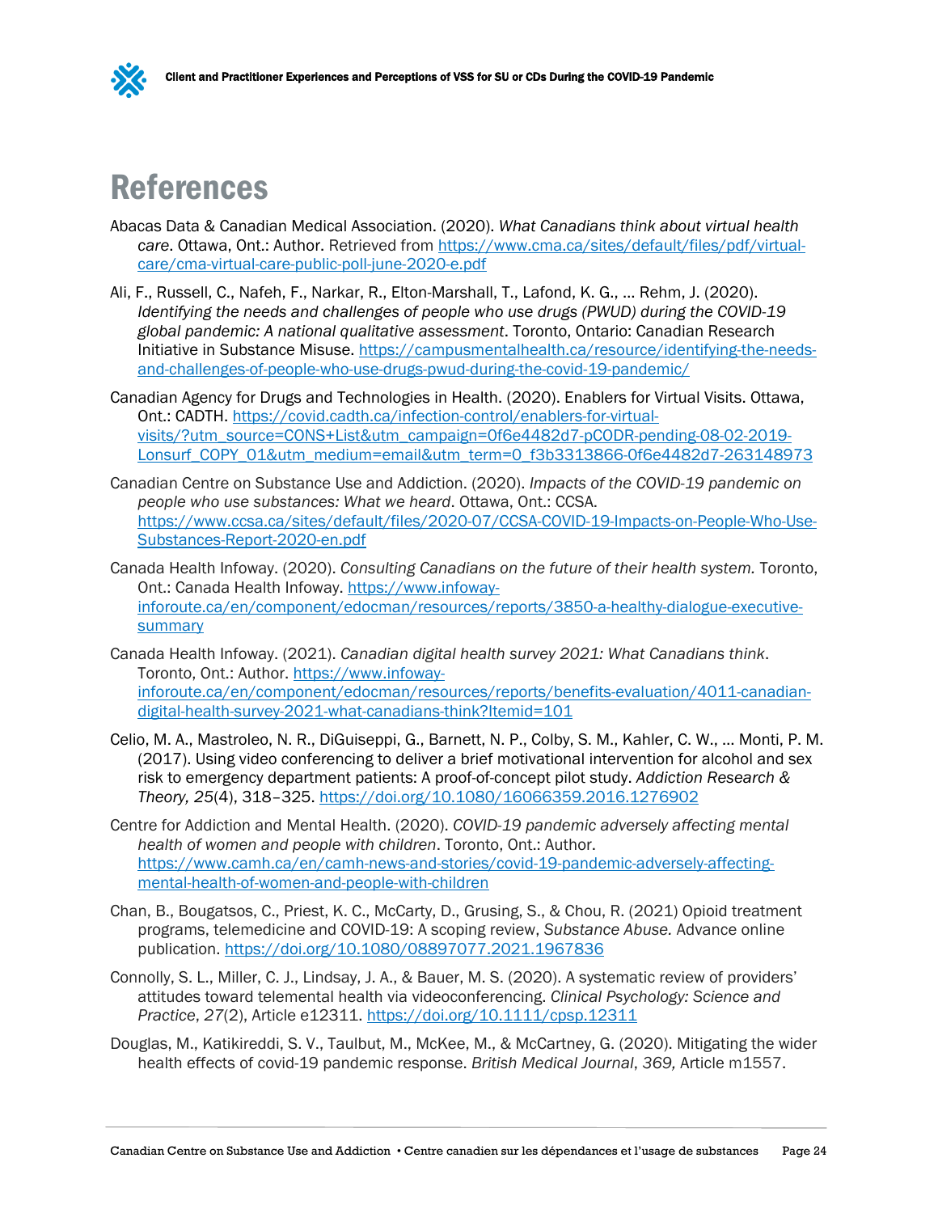# References

Abacas Data & Canadian Medical Association. (2020). *What Canadians think about virtual health care*. Ottawa, Ont.: Author. Retrieved from https://www.cma.ca/sites/default/files/pdf/virtual-care/cma-virtual-care-public-poll-june-2020-e.pdf

Ali, F., Russell, C., Nafeh, F., Narkar, R., Elton-Marshall, T., Lafond, K. G., … Rehm, J. (2020). *Identifying the needs and challenges of people who use drugs (PWUD) during the COVID-19 global pandemic: A national qualitative assessment*. Toronto, Ontario: Canadian Research Initiative in Substance Misuse. https://campusmentalhealth.ca/resource/identifying-the-needs-and-challenges-of-people-who-use-drugs-pwud-during-the-covid-19-pandemic/

Canadian Agency for Drugs and Technologies in Health. (2020). Enablers for Virtual Visits. Ottawa, Ont.: CADTH. https://covid.cadth.ca/infection-control/enablers-for-virtual-visits/?utm_source=CONS+List&utm_campaign=0f6e4482d7-pCODR-pending-08-02-2019-Lonsurf_COPY_01&utm_medium=email&utm_term=0_f3b3313866-0f6e4482d7-263148973

Canadian Centre on Substance Use and Addiction. (2020). *Impacts of the COVID-19 pandemic on people who use substances: What we heard*. Ottawa, Ont.: CCSA. https://www.ccsa.ca/sites/default/files/2020-07/CCSA-COVID-19-Impacts-on-People-Who-Use-Substances-Report-2020-en.pdf

Canada Health Infoway. (2020). *Consulting Canadians on the future of their health system.* Toronto, Ont.: Canada Health Infoway. https://www.infoway-inforoute.ca/en/component/edocman/resources/reports/3850-a-healthy-dialogue-executive-summary

Canada Health Infoway. (2021). *Canadian digital health survey 2021: What Canadians think*. Toronto, Ont.: Author. https://www.infoway-inforoute.ca/en/component/edocman/resources/reports/benefits-evaluation/4011-canadian-digital-health-survey-2021-what-canadians-think?Itemid=101

Celio, M. A., Mastroleo, N. R., DiGuiseppi, G., Barnett, N. P., Colby, S. M., Kahler, C. W., … Monti, P. M. (2017). Using video conferencing to deliver a brief motivational intervention for alcohol and sex risk to emergency department patients: A proof-of-concept pilot study. *Addiction Research & Theory, 25*(4), 318–325. https://doi.org/10.1080/16066359.2016.1276902

Centre for Addiction and Mental Health. (2020). *COVID-19 pandemic adversely affecting mental health of women and people with children*. Toronto, Ont.: Author. https://www.camh.ca/en/camh-news-and-stories/covid-19-pandemic-adversely-affecting-mental-health-of-women-and-people-with-children

Chan, B., Bougatsos, C., Priest, K. C., McCarty, D., Grusing, S., & Chou, R. (2021) Opioid treatment programs, telemedicine and COVID-19: A scoping review, *Substance Abuse.* Advance online publication. https://doi.org/10.1080/08897077.2021.1967836

Connolly, S. L., Miller, C. J., Lindsay, J. A., & Bauer, M. S. (2020). A systematic review of providers' attitudes toward telemental health via videoconferencing. *Clinical Psychology: Science and Practice*, *27*(2), Article e12311. https://doi.org/10.1111/cpsp.12311

Douglas, M., Katikireddi, S. V., Taulbut, M., McKee, M., & McCartney, G. (2020). Mitigating the wider health effects of covid-19 pandemic response. *British Medical Journal*, *369,* Article m1557.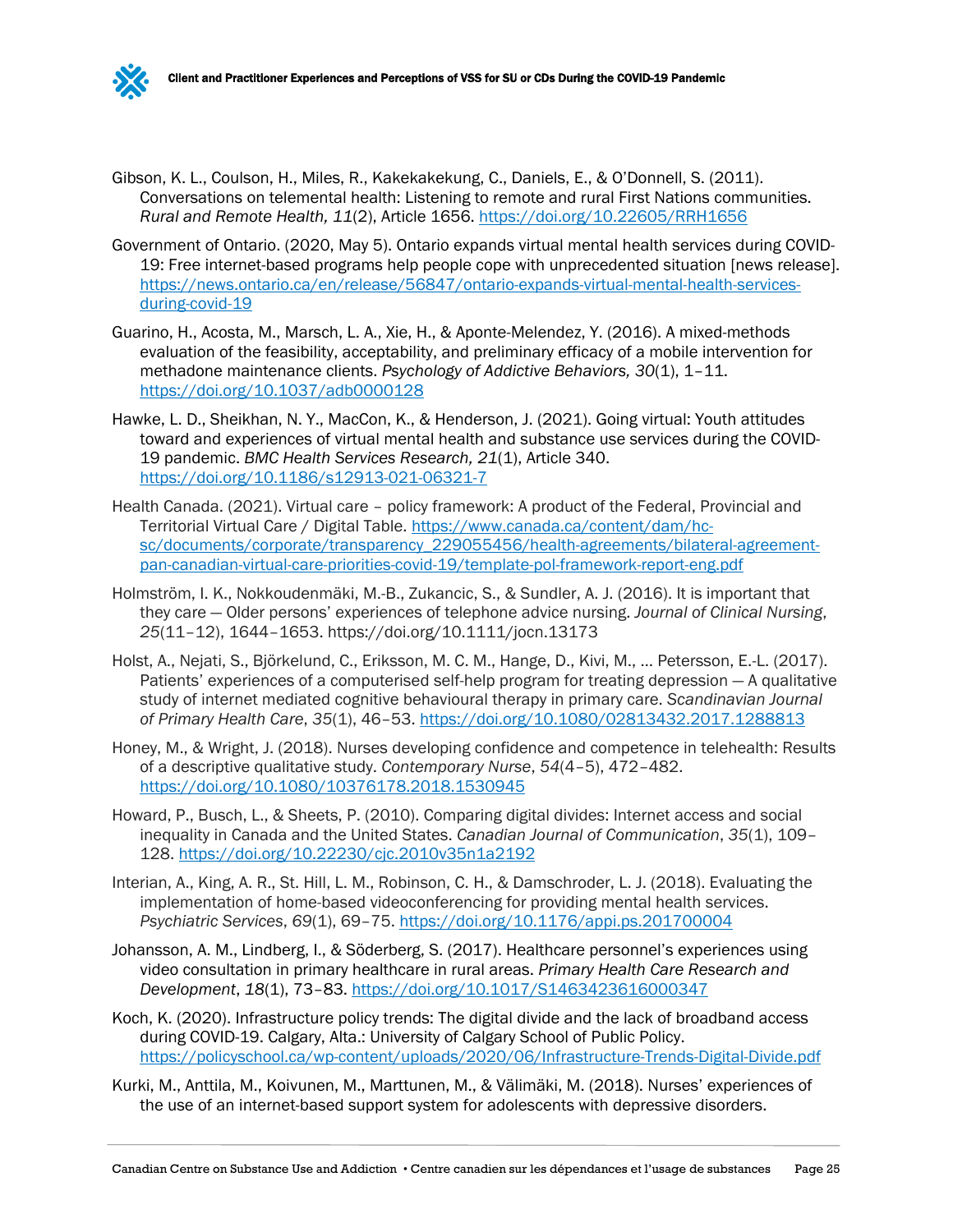Gibson, K. L., Coulson, H., Miles, R., Kakekakekung, C., Daniels, E., & O'Donnell, S. (2011). Conversations on telemental health: Listening to remote and rural First Nations communities. *Rural and Remote Health, 11*(2), Article 1656. https://doi.org/10.22605/RRH1656

Government of Ontario. (2020, May 5). Ontario expands virtual mental health services during COVID-19: Free internet-based programs help people cope with unprecedented situation [news release]. https://news.ontario.ca/en/release/56847/ontario-expands-virtual-mental-health-services-during-covid-19

Guarino, H., Acosta, M., Marsch, L. A., Xie, H., & Aponte-Melendez, Y. (2016). A mixed-methods evaluation of the feasibility, acceptability, and preliminary efficacy of a mobile intervention for methadone maintenance clients. *Psychology of Addictive Behaviors, 30*(1), 1–11. https://doi.org/10.1037/adb0000128

Hawke, L. D., Sheikhan, N. Y., MacCon, K., & Henderson, J. (2021). Going virtual: Youth attitudes toward and experiences of virtual mental health and substance use services during the COVID-19 pandemic. *BMC Health Services Research, 21*(1), Article 340. https://doi.org/10.1186/s12913-021-06321-7

Health Canada. (2021). Virtual care – policy framework: A product of the Federal, Provincial and Territorial Virtual Care / Digital Table. https://www.canada.ca/content/dam/hc-sc/documents/corporate/transparency_229055456/health-agreements/bilateral-agreement-pan-canadian-virtual-care-priorities-covid-19/template-pol-framework-report-eng.pdf

Holmström, I. K., Nokkoudenmäki, M.-B., Zukancic, S., & Sundler, A. J. (2016). It is important that they care — Older persons' experiences of telephone advice nursing. *Journal of Clinical Nursing*, *25*(11–12), 1644–1653. https://doi.org/10.1111/jocn.13173

Holst, A., Nejati, S., Björkelund, C., Eriksson, M. C. M., Hange, D., Kivi, M., ... Petersson, E.-L. (2017). Patients' experiences of a computerised self-help program for treating depression — A qualitative study of internet mediated cognitive behavioural therapy in primary care. *Scandinavian Journal of Primary Health Care*, *35*(1), 46–53. https://doi.org/10.1080/02813432.2017.1288813

Honey, M., & Wright, J. (2018). Nurses developing confidence and competence in telehealth: Results of a descriptive qualitative study. *Contemporary Nurse*, *54*(4–5), 472–482. https://doi.org/10.1080/10376178.2018.1530945

Howard, P., Busch, L., & Sheets, P. (2010). Comparing digital divides: Internet access and social inequality in Canada and the United States. *Canadian Journal of Communication*, *35*(1), 109–128. https://doi.org/10.22230/cjc.2010v35n1a2192

Interian, A., King, A. R., St. Hill, L. M., Robinson, C. H., & Damschroder, L. J. (2018). Evaluating the implementation of home-based videoconferencing for providing mental health services. *Psychiatric Services*, *69*(1), 69–75. https://doi.org/10.1176/appi.ps.201700004

Johansson, A. M., Lindberg, I., & Söderberg, S. (2017). Healthcare personnel's experiences using video consultation in primary healthcare in rural areas. *Primary Health Care Research and Development*, *18*(1), 73–83. https://doi.org/10.1017/S1463423616000347

Koch, K. (2020). Infrastructure policy trends: The digital divide and the lack of broadband access during COVID-19. Calgary, Alta.: University of Calgary School of Public Policy. https://policyschool.ca/wp-content/uploads/2020/06/Infrastructure-Trends-Digital-Divide.pdf

Kurki, M., Anttila, M., Koivunen, M., Marttunen, M., & Välimäki, M. (2018). Nurses' experiences of the use of an internet-based support system for adolescents with depressive disorders.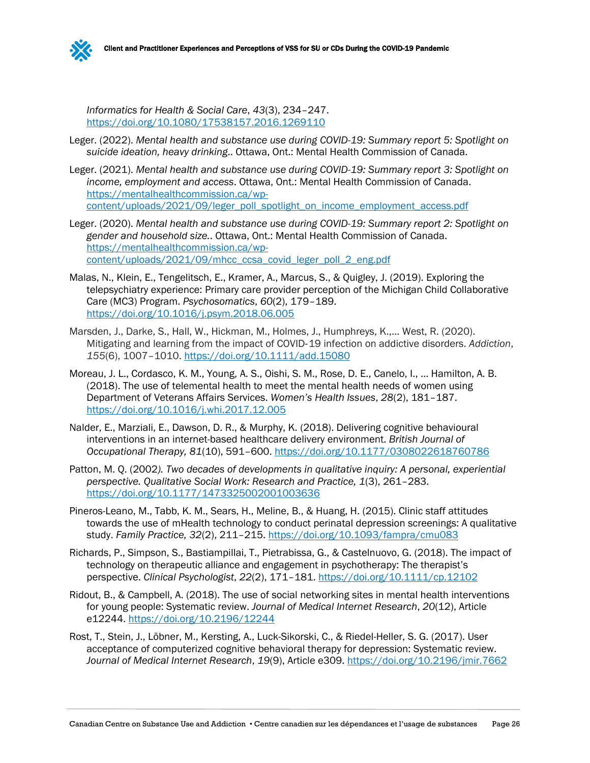*Informatics for Health & Social Care*, *43*(3), 234–247. https://doi.org/10.1080/17538157.2016.1269110

Leger. (2022). *Mental health and substance use during COVID-19: Summary report 5: Spotlight on suicide ideation, heavy drinking*.. Ottawa, Ont.: Mental Health Commission of Canada.

Leger. (2021). *Mental health and substance use during COVID-19: Summary report 3: Spotlight on income, employment and access*. Ottawa, Ont.: Mental Health Commission of Canada. https://mentalhealthcommission.ca/wp-content/uploads/2021/09/leger_poll_spotlight_on_income_employment_access.pdf

Leger. (2020). *Mental health and substance use during COVID-19: Summary report 2: Spotlight on gender and household size.*. Ottawa, Ont.: Mental Health Commission of Canada. https://mentalhealthcommission.ca/wp-content/uploads/2021/09/mhcc_ccsa_covid_leger_poll_2_eng.pdf

Malas, N., Klein, E., Tengelitsch, E., Kramer, A., Marcus, S., & Quigley, J. (2019). Exploring the telepsychiatry experience: Primary care provider perception of the Michigan Child Collaborative Care (MC3) Program. *Psychosomatics*, *60*(2), 179–189. https://doi.org/10.1016/j.psym.2018.06.005

Marsden, J., Darke, S., Hall, W., Hickman, M., Holmes, J., Humphreys, K.,… West, R. (2020). Mitigating and learning from the impact of COVID-19 infection on addictive disorders. *Addiction*, *155*(6), 1007–1010. https://doi.org/10.1111/add.15080

Moreau, J. L., Cordasco, K. M., Young, A. S., Oishi, S. M., Rose, D. E., Canelo, I., … Hamilton, A. B. (2018). The use of telemental health to meet the mental health needs of women using Department of Veterans Affairs Services. *Women's Health Issues*, *28*(2), 181–187. https://doi.org/10.1016/j.whi.2017.12.005

Nalder, E., Marziali, E., Dawson, D. R., & Murphy, K. (2018). Delivering cognitive behavioural interventions in an internet-based healthcare delivery environment. *British Journal of Occupational Therapy, 81*(10), 591–600. https://doi.org/10.1177/0308022618760786

Patton, M. Q. (2002*). Two decades of developments in qualitative inquiry: A personal, experiential perspective. Qualitative Social Work: Research and Practice, 1*(3), 261–283. https://doi.org/10.1177/1473325002001003636

Pineros-Leano, M., Tabb, K. M., Sears, H., Meline, B., & Huang, H. (2015). Clinic staff attitudes towards the use of mHealth technology to conduct perinatal depression screenings: A qualitative study. *Family Practice, 32*(2), 211–215. https://doi.org/10.1093/fampra/cmu083

Richards, P., Simpson, S., Bastiampillai, T., Pietrabissa, G., & Castelnuovo, G. (2018). The impact of technology on therapeutic alliance and engagement in psychotherapy: The therapist's perspective. *Clinical Psychologist*, *22*(2), 171–181. https://doi.org/10.1111/cp.12102

Ridout, B., & Campbell, A. (2018). The use of social networking sites in mental health interventions for young people: Systematic review. *Journal of Medical Internet Research*, *20*(12), Article e12244. https://doi.org/10.2196/12244

Rost, T., Stein, J., Löbner, M., Kersting, A., Luck-Sikorski, C., & Riedel-Heller, S. G. (2017). User acceptance of computerized cognitive behavioral therapy for depression: Systematic review. *Journal of Medical Internet Research*, *19*(9), Article e309. https://doi.org/10.2196/jmir.7662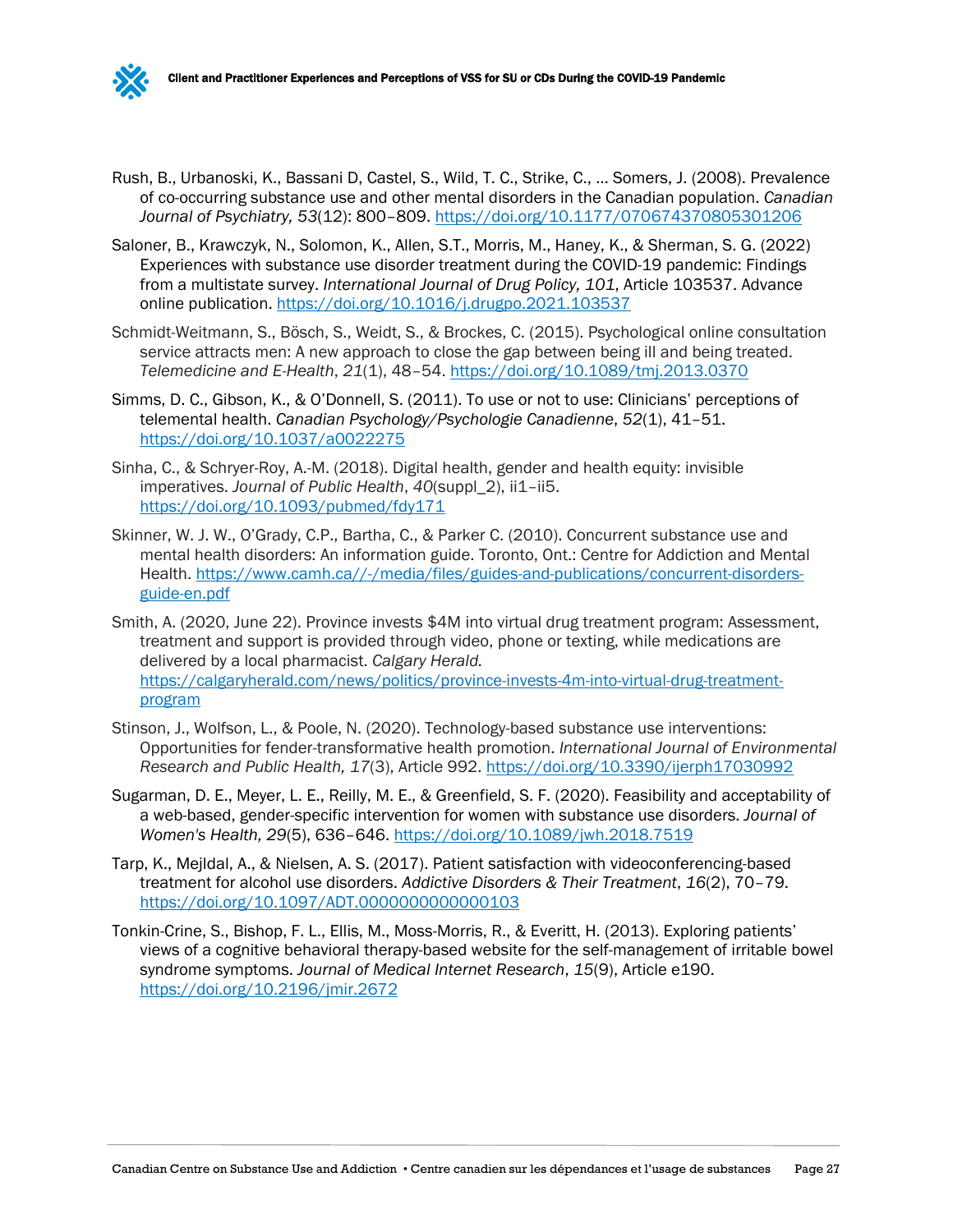Rush, B., Urbanoski, K., Bassani D, Castel, S., Wild, T. C., Strike, C., … Somers, J. (2008). Prevalence of co-occurring substance use and other mental disorders in the Canadian population. *Canadian Journal of Psychiatry, 53*(12): 800–809. https://doi.org/10.1177/070674370805301206

Saloner, B., Krawczyk, N., Solomon, K., Allen, S.T., Morris, M., Haney, K., & Sherman, S. G. (2022) Experiences with substance use disorder treatment during the COVID-19 pandemic: Findings from a multistate survey. *International Journal of Drug Policy, 101*, Article 103537. Advance online publication. https://doi.org/10.1016/j.drugpo.2021.103537

Schmidt-Weitmann, S., Bösch, S., Weidt, S., & Brockes, C. (2015). Psychological online consultation service attracts men: A new approach to close the gap between being ill and being treated. *Telemedicine and E-Health*, *21*(1), 48–54. https://doi.org/10.1089/tmj.2013.0370

Simms, D. C., Gibson, K., & O'Donnell, S. (2011). To use or not to use: Clinicians' perceptions of telemental health. *Canadian Psychology/Psychologie Canadienne*, *52*(1), 41–51. https://doi.org/10.1037/a0022275

Sinha, C., & Schryer-Roy, A.-M. (2018). Digital health, gender and health equity: invisible imperatives. *Journal of Public Health*, *40*(suppl_2), ii1–ii5. https://doi.org/10.1093/pubmed/fdy171

Skinner, W. J. W., O'Grady, C.P., Bartha, C., & Parker C. (2010). Concurrent substance use and mental health disorders: An information guide. Toronto, Ont.: Centre for Addiction and Mental Health. https://www.camh.ca//-/media/files/guides-and-publications/concurrent-disorders-guide-en.pdf

Smith, A. (2020, June 22). Province invests $4M into virtual drug treatment program: Assessment, treatment and support is provided through video, phone or texting, while medications are delivered by a local pharmacist. *Calgary Herald.* https://calgaryherald.com/news/politics/province-invests-4m-into-virtual-drug-treatment-program

Stinson, J., Wolfson, L., & Poole, N. (2020). Technology-based substance use interventions: Opportunities for fender-transformative health promotion. *International Journal of Environmental Research and Public Health, 17*(3), Article 992. https://doi.org/10.3390/ijerph17030992

Sugarman, D. E., Meyer, L. E., Reilly, M. E., & Greenfield, S. F. (2020). Feasibility and acceptability of a web-based, gender-specific intervention for women with substance use disorders. *Journal of Women's Health, 29*(5), 636–646. https://doi.org/10.1089/jwh.2018.7519

Tarp, K., Mejldal, A., & Nielsen, A. S. (2017). Patient satisfaction with videoconferencing-based treatment for alcohol use disorders. *Addictive Disorders & Their Treatment*, *16*(2), 70–79. https://doi.org/10.1097/ADT.0000000000000103

Tonkin-Crine, S., Bishop, F. L., Ellis, M., Moss-Morris, R., & Everitt, H. (2013). Exploring patients' views of a cognitive behavioral therapy-based website for the self-management of irritable bowel syndrome symptoms. *Journal of Medical Internet Research*, *15*(9), Article e190. https://doi.org/10.2196/jmir.2672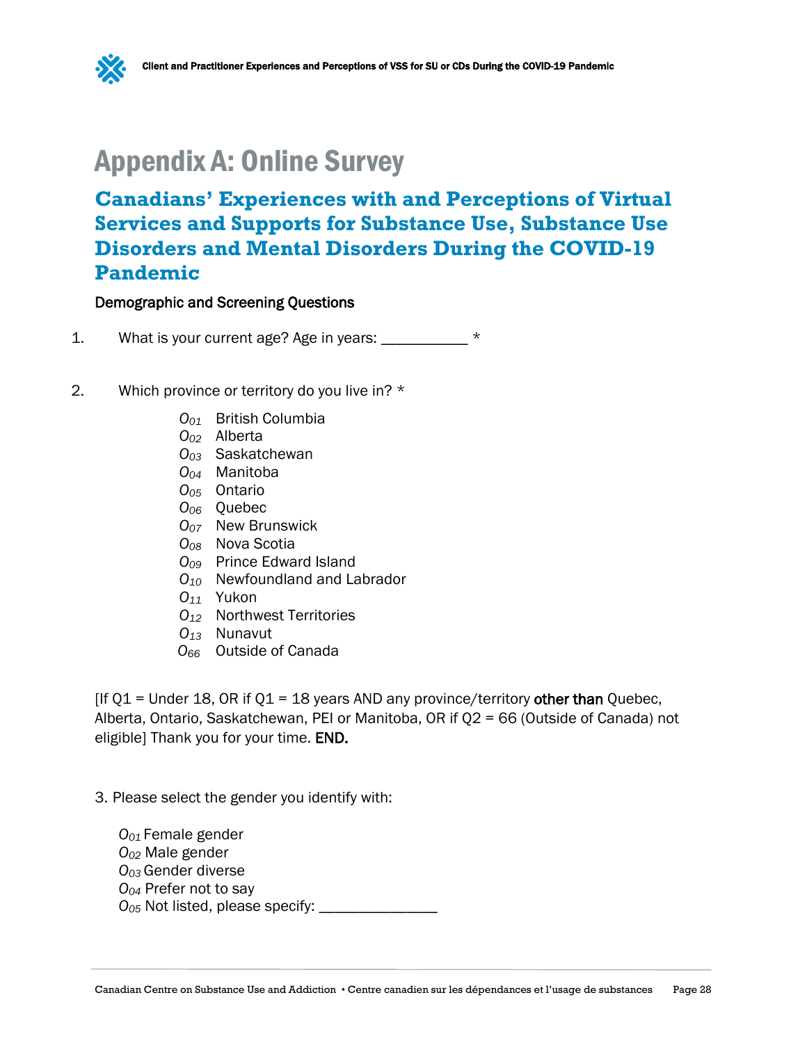# Appendix A: Online Survey

## Canadians' Experiences with and Perceptions of Virtual Services and Supports for Substance Use, Substance Use Disorders and Mental Disorders During the COVID-19 Pandemic

### Demographic and Screening Questions

1. What is your current age? Age in years: __________ *

2. Which province or territory do you live in? *

   - O01 British Columbia
   - O02 Alberta
   - O03 Saskatchewan
   - O04 Manitoba
   - O05 Ontario
   - O06 Quebec
   - O07 New Brunswick
   - O08 Nova Scotia
   - O09 Prince Edward Island
   - O10 Newfoundland and Labrador
   - O11 Yukon
   - O12 Northwest Territories
   - O13 Nunavut
   - O66 Outside of Canada

[If Q1 = Under 18, OR if Q1 = 18 years AND any province/territory **other than** Quebec, Alberta, Ontario, Saskatchewan, PEI or Manitoba, OR if Q2 = 66 (Outside of Canada) not eligible] Thank you for your time. **END.**

3. Please select the gender you identify with:

   - O01 Female gender
   - O02 Male gender
   - O03 Gender diverse
   - O04 Prefer not to say
   - O05 Not listed, please specify: ______________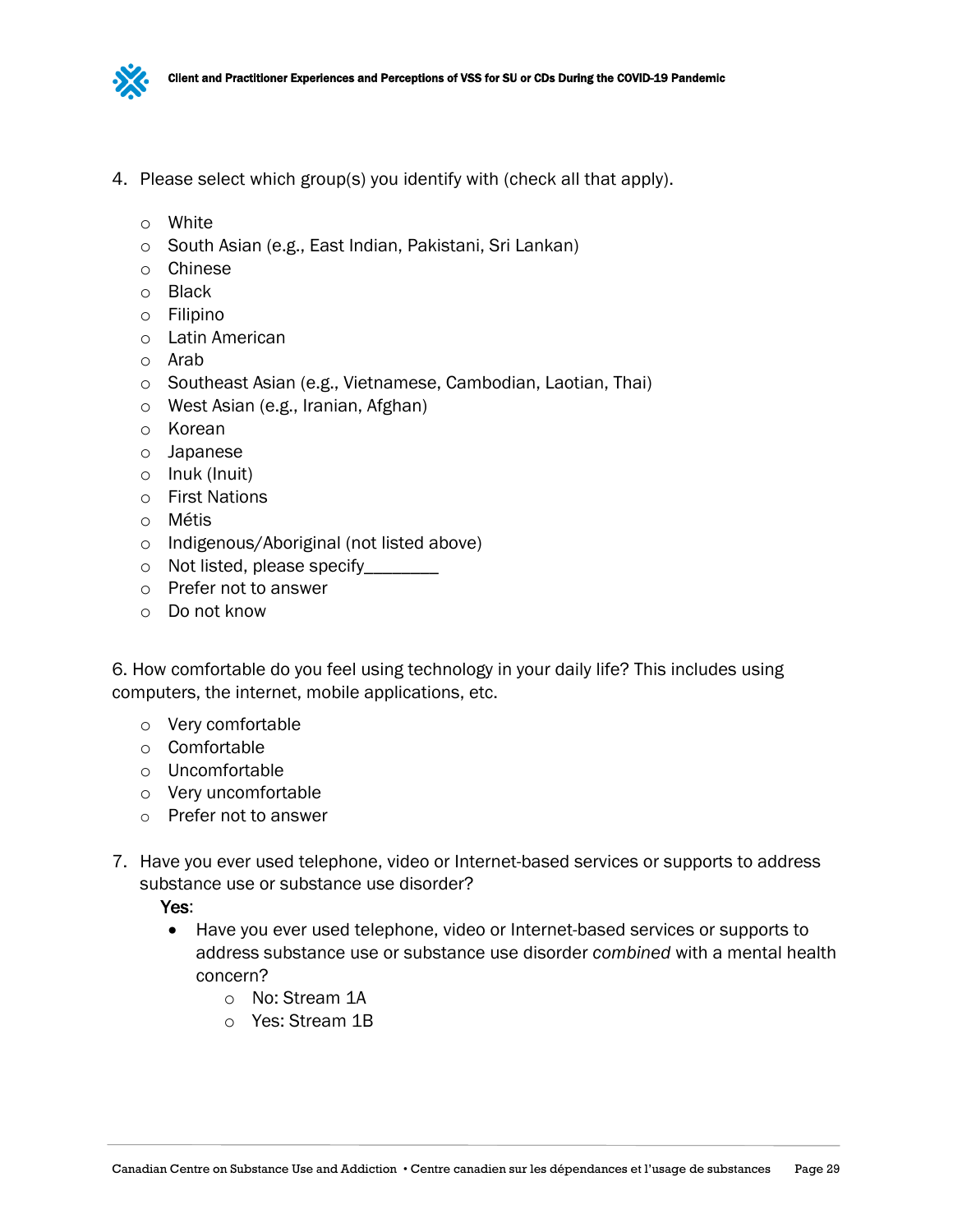4. Please select which group(s) you identify with (check all that apply).

   - White
   - South Asian (e.g., East Indian, Pakistani, Sri Lankan)
   - Chinese
   - Black
   - Filipino
   - Latin American
   - Arab
   - Southeast Asian (e.g., Vietnamese, Cambodian, Laotian, Thai)
   - West Asian (e.g., Iranian, Afghan)
   - Korean
   - Japanese
   - Inuk (Inuit)
   - First Nations
   - Métis
   - Indigenous/Aboriginal (not listed above)
   - Not listed, please specify________
   - Prefer not to answer
   - Do not know

6. How comfortable do you feel using technology in your daily life? This includes using computers, the internet, mobile applications, etc.

   - Very comfortable
   - Comfortable
   - Uncomfortable
   - Very uncomfortable
   - Prefer not to answer

7. Have you ever used telephone, video or Internet-based services or supports to address substance use or substance use disorder?

   **Yes**:

   - Have you ever used telephone, video or Internet-based services or supports to address substance use or substance use disorder *combined* with a mental health concern?
     - No: Stream 1A
     - Yes: Stream 1B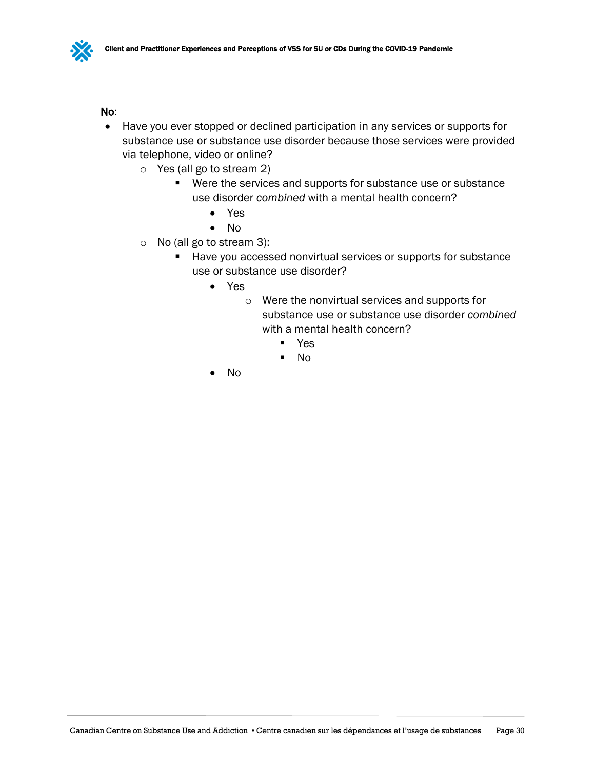No:

- Have you ever stopped or declined participation in any services or supports for substance use or substance use disorder because those services were provided via telephone, video or online?
    - Yes (all go to stream 2)
        - Were the services and supports for substance use or substance use disorder *combined* with a mental health concern?
            - Yes
            - No
    - No (all go to stream 3):
        - Have you accessed nonvirtual services or supports for substance use or substance use disorder?
            - Yes
                - Were the nonvirtual services and supports for substance use or substance use disorder *combined* with a mental health concern?
                    - Yes
                    - No
            - No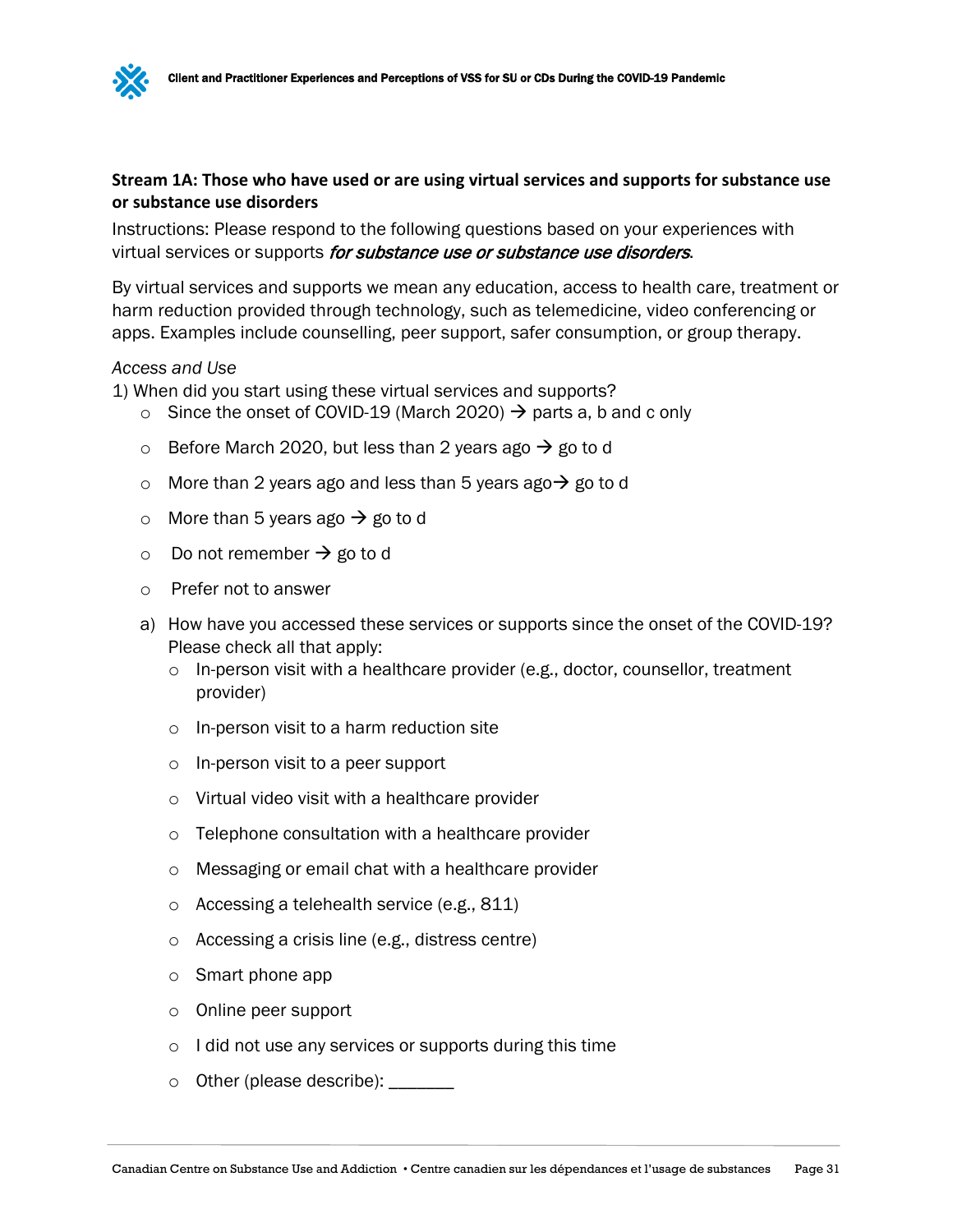**Stream 1A: Those who have used or are using virtual services and supports for substance use or substance use disorders**

Instructions: Please respond to the following questions based on your experiences with virtual services or supports *for substance use or substance use disorders*.

By virtual services and supports we mean any education, access to health care, treatment or harm reduction provided through technology, such as telemedicine, video conferencing or apps. Examples include counselling, peer support, safer consumption, or group therapy.

*Access and Use*

1) When did you start using these virtual services and supports?
   - ○ Since the onset of COVID-19 (March 2020) → parts a, b and c only
   - ○ Before March 2020, but less than 2 years ago → go to d
   - ○ More than 2 years ago and less than 5 years ago→ go to d
   - ○ More than 5 years ago → go to d
   - ○ Do not remember → go to d
   - ○ Prefer not to answer

   a) How have you accessed these services or supports since the onset of the COVID-19? Please check all that apply:
      - ○ In-person visit with a healthcare provider (e.g., doctor, counsellor, treatment provider)
      - ○ In-person visit to a harm reduction site
      - ○ In-person visit to a peer support
      - ○ Virtual video visit with a healthcare provider
      - ○ Telephone consultation with a healthcare provider
      - ○ Messaging or email chat with a healthcare provider
      - ○ Accessing a telehealth service (e.g., 811)
      - ○ Accessing a crisis line (e.g., distress centre)
      - ○ Smart phone app
      - ○ Online peer support
      - ○ I did not use any services or supports during this time
      - ○ Other (please describe): _______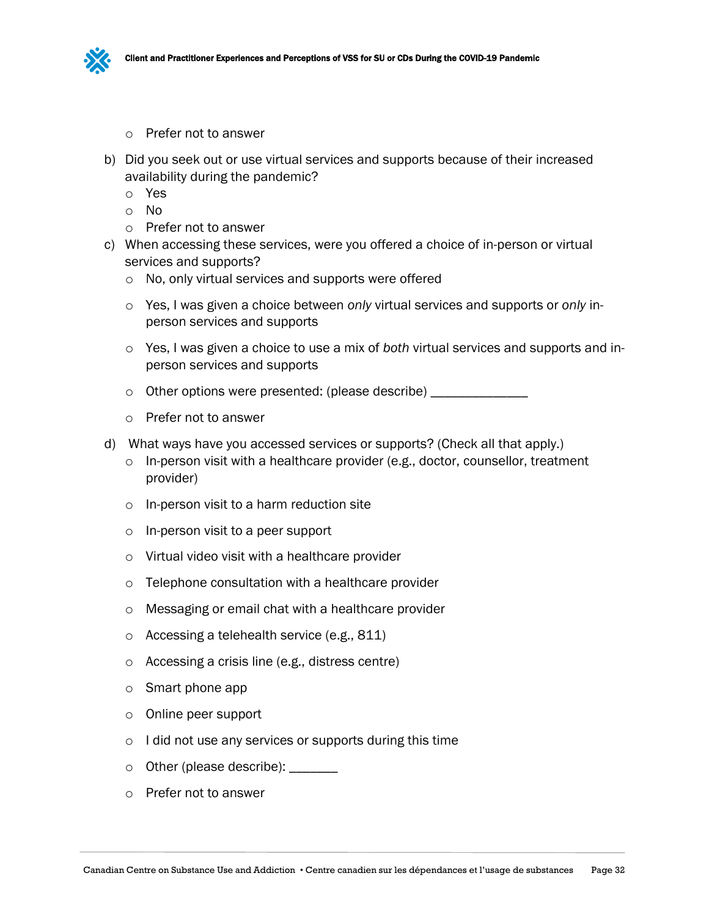- Prefer not to answer

b) Did you seek out or use virtual services and supports because of their increased availability during the pandemic?
   - Yes
   - No
   - Prefer not to answer

c) When accessing these services, were you offered a choice of in-person or virtual services and supports?
   - No, only virtual services and supports were offered
   - Yes, I was given a choice between *only* virtual services and supports or *only* in-person services and supports
   - Yes, I was given a choice to use a mix of *both* virtual services and supports and in-person services and supports
   - Other options were presented: (please describe) ______________
   - Prefer not to answer

d) What ways have you accessed services or supports? (Check all that apply.)
   - In-person visit with a healthcare provider (e.g., doctor, counsellor, treatment provider)
   - In-person visit to a harm reduction site
   - In-person visit to a peer support
   - Virtual video visit with a healthcare provider
   - Telephone consultation with a healthcare provider
   - Messaging or email chat with a healthcare provider
   - Accessing a telehealth service (e.g., 811)
   - Accessing a crisis line (e.g., distress centre)
   - Smart phone app
   - Online peer support
   - I did not use any services or supports during this time
   - Other (please describe): _______
   - Prefer not to answer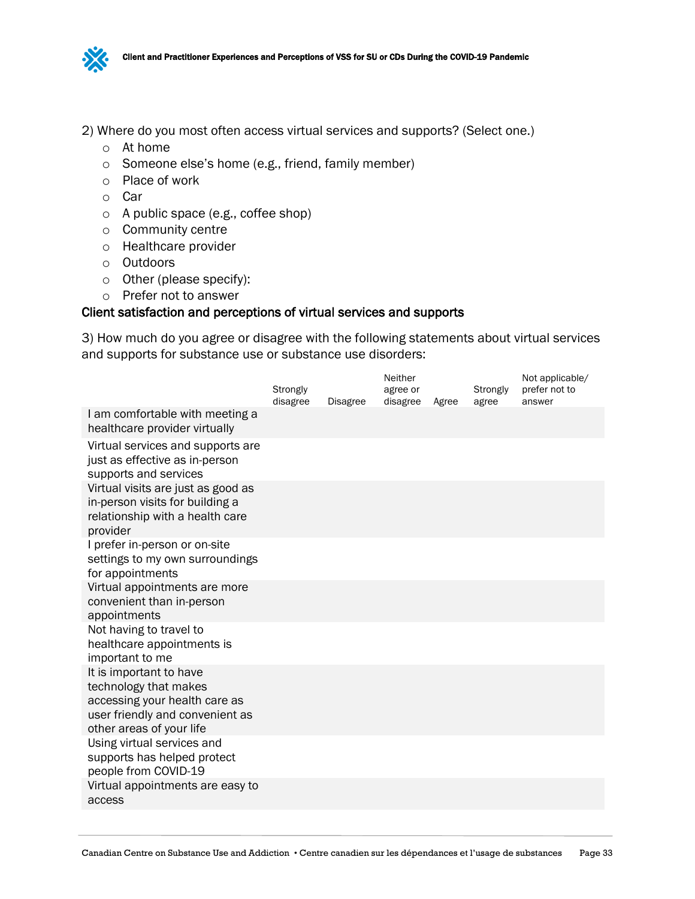2) Where do you most often access virtual services and supports? (Select one.)

- At home
- Someone else's home (e.g., friend, family member)
- Place of work
- Car
- A public space (e.g., coffee shop)
- Community centre
- Healthcare provider
- Outdoors
- Other (please specify):
- Prefer not to answer

### Client satisfaction and perceptions of virtual services and supports

3) How much do you agree or disagree with the following statements about virtual services and supports for substance use or substance use disorders:

| | Strongly disagree | Disagree | Neither agree or disagree | Agree | Strongly agree | Not applicable/ prefer not to answer |
|---|---|---|---|---|---|---|
| I am comfortable with meeting a healthcare provider virtually | | | | | | |
| Virtual services and supports are just as effective as in-person supports and services | | | | | | |
| Virtual visits are just as good as in-person visits for building a relationship with a health care provider | | | | | | |
| I prefer in-person or on-site settings to my own surroundings for appointments | | | | | | |
| Virtual appointments are more convenient than in-person appointments | | | | | | |
| Not having to travel to healthcare appointments is important to me | | | | | | |
| It is important to have technology that makes accessing your health care as user friendly and convenient as other areas of your life | | | | | | |
| Using virtual services and supports has helped protect people from COVID-19 | | | | | | |
| Virtual appointments are easy to access | | | | | | |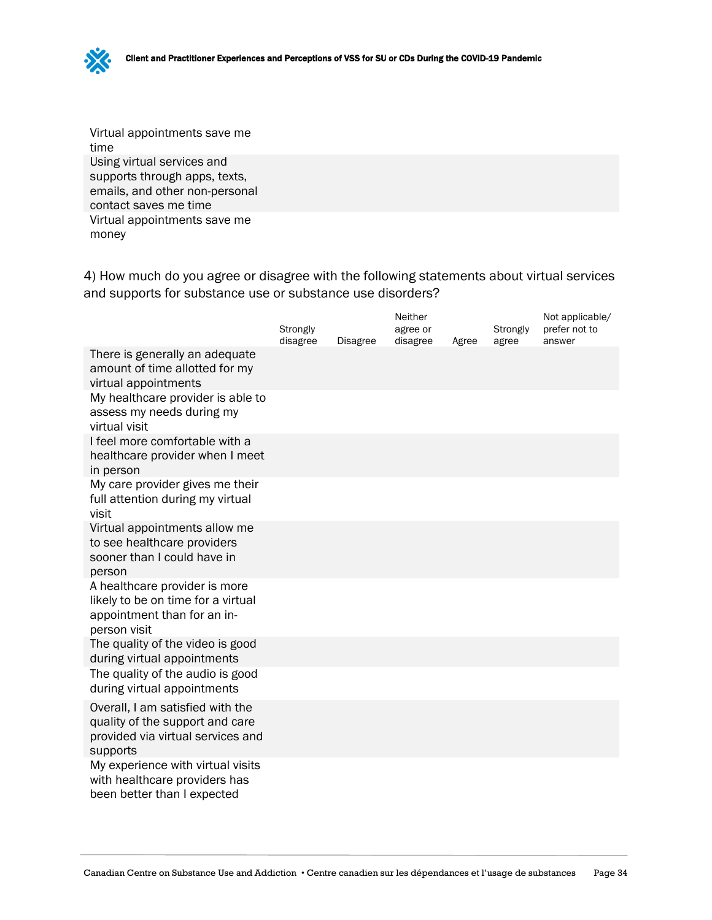| | | | | | | |
|---|---|---|---|---|---|---|
| Virtual appointments save me time | | | | | | |
| Using virtual services and supports through apps, texts, emails, and other non-personal contact saves me time | | | | | | |
| Virtual appointments save me money | | | | | | |

4) How much do you agree or disagree with the following statements about virtual services and supports for substance use or substance use disorders?

| | Strongly disagree | Disagree | Neither agree or disagree | Agree | Strongly agree | Not applicable/ prefer not to answer |
|---|---|---|---|---|---|---|
| There is generally an adequate amount of time allotted for my virtual appointments | | | | | | |
| My healthcare provider is able to assess my needs during my virtual visit | | | | | | |
| I feel more comfortable with a healthcare provider when I meet in person | | | | | | |
| My care provider gives me their full attention during my virtual visit | | | | | | |
| Virtual appointments allow me to see healthcare providers sooner than I could have in person | | | | | | |
| A healthcare provider is more likely to be on time for a virtual appointment than for an in-person visit | | | | | | |
| The quality of the video is good during virtual appointments | | | | | | |
| The quality of the audio is good during virtual appointments | | | | | | |
| Overall, I am satisfied with the quality of the support and care provided via virtual services and supports | | | | | | |
| My experience with virtual visits with healthcare providers has been better than I expected | | | | | | |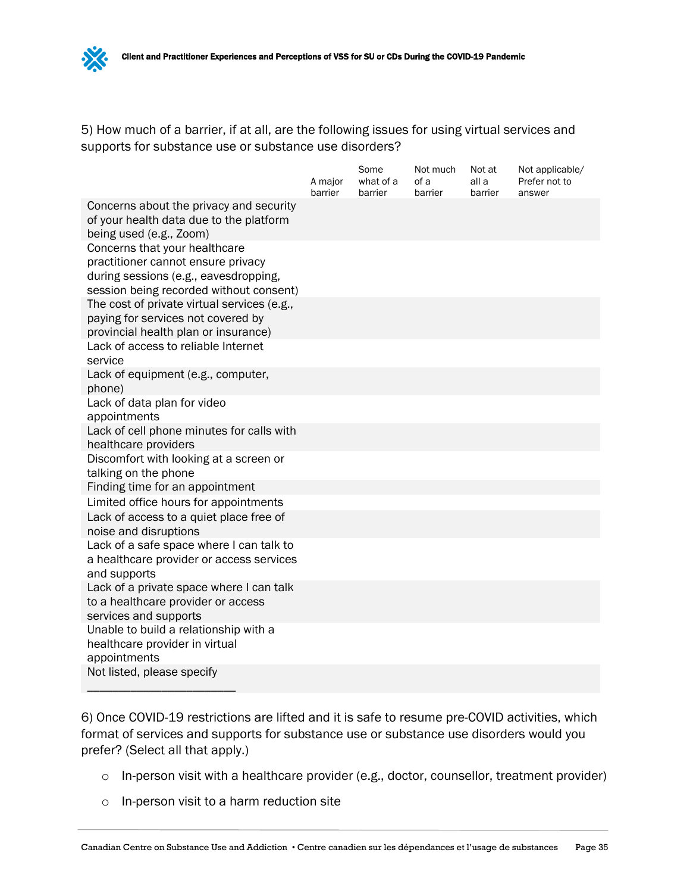5) How much of a barrier, if at all, are the following issues for using virtual services and supports for substance use or substance use disorders?

| | A major barrier | Some what of a barrier | Not much of a barrier | Not at all a barrier | Not applicable/ Prefer not to answer |
|---|---|---|---|---|---|
| Concerns about the privacy and security of your health data due to the platform being used (e.g., Zoom) | | | | | |
| Concerns that your healthcare practitioner cannot ensure privacy during sessions (e.g., eavesdropping, session being recorded without consent) | | | | | |
| The cost of private virtual services (e.g., paying for services not covered by provincial health plan or insurance) | | | | | |
| Lack of access to reliable Internet service | | | | | |
| Lack of equipment (e.g., computer, phone) | | | | | |
| Lack of data plan for video appointments | | | | | |
| Lack of cell phone minutes for calls with healthcare providers | | | | | |
| Discomfort with looking at a screen or talking on the phone | | | | | |
| Finding time for an appointment | | | | | |
| Limited office hours for appointments | | | | | |
| Lack of access to a quiet place free of noise and disruptions | | | | | |
| Lack of a safe space where I can talk to a healthcare provider or access services and supports | | | | | |
| Lack of a private space where I can talk to a healthcare provider or access services and supports | | | | | |
| Unable to build a relationship with a healthcare provider in virtual appointments | | | | | |
| Not listed, please specify ________________________ | | | | | |

6) Once COVID-19 restrictions are lifted and it is safe to resume pre-COVID activities, which format of services and supports for substance use or substance use disorders would you prefer? (Select all that apply.)

- In-person visit with a healthcare provider (e.g., doctor, counsellor, treatment provider)
- In-person visit to a harm reduction site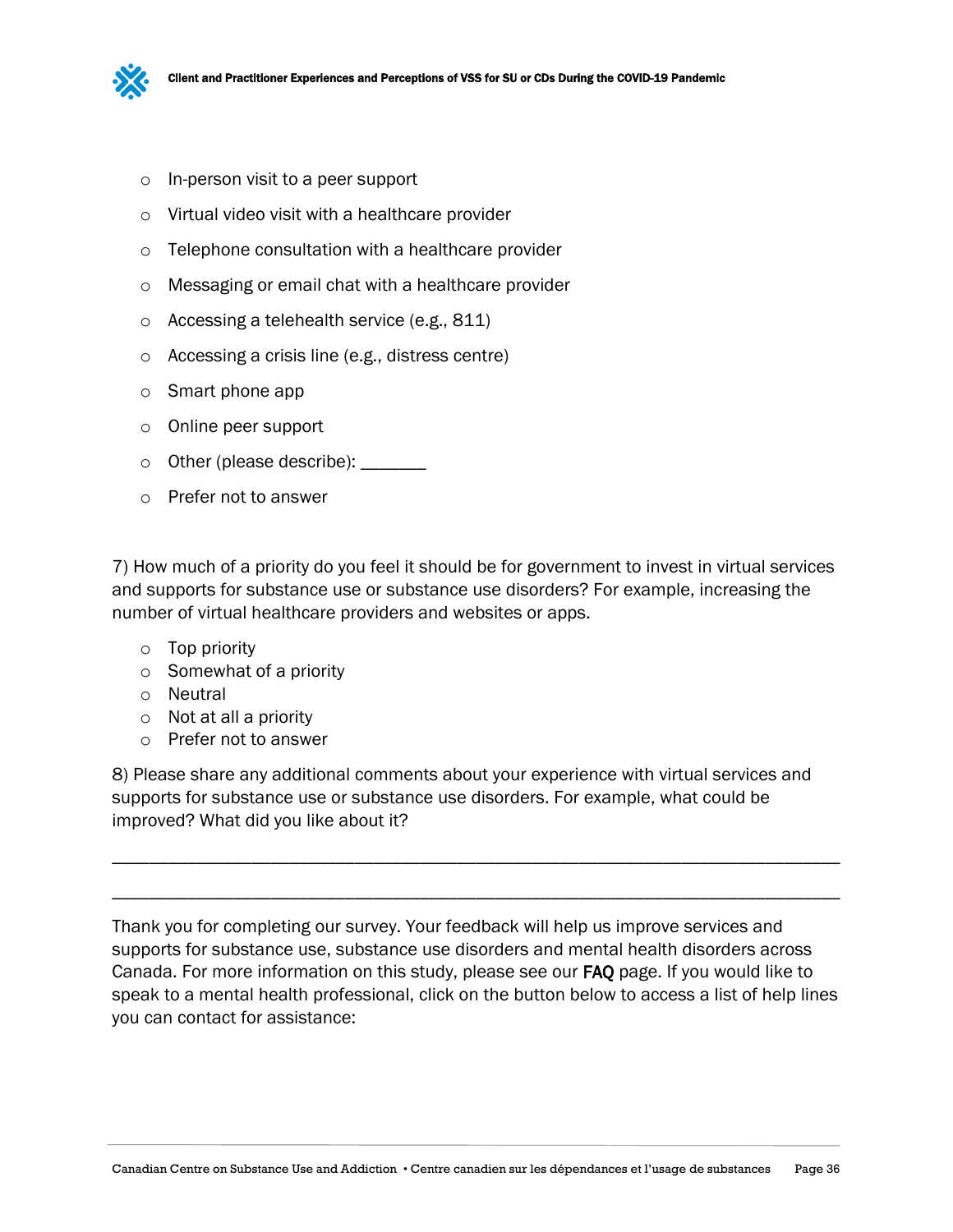- In-person visit to a peer support
- Virtual video visit with a healthcare provider
- Telephone consultation with a healthcare provider
- Messaging or email chat with a healthcare provider
- Accessing a telehealth service (e.g., 811)
- Accessing a crisis line (e.g., distress centre)
- Smart phone app
- Online peer support
- Other (please describe): _______
- Prefer not to answer

7) How much of a priority do you feel it should be for government to invest in virtual services and supports for substance use or substance use disorders? For example, increasing the number of virtual healthcare providers and websites or apps.

- Top priority
- Somewhat of a priority
- Neutral
- Not at all a priority
- Prefer not to answer

8) Please share any additional comments about your experience with virtual services and supports for substance use or substance use disorders. For example, what could be improved? What did you like about it?

______________________________________________________________________________

______________________________________________________________________________

Thank you for completing our survey. Your feedback will help us improve services and supports for substance use, substance use disorders and mental health disorders across Canada. For more information on this study, please see our FAQ page. If you would like to speak to a mental health professional, click on the button below to access a list of help lines you can contact for assistance: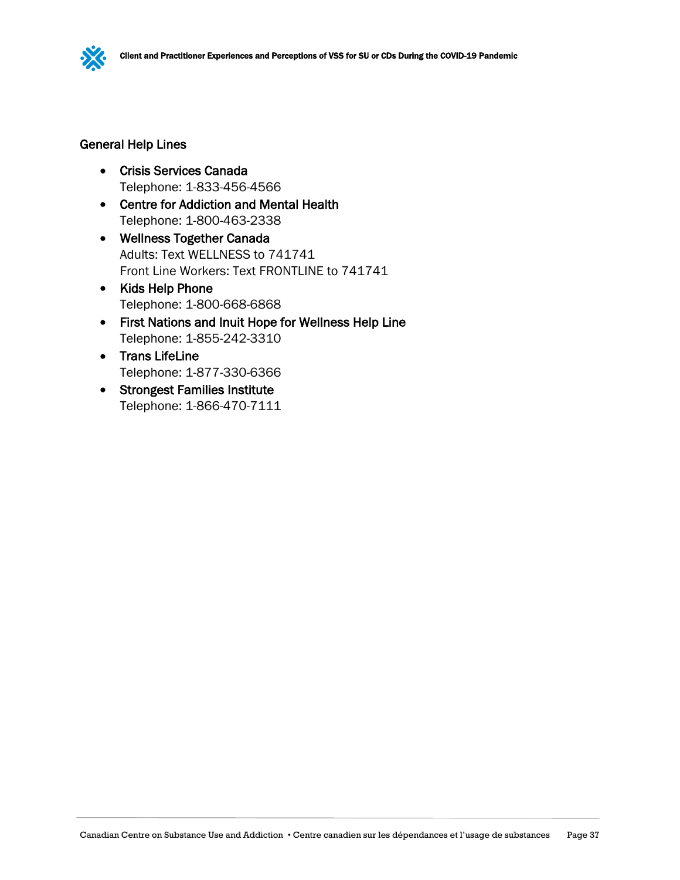## General Help Lines

- Crisis Services Canada
  Telephone: 1-833-456-4566
- Centre for Addiction and Mental Health
  Telephone: 1-800-463-2338
- Wellness Together Canada
  Adults: Text WELLNESS to 741741
  Front Line Workers: Text FRONTLINE to 741741
- Kids Help Phone
  Telephone: 1-800-668-6868
- First Nations and Inuit Hope for Wellness Help Line
  Telephone: 1-855-242-3310
- Trans LifeLine
  Telephone: 1-877-330-6366
- Strongest Families Institute
  Telephone: 1-866-470-7111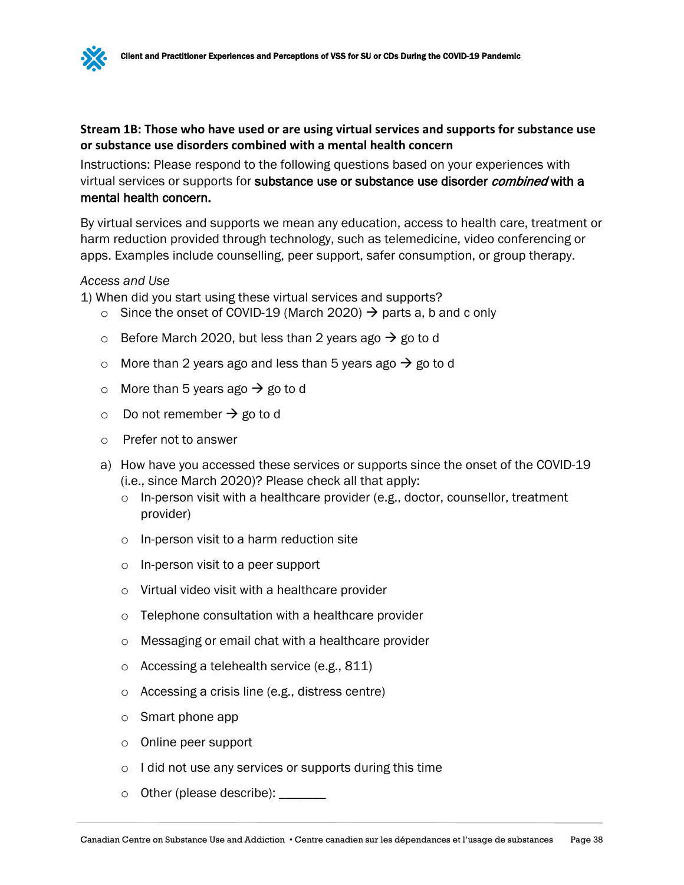**Stream 1B: Those who have used or are using virtual services and supports for substance use or substance use disorders combined with a mental health concern**

Instructions: Please respond to the following questions based on your experiences with virtual services or supports for **substance use or substance use disorder *combined* with a mental health concern.**

By virtual services and supports we mean any education, access to health care, treatment or harm reduction provided through technology, such as telemedicine, video conferencing or apps. Examples include counselling, peer support, safer consumption, or group therapy.

*Access and Use*

1) When did you start using these virtual services and supports?

- ○ Since the onset of COVID-19 (March 2020) → parts a, b and c only
- ○ Before March 2020, but less than 2 years ago → go to d
- ○ More than 2 years ago and less than 5 years ago → go to d
- ○ More than 5 years ago → go to d
- ○ Do not remember → go to d
- ○ Prefer not to answer

a) How have you accessed these services or supports since the onset of the COVID-19 (i.e., since March 2020)? Please check all that apply:

- ○ In-person visit with a healthcare provider (e.g., doctor, counsellor, treatment provider)
- ○ In-person visit to a harm reduction site
- ○ In-person visit to a peer support
- ○ Virtual video visit with a healthcare provider
- ○ Telephone consultation with a healthcare provider
- ○ Messaging or email chat with a healthcare provider
- ○ Accessing a telehealth service (e.g., 811)
- ○ Accessing a crisis line (e.g., distress centre)
- ○ Smart phone app
- ○ Online peer support
- ○ I did not use any services or supports during this time
- ○ Other (please describe): _______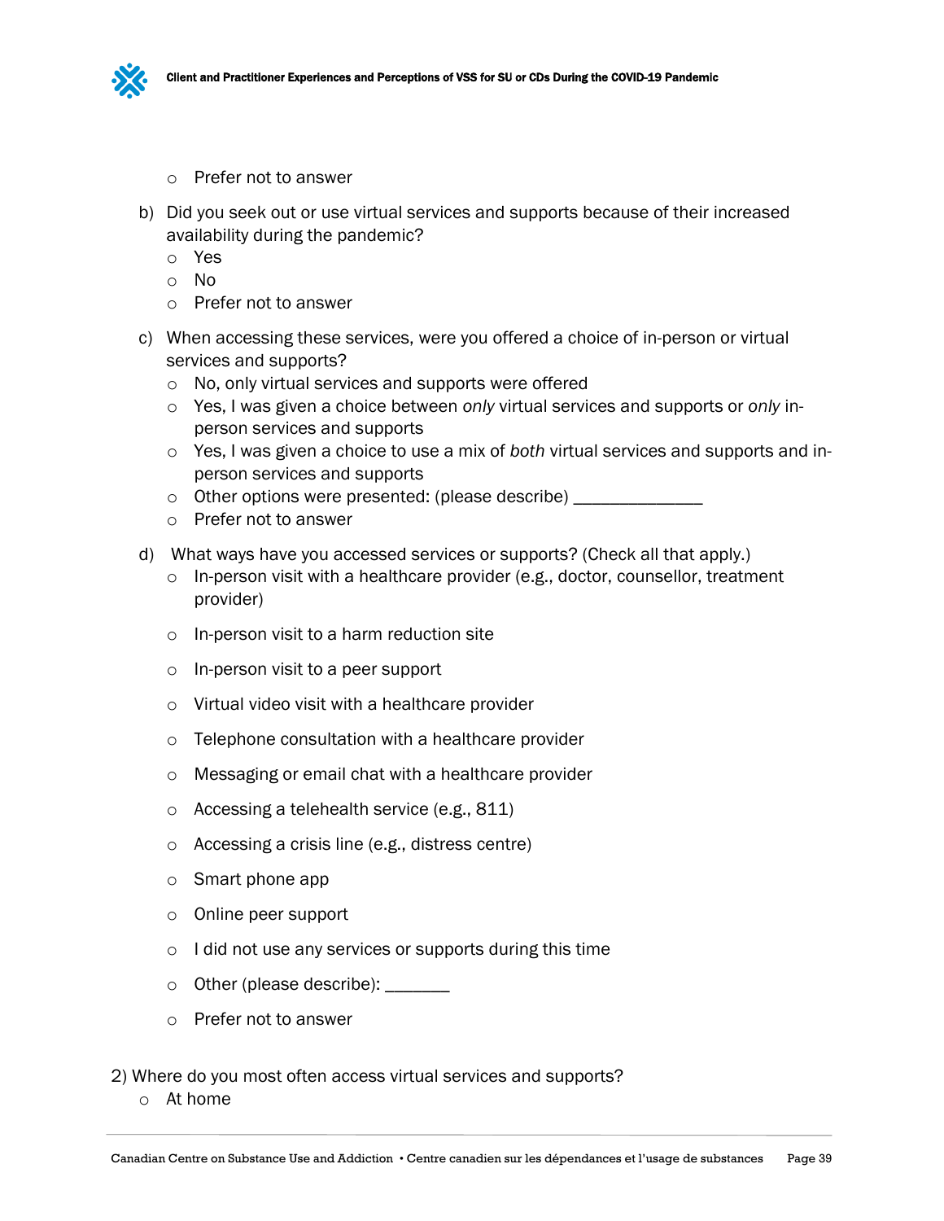- Prefer not to answer

b) Did you seek out or use virtual services and supports because of their increased availability during the pandemic?

- Yes
- No
- Prefer not to answer

c) When accessing these services, were you offered a choice of in-person or virtual services and supports?

- No, only virtual services and supports were offered
- Yes, I was given a choice between *only* virtual services and supports or *only* in-person services and supports
- Yes, I was given a choice to use a mix of *both* virtual services and supports and in-person services and supports
- Other options were presented: (please describe) ______________
- Prefer not to answer

d) What ways have you accessed services or supports? (Check all that apply.)

- In-person visit with a healthcare provider (e.g., doctor, counsellor, treatment provider)
- In-person visit to a harm reduction site
- In-person visit to a peer support
- Virtual video visit with a healthcare provider
- Telephone consultation with a healthcare provider
- Messaging or email chat with a healthcare provider
- Accessing a telehealth service (e.g., 811)
- Accessing a crisis line (e.g., distress centre)
- Smart phone app
- Online peer support
- I did not use any services or supports during this time
- Other (please describe): _______
- Prefer not to answer

2) Where do you most often access virtual services and supports?

- At home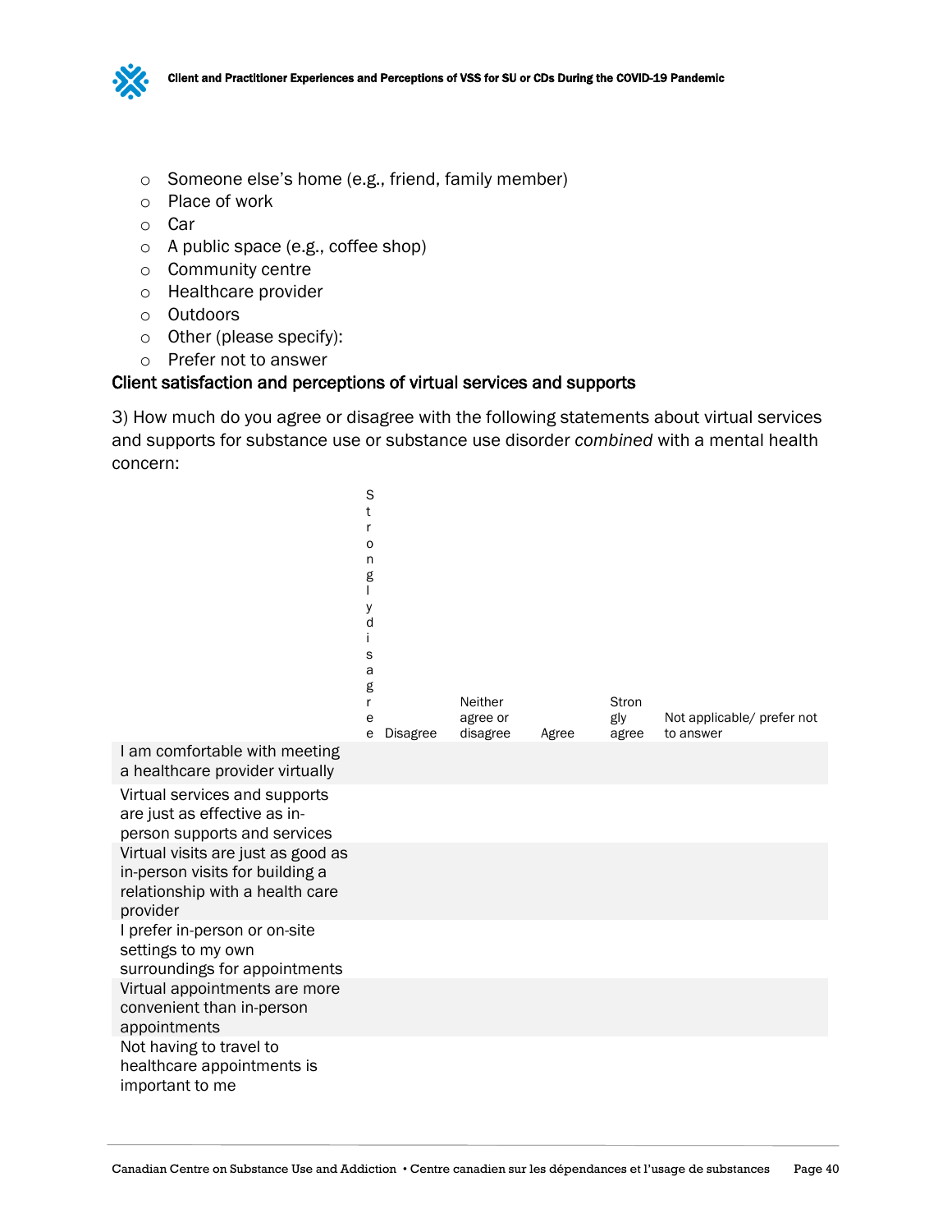- Someone else’s home (e.g., friend, family member)
- Place of work
- Car
- A public space (e.g., coffee shop)
- Community centre
- Healthcare provider
- Outdoors
- Other (please specify):
- Prefer not to answer

### Client satisfaction and perceptions of virtual services and supports

3) How much do you agree or disagree with the following statements about virtual services and supports for substance use or substance use disorder *combined* with a mental health concern:

| | Strongly disagree | Disagree | Neither agree or disagree | Agree | Strongly agree | Not applicable/ prefer not to answer |
|---|---|---|---|---|---|---|
| I am comfortable with meeting a healthcare provider virtually | | | | | | |
| Virtual services and supports are just as effective as in-person supports and services | | | | | | |
| Virtual visits are just as good as in-person visits for building a relationship with a health care provider | | | | | | |
| I prefer in-person or on-site settings to my own surroundings for appointments | | | | | | |
| Virtual appointments are more convenient than in-person appointments | | | | | | |
| Not having to travel to healthcare appointments is important to me | | | | | | |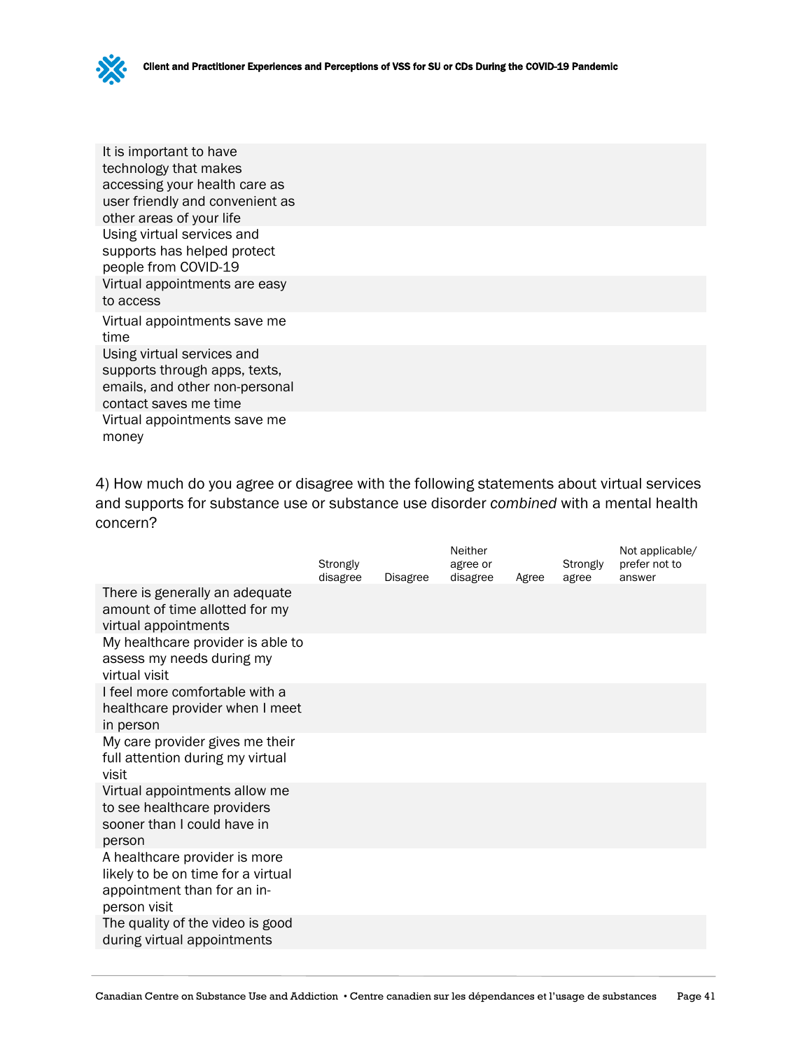| | | | | | | |
|---|---|---|---|---|---|---|
| It is important to have technology that makes accessing your health care as user friendly and convenient as other areas of your life | | | | | | |
| Using virtual services and supports has helped protect people from COVID-19 | | | | | | |
| Virtual appointments are easy to access | | | | | | |
| Virtual appointments save me time | | | | | | |
| Using virtual services and supports through apps, texts, emails, and other non-personal contact saves me time | | | | | | |
| Virtual appointments save me money | | | | | | |

4) How much do you agree or disagree with the following statements about virtual services and supports for substance use or substance use disorder *combined* with a mental health concern?

| | Strongly disagree | Disagree | Neither agree or disagree | Agree | Strongly agree | Not applicable/ prefer not to answer |
|---|---|---|---|---|---|---|
| There is generally an adequate amount of time allotted for my virtual appointments | | | | | | |
| My healthcare provider is able to assess my needs during my virtual visit | | | | | | |
| I feel more comfortable with a healthcare provider when I meet in person | | | | | | |
| My care provider gives me their full attention during my virtual visit | | | | | | |
| Virtual appointments allow me to see healthcare providers sooner than I could have in person | | | | | | |
| A healthcare provider is more likely to be on time for a virtual appointment than for an in-person visit | | | | | | |
| The quality of the video is good during virtual appointments | | | | | | |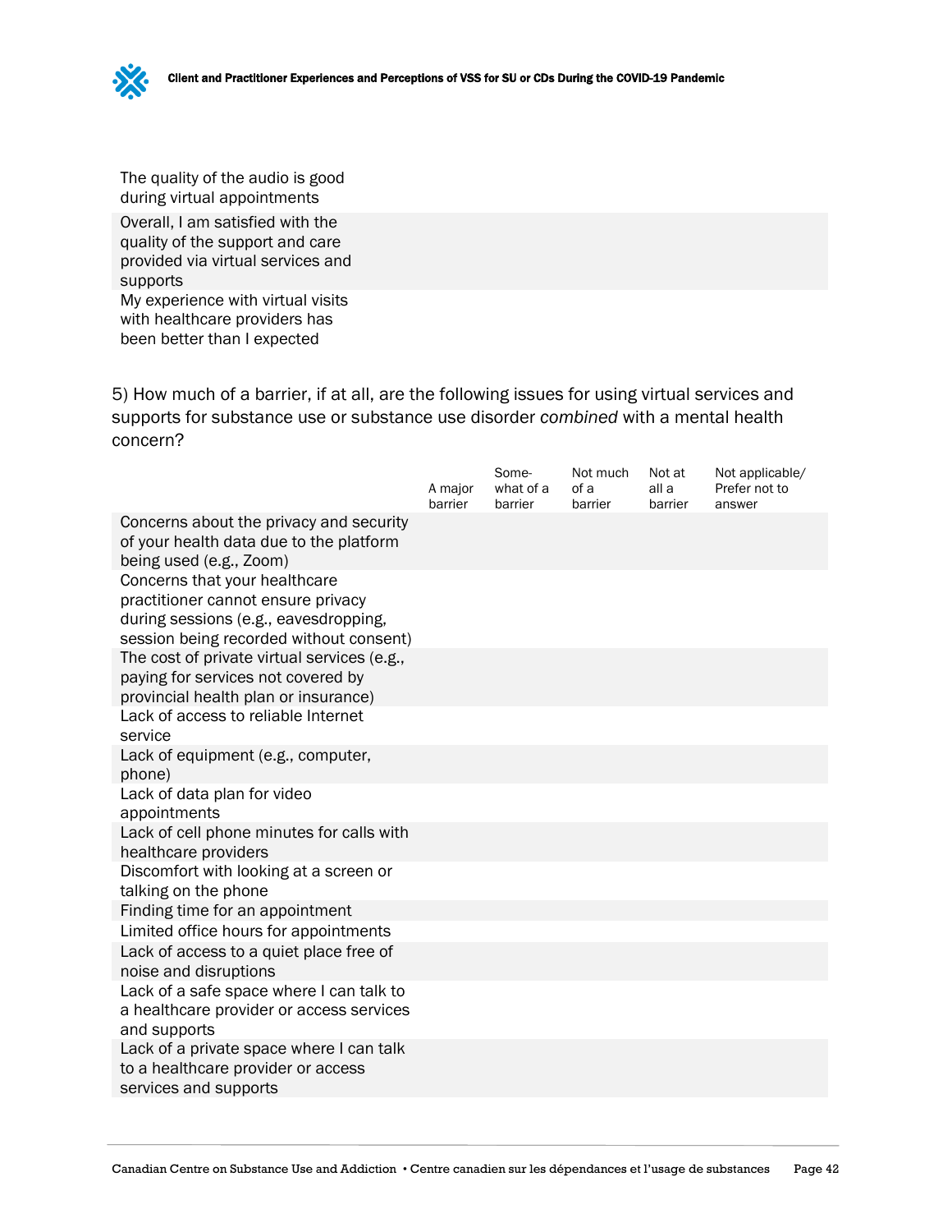| | | | | | |
|---|---|---|---|---|---|
| The quality of the audio is good during virtual appointments | | | | | |
| Overall, I am satisfied with the quality of the support and care provided via virtual services and supports | | | | | |
| My experience with virtual visits with healthcare providers has been better than I expected | | | | | |

5) How much of a barrier, if at all, are the following issues for using virtual services and supports for substance use or substance use disorder *combined* with a mental health concern?

| | A major barrier | Some-what of a barrier | Not much of a barrier | Not at all a barrier | Not applicable/ Prefer not to answer |
|---|---|---|---|---|---|
| Concerns about the privacy and security of your health data due to the platform being used (e.g., Zoom) | | | | | |
| Concerns that your healthcare practitioner cannot ensure privacy during sessions (e.g., eavesdropping, session being recorded without consent) | | | | | |
| The cost of private virtual services (e.g., paying for services not covered by provincial health plan or insurance) | | | | | |
| Lack of access to reliable Internet service | | | | | |
| Lack of equipment (e.g., computer, phone) | | | | | |
| Lack of data plan for video appointments | | | | | |
| Lack of cell phone minutes for calls with healthcare providers | | | | | |
| Discomfort with looking at a screen or talking on the phone | | | | | |
| Finding time for an appointment | | | | | |
| Limited office hours for appointments | | | | | |
| Lack of access to a quiet place free of noise and disruptions | | | | | |
| Lack of a safe space where I can talk to a healthcare provider or access services and supports | | | | | |
| Lack of a private space where I can talk to a healthcare provider or access services and supports | | | | | |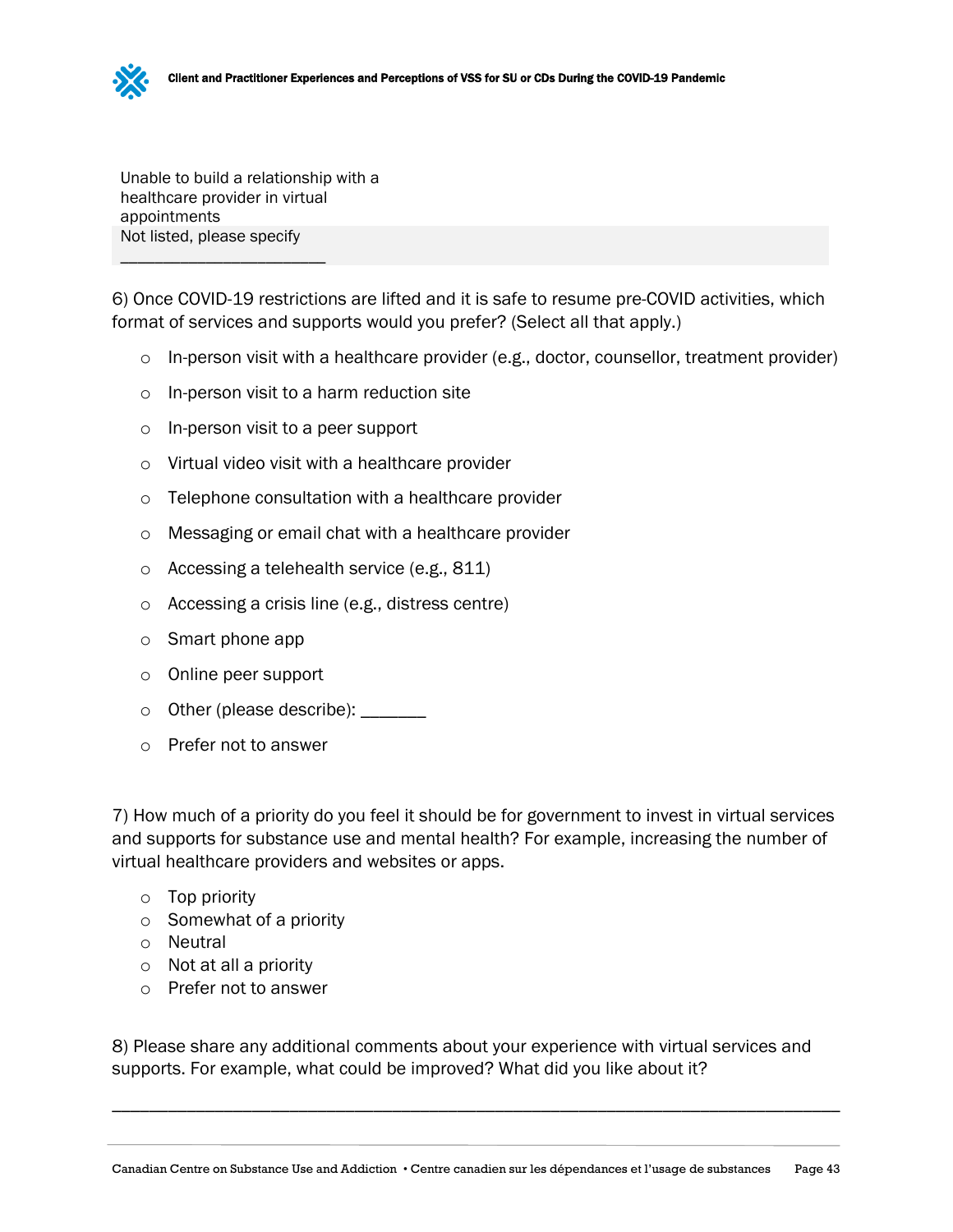| |
|---|
| Unable to build a relationship with a healthcare provider in virtual appointments |
| Not listed, please specify ________________________ |

6) Once COVID-19 restrictions are lifted and it is safe to resume pre-COVID activities, which format of services and supports would you prefer? (Select all that apply.)

- In-person visit with a healthcare provider (e.g., doctor, counsellor, treatment provider)
- In-person visit to a harm reduction site
- In-person visit to a peer support
- Virtual video visit with a healthcare provider
- Telephone consultation with a healthcare provider
- Messaging or email chat with a healthcare provider
- Accessing a telehealth service (e.g., 811)
- Accessing a crisis line (e.g., distress centre)
- Smart phone app
- Online peer support
- Other (please describe): _______
- Prefer not to answer

7) How much of a priority do you feel it should be for government to invest in virtual services and supports for substance use and mental health? For example, increasing the number of virtual healthcare providers and websites or apps.

- Top priority
- Somewhat of a priority
- Neutral
- Not at all a priority
- Prefer not to answer

8) Please share any additional comments about your experience with virtual services and supports. For example, what could be improved? What did you like about it?

________________________________________________________________________________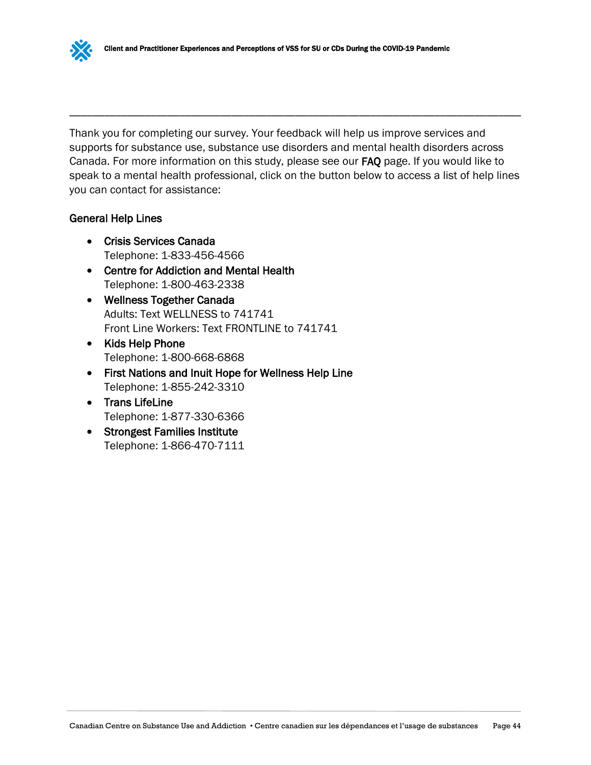---

Thank you for completing our survey. Your feedback will help us improve services and supports for substance use, substance use disorders and mental health disorders across Canada. For more information on this study, please see our FAQ page. If you would like to speak to a mental health professional, click on the button below to access a list of help lines you can contact for assistance:

General Help Lines

- Crisis Services Canada
  Telephone: 1-833-456-4566
- Centre for Addiction and Mental Health
  Telephone: 1-800-463-2338
- Wellness Together Canada
  Adults: Text WELLNESS to 741741
  Front Line Workers: Text FRONTLINE to 741741
- Kids Help Phone
  Telephone: 1-800-668-6868
- First Nations and Inuit Hope for Wellness Help Line
  Telephone: 1-855-242-3310
- Trans LifeLine
  Telephone: 1-877-330-6366
- Strongest Families Institute
  Telephone: 1-866-470-7111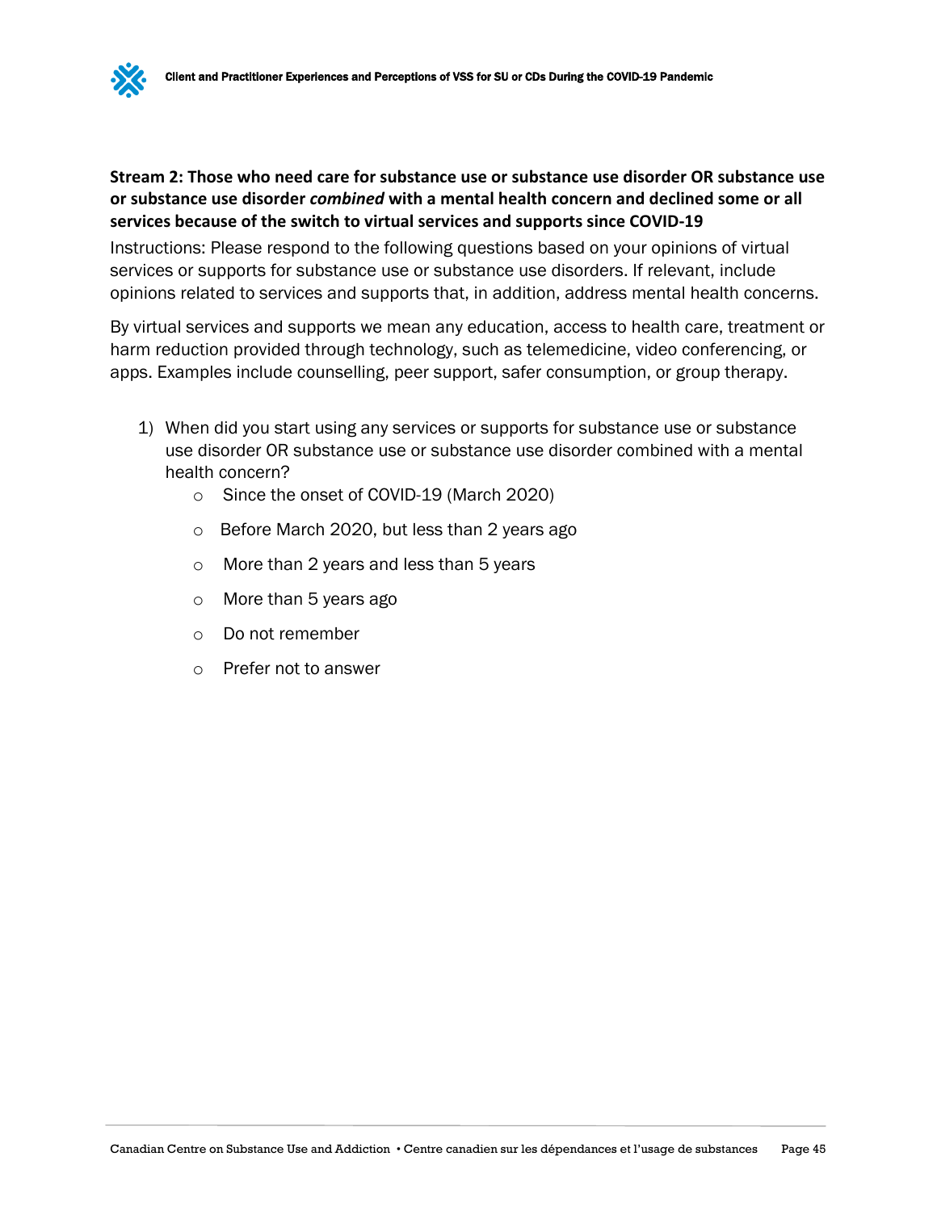**Stream 2: Those who need care for substance use or substance use disorder OR substance use or substance use disorder *combined* with a mental health concern and declined some or all services because of the switch to virtual services and supports since COVID-19**

Instructions: Please respond to the following questions based on your opinions of virtual services or supports for substance use or substance use disorders. If relevant, include opinions related to services and supports that, in addition, address mental health concerns.

By virtual services and supports we mean any education, access to health care, treatment or harm reduction provided through technology, such as telemedicine, video conferencing, or apps. Examples include counselling, peer support, safer consumption, or group therapy.

1) When did you start using any services or supports for substance use or substance use disorder OR substance use or substance use disorder combined with a mental health concern?
   - Since the onset of COVID-19 (March 2020)
   - Before March 2020, but less than 2 years ago
   - More than 2 years and less than 5 years
   - More than 5 years ago
   - Do not remember
   - Prefer not to answer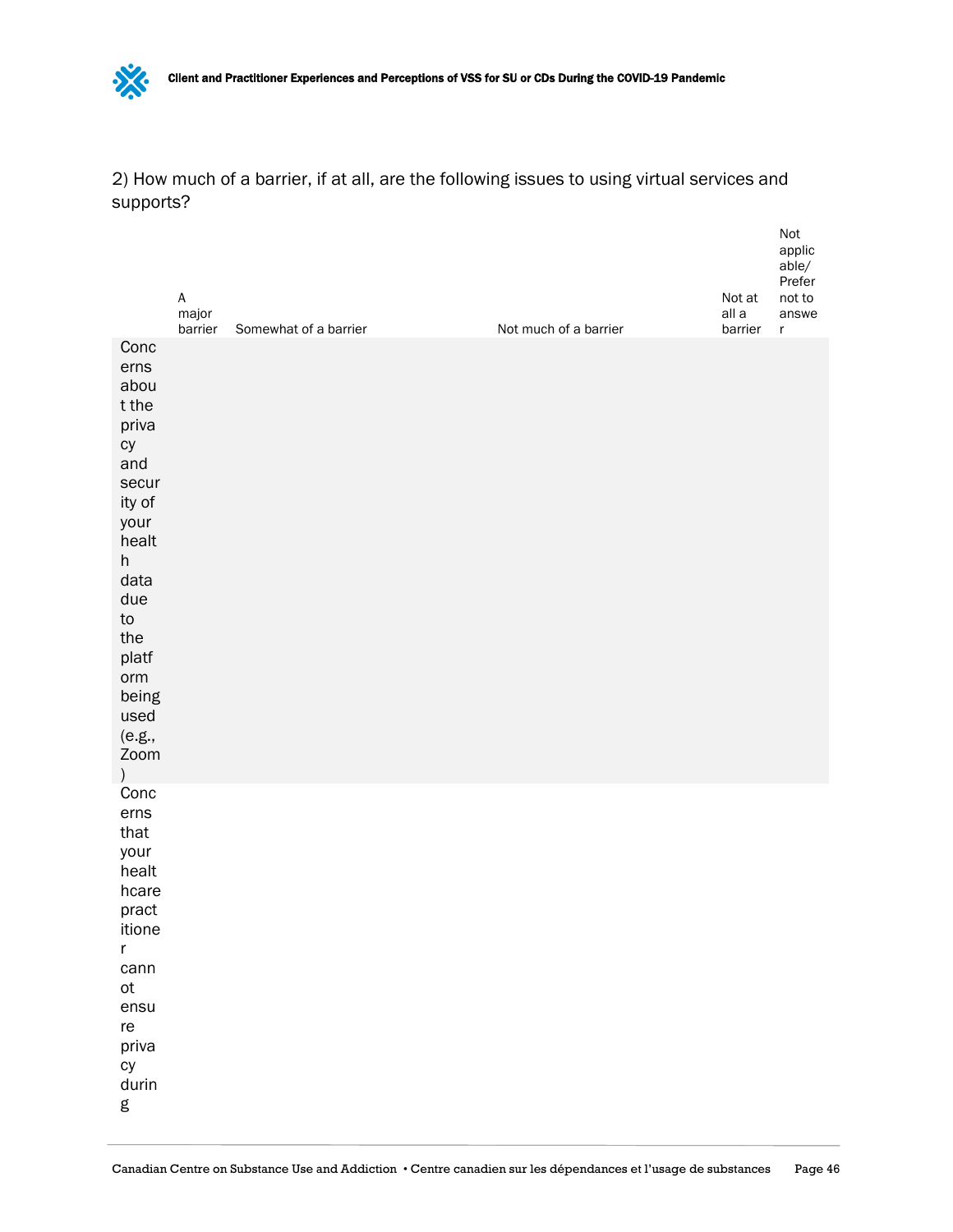2) How much of a barrier, if at all, are the following issues to using virtual services and supports?

| | A major barrier | Somewhat of a barrier | Not much of a barrier | Not at all a barrier | Not applicable/ Prefer not to answer |
|---|---|---|---|---|---|
| Concerns about the privacy and security of your health data due to the platform being used (e.g., Zoom) | | | | | |
| Concerns that your healthcare practitioner cannot ensure privacy during | | | | | |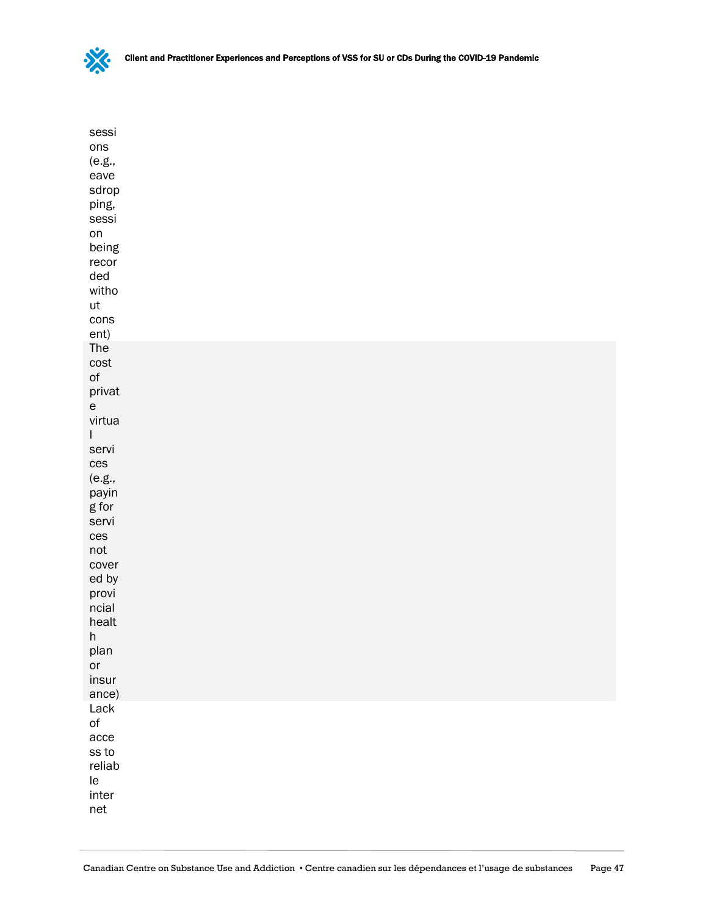| |
|---|
| sessions (e.g., eavesdropping, session on being recorded without consent) |
| The cost of private virtual services (e.g., paying for services not covered by provincial health plan or insurance) |
| Lack of access to reliable internet |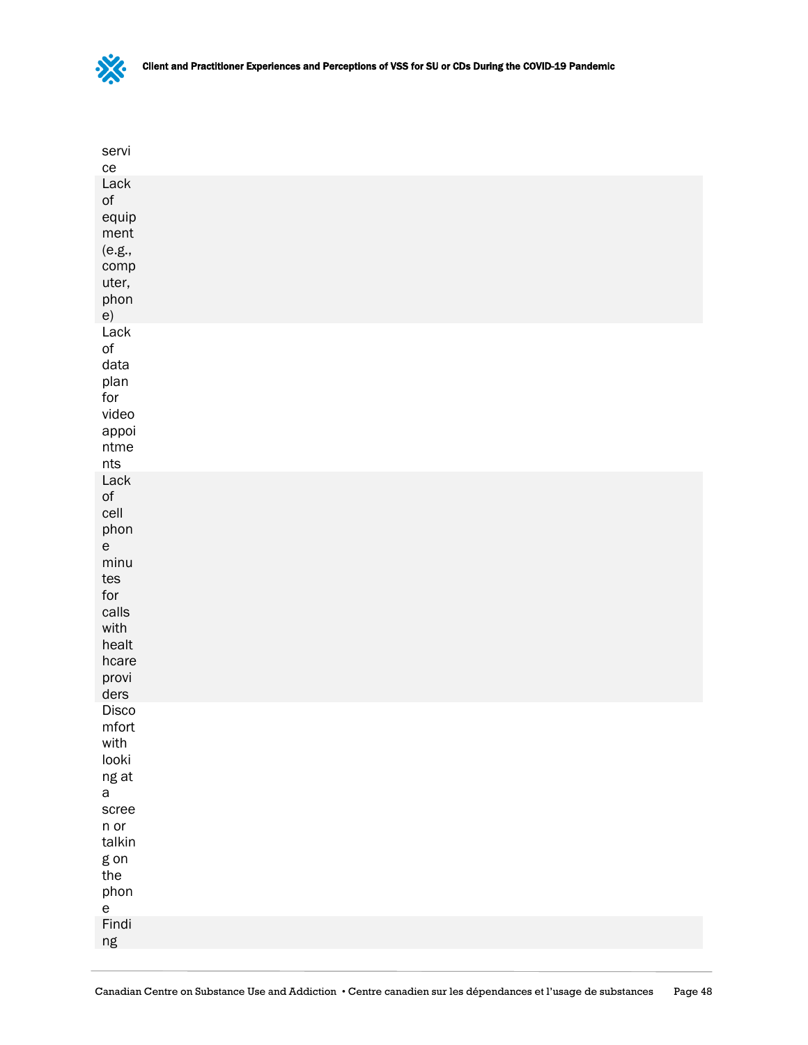| |
|---|
| service |
| Lack of equipment (e.g., computer, phone) |
| Lack of data plan for video appointments |
| Lack of cell phone minutes for calls with healthcare providers |
| Discomfort with looking at a screen or talking on the phone |
| Finding |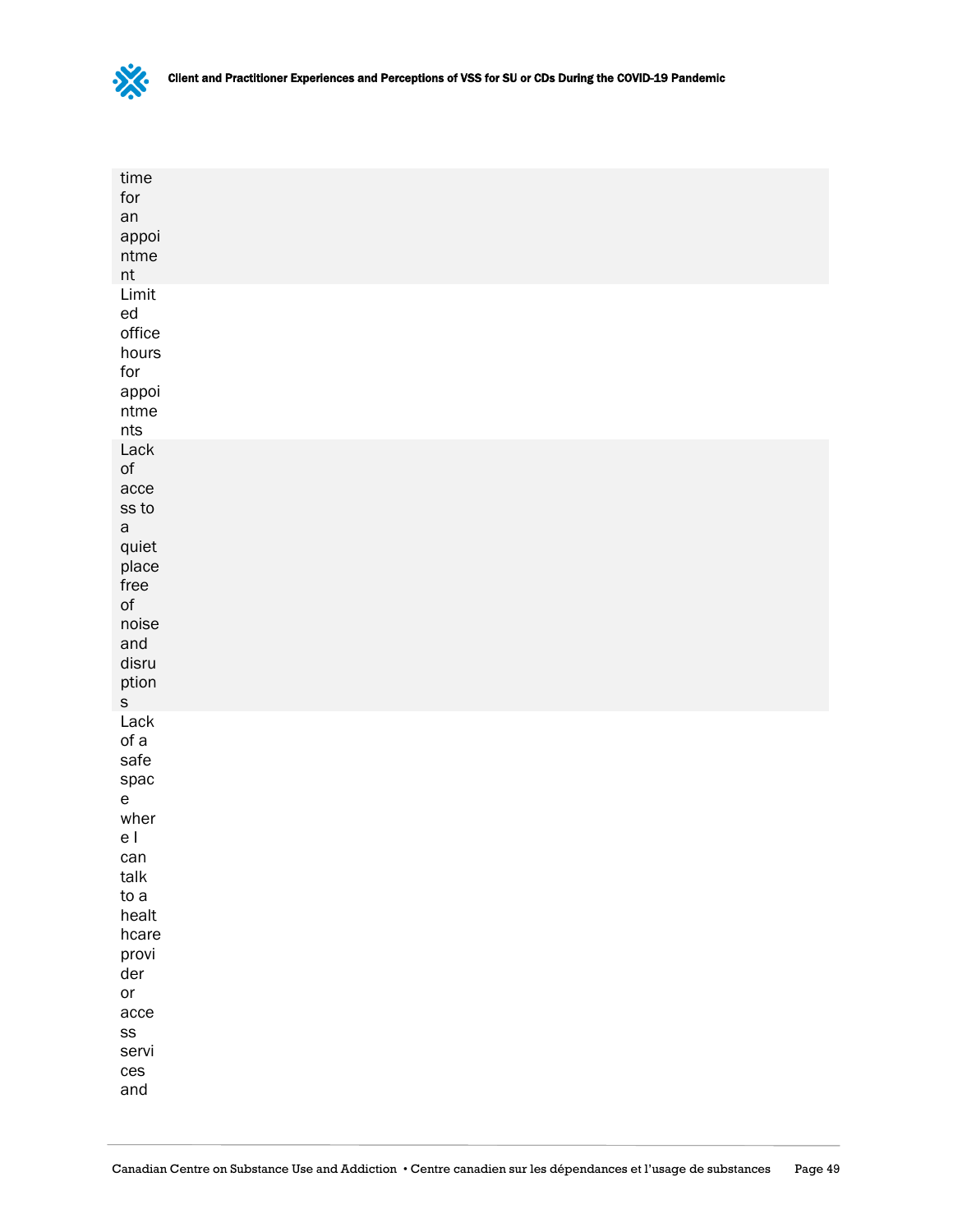| |
|---|
| time for an appointment |
| Limited office hours for appointments |
| Lack of access to a quiet place free of noise and disruptions |
| Lack of a safe space where I can talk to a healthcare provider or access services and |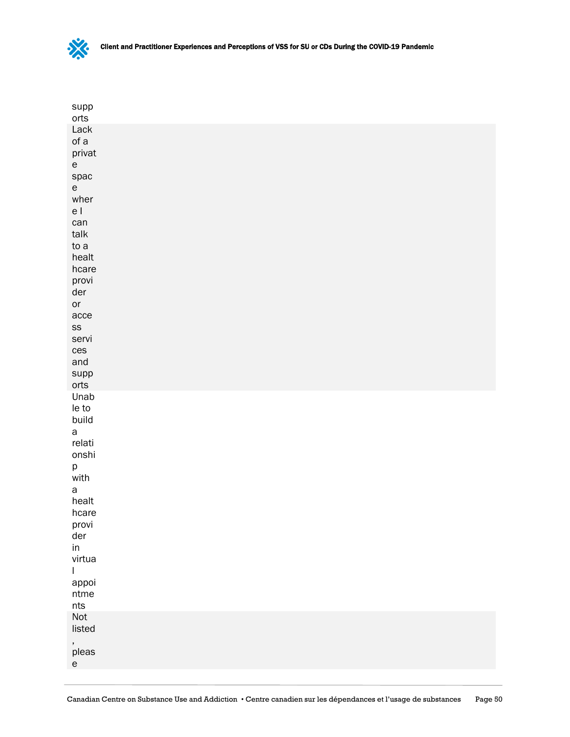| supports |
| --- |
| Lack of a private space where I can talk to a healthcare provider or access services and supports |
| Unable to build a relationship with a healthcare provider in virtual appointments |
| Not listed, please |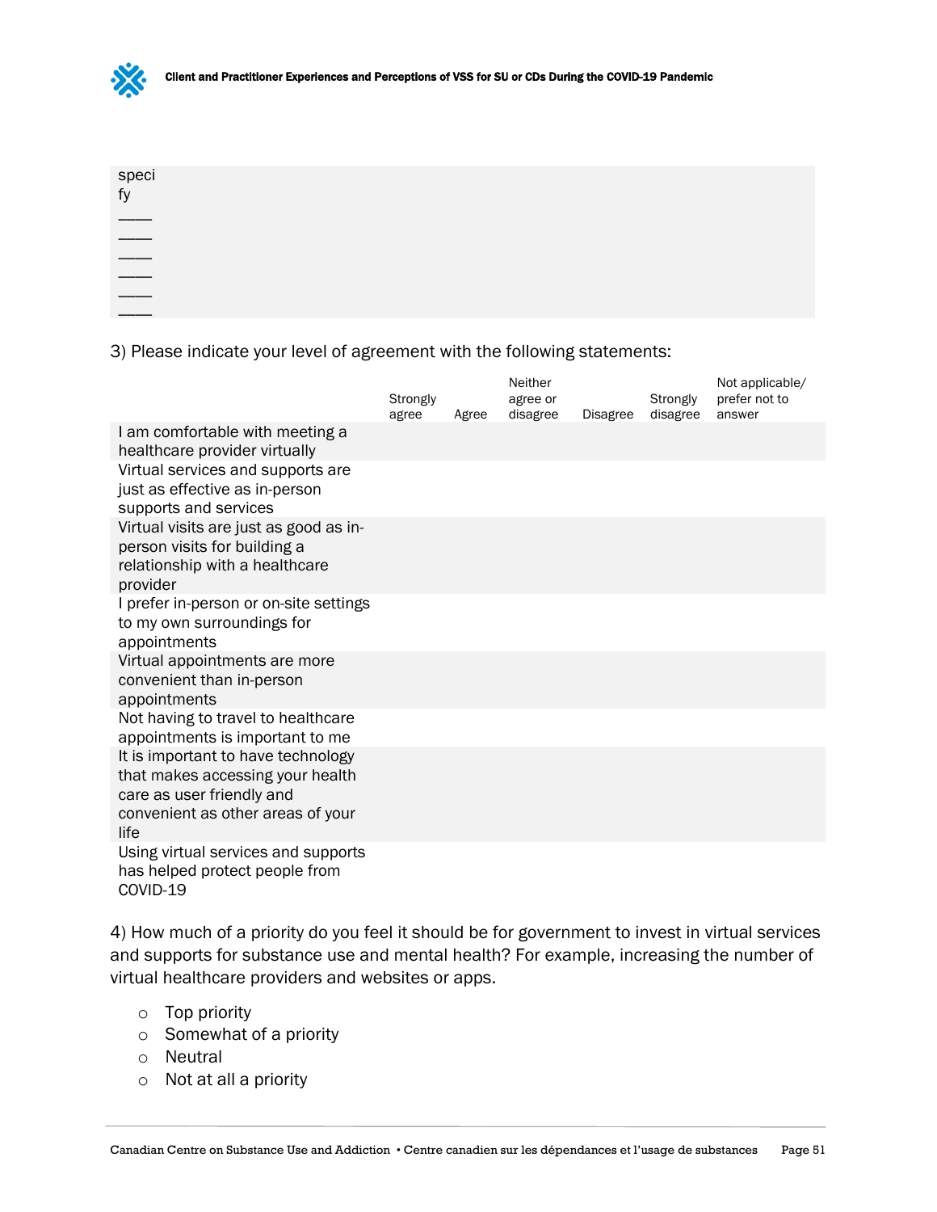specify
____
____
____
____
____
____

3) Please indicate your level of agreement with the following statements:

| | Strongly agree | Agree | Neither agree or disagree | Disagree | Strongly disagree | Not applicable/ prefer not to answer |
|---|---|---|---|---|---|---|
| I am comfortable with meeting a healthcare provider virtually | | | | | | |
| Virtual services and supports are just as effective as in-person supports and services | | | | | | |
| Virtual visits are just as good as in-person visits for building a relationship with a healthcare provider | | | | | | |
| I prefer in-person or on-site settings to my own surroundings for appointments | | | | | | |
| Virtual appointments are more convenient than in-person appointments | | | | | | |
| Not having to travel to healthcare appointments is important to me | | | | | | |
| It is important to have technology that makes accessing your health care as user friendly and convenient as other areas of your life | | | | | | |
| Using virtual services and supports has helped protect people from COVID-19 | | | | | | |

4) How much of a priority do you feel it should be for government to invest in virtual services and supports for substance use and mental health? For example, increasing the number of virtual healthcare providers and websites or apps.

- Top priority
- Somewhat of a priority
- Neutral
- Not at all a priority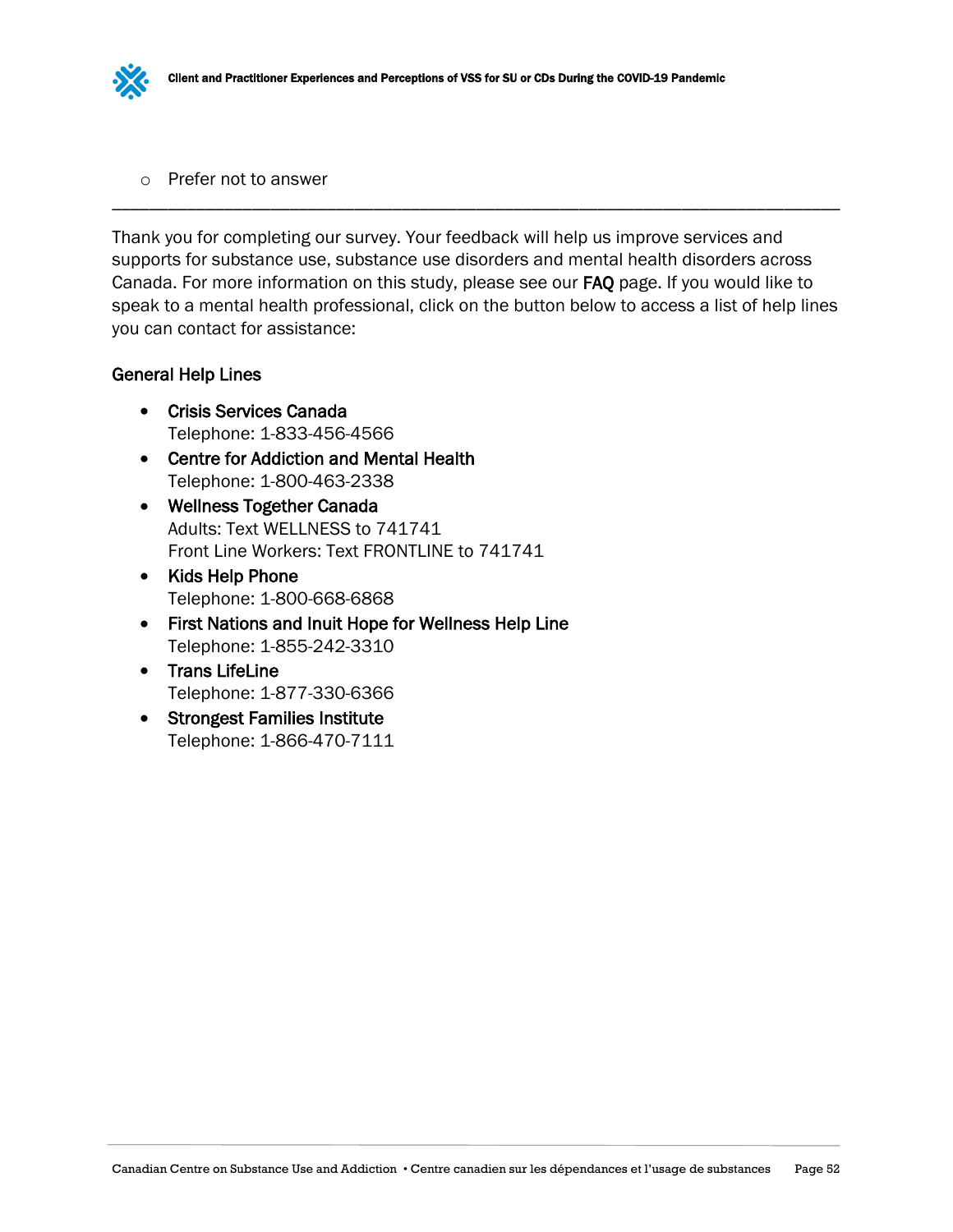- Prefer not to answer

---

Thank you for completing our survey. Your feedback will help us improve services and supports for substance use, substance use disorders and mental health disorders across Canada. For more information on this study, please see our FAQ page. If you would like to speak to a mental health professional, click on the button below to access a list of help lines you can contact for assistance:

General Help Lines

- Crisis Services Canada
  Telephone: 1-833-456-4566
- Centre for Addiction and Mental Health
  Telephone: 1-800-463-2338
- Wellness Together Canada
  Adults: Text WELLNESS to 741741
  Front Line Workers: Text FRONTLINE to 741741
- Kids Help Phone
  Telephone: 1-800-668-6868
- First Nations and Inuit Hope for Wellness Help Line
  Telephone: 1-855-242-3310
- Trans LifeLine
  Telephone: 1-877-330-6366
- Strongest Families Institute
  Telephone: 1-866-470-7111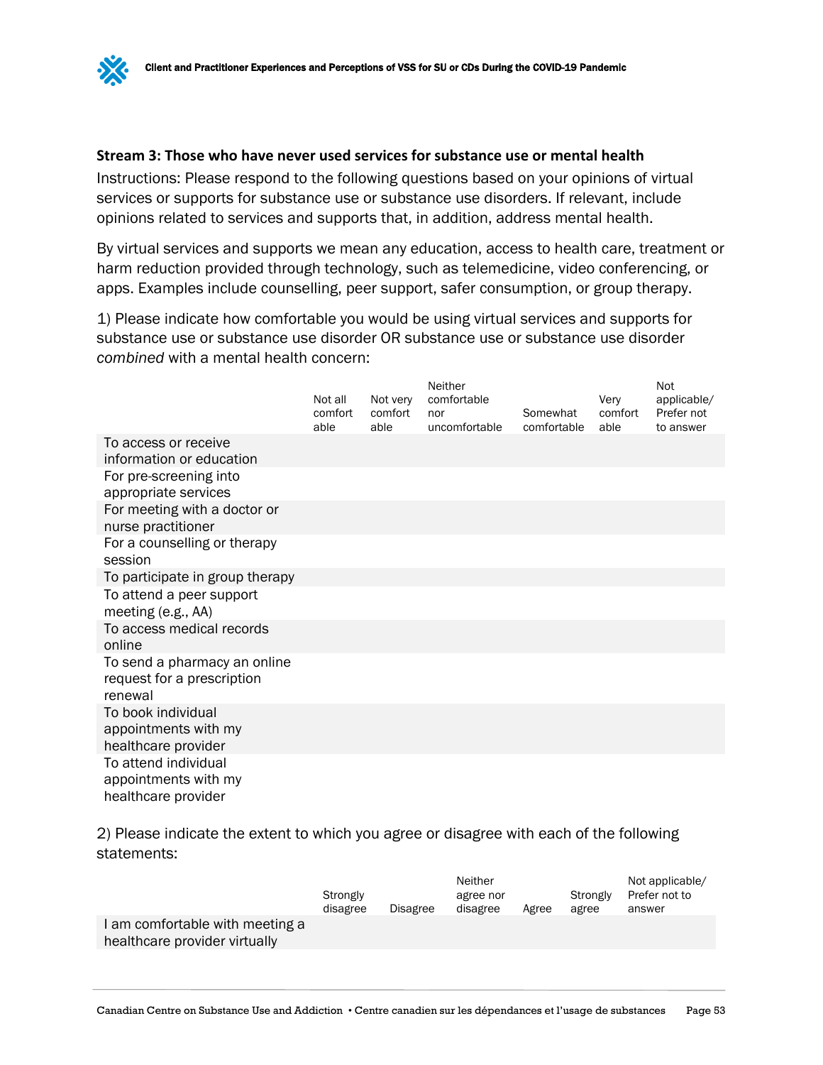### Stream 3: Those who have never used services for substance use or mental health

Instructions: Please respond to the following questions based on your opinions of virtual services or supports for substance use or substance use disorders. If relevant, include opinions related to services and supports that, in addition, address mental health.

By virtual services and supports we mean any education, access to health care, treatment or harm reduction provided through technology, such as telemedicine, video conferencing, or apps. Examples include counselling, peer support, safer consumption, or group therapy.

1) Please indicate how comfortable you would be using virtual services and supports for substance use or substance use disorder OR substance use or substance use disorder *combined* with a mental health concern:

| | Not all comfortable | Not very comfortable | Neither comfortable nor uncomfortable | Somewhat comfortable | Very comfortable | Not applicable/ Prefer not to answer |
|---|---|---|---|---|---|---|
| To access or receive information or education | | | | | | |
| For pre-screening into appropriate services | | | | | | |
| For meeting with a doctor or nurse practitioner | | | | | | |
| For a counselling or therapy session | | | | | | |
| To participate in group therapy | | | | | | |
| To attend a peer support meeting (e.g., AA) | | | | | | |
| To access medical records online | | | | | | |
| To send a pharmacy an online request for a prescription renewal | | | | | | |
| To book individual appointments with my healthcare provider | | | | | | |
| To attend individual appointments with my healthcare provider | | | | | | |

2) Please indicate the extent to which you agree or disagree with each of the following statements:

| | Strongly disagree | Disagree | Neither agree nor disagree | Agree | Strongly agree | Not applicable/ Prefer not to answer |
|---|---|---|---|---|---|---|
| I am comfortable with meeting a healthcare provider virtually | | | | | | |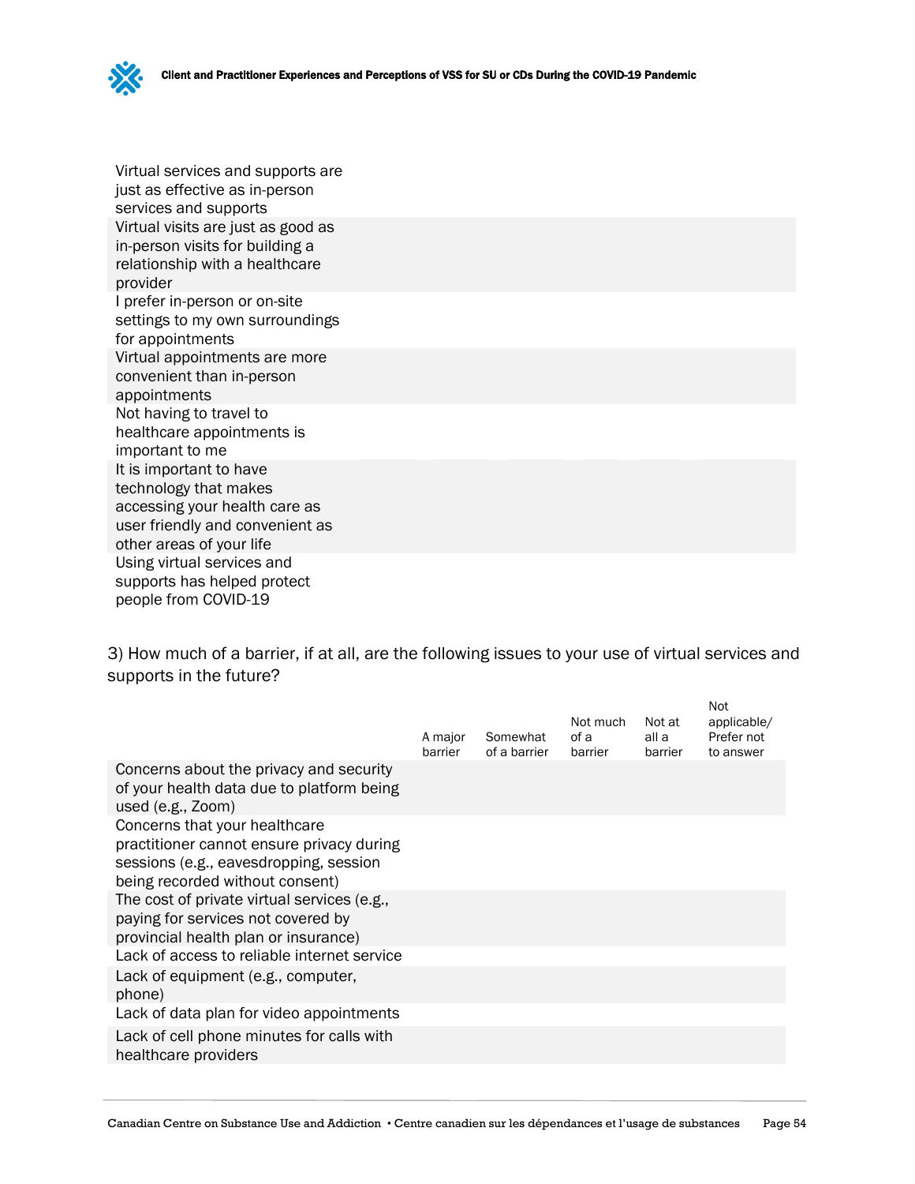| | | | | | |
|---|---|---|---|---|---|
| Virtual services and supports are just as effective as in-person services and supports | | | | | |
| Virtual visits are just as good as in-person visits for building a relationship with a healthcare provider | | | | | |
| I prefer in-person or on-site settings to my own surroundings for appointments | | | | | |
| Virtual appointments are more convenient than in-person appointments | | | | | |
| Not having to travel to healthcare appointments is important to me | | | | | |
| It is important to have technology that makes accessing your health care as user friendly and convenient as other areas of your life | | | | | |
| Using virtual services and supports has helped protect people from COVID-19 | | | | | |

3) How much of a barrier, if at all, are the following issues to your use of virtual services and supports in the future?

| | A major barrier | Somewhat of a barrier | Not much of a barrier | Not at all a barrier | Not applicable/ Prefer not to answer |
|---|---|---|---|---|---|
| Concerns about the privacy and security of your health data due to platform being used (e.g., Zoom) | | | | | |
| Concerns that your healthcare practitioner cannot ensure privacy during sessions (e.g., eavesdropping, session being recorded without consent) | | | | | |
| The cost of private virtual services (e.g., paying for services not covered by provincial health plan or insurance) | | | | | |
| Lack of access to reliable internet service | | | | | |
| Lack of equipment (e.g., computer, phone) | | | | | |
| Lack of data plan for video appointments | | | | | |
| Lack of cell phone minutes for calls with healthcare providers | | | | | |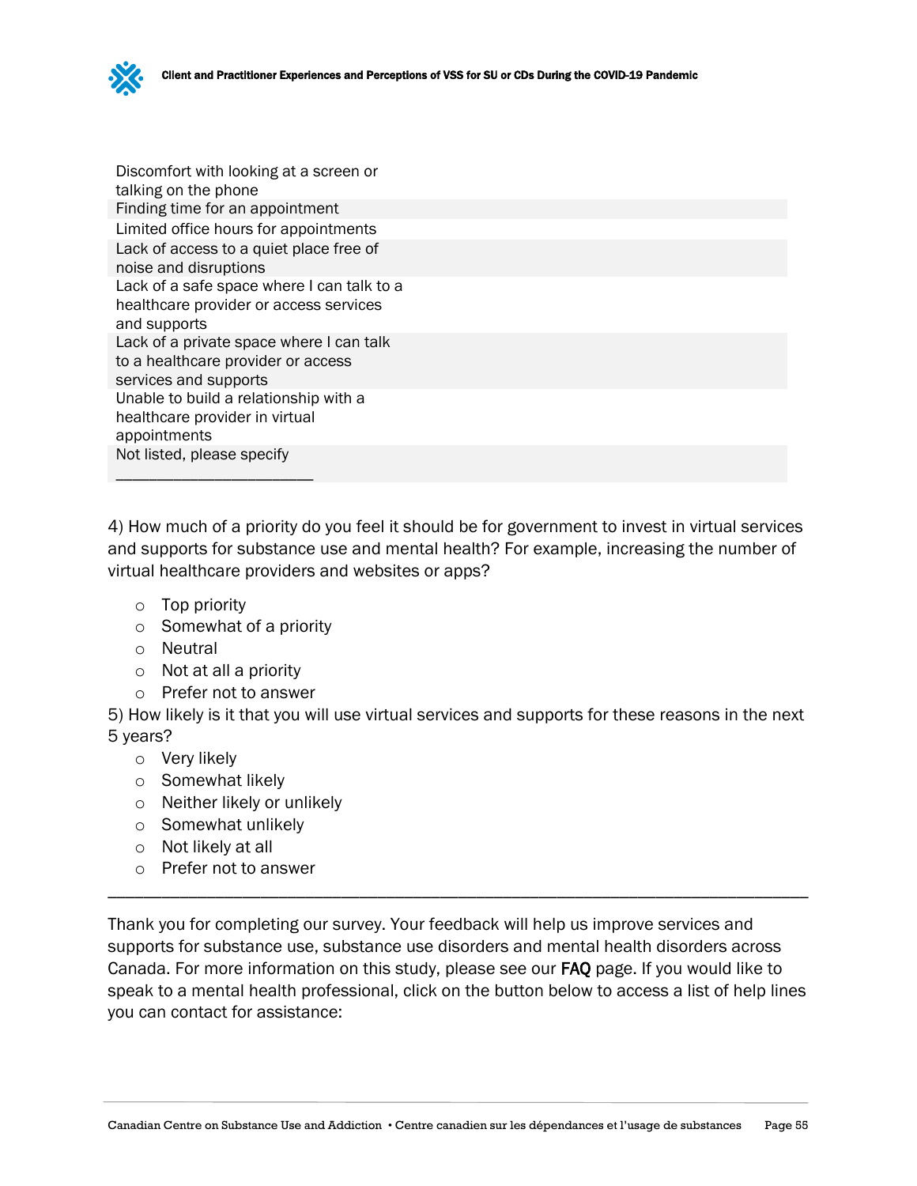| | |
|---|---|
| Discomfort with looking at a screen or talking on the phone | |
| Finding time for an appointment | |
| Limited office hours for appointments | |
| Lack of access to a quiet place free of noise and disruptions | |
| Lack of a safe space where I can talk to a healthcare provider or access services and supports | |
| Lack of a private space where I can talk to a healthcare provider or access services and supports | |
| Unable to build a relationship with a healthcare provider in virtual appointments | |
| Not listed, please specify ______________________ | |

4) How much of a priority do you feel it should be for government to invest in virtual services and supports for substance use and mental health? For example, increasing the number of virtual healthcare providers and websites or apps?

- Top priority
- Somewhat of a priority
- Neutral
- Not at all a priority
- Prefer not to answer

5) How likely is it that you will use virtual services and supports for these reasons in the next 5 years?

- Very likely
- Somewhat likely
- Neither likely or unlikely
- Somewhat unlikely
- Not likely at all
- Prefer not to answer

---

Thank you for completing our survey. Your feedback will help us improve services and supports for substance use, substance use disorders and mental health disorders across Canada. For more information on this study, please see our FAQ page. If you would like to speak to a mental health professional, click on the button below to access a list of help lines you can contact for assistance: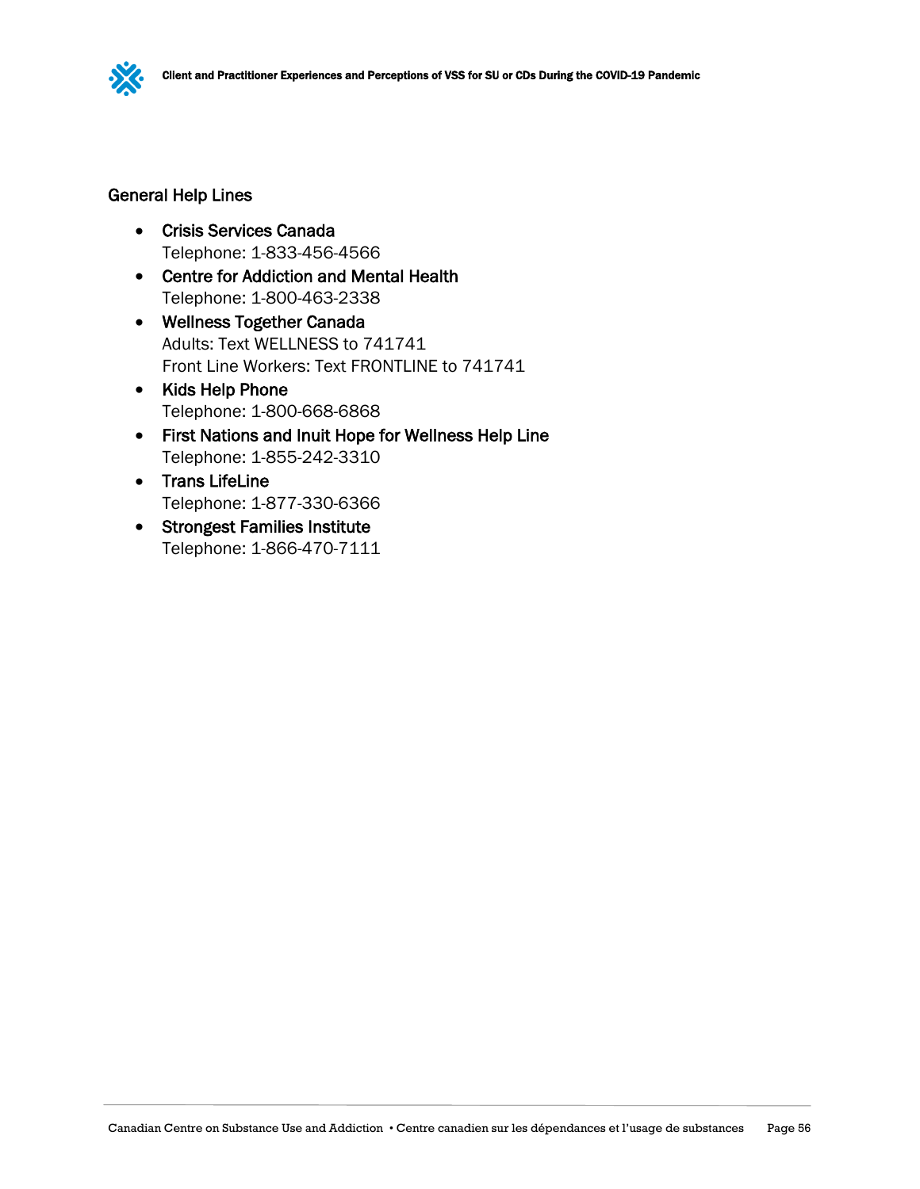## General Help Lines

- Crisis Services Canada
  Telephone: 1-833-456-4566
- Centre for Addiction and Mental Health
  Telephone: 1-800-463-2338
- Wellness Together Canada
  Adults: Text WELLNESS to 741741
  Front Line Workers: Text FRONTLINE to 741741
- Kids Help Phone
  Telephone: 1-800-668-6868
- First Nations and Inuit Hope for Wellness Help Line
  Telephone: 1-855-242-3310
- Trans LifeLine
  Telephone: 1-877-330-6366
- Strongest Families Institute
  Telephone: 1-866-470-7111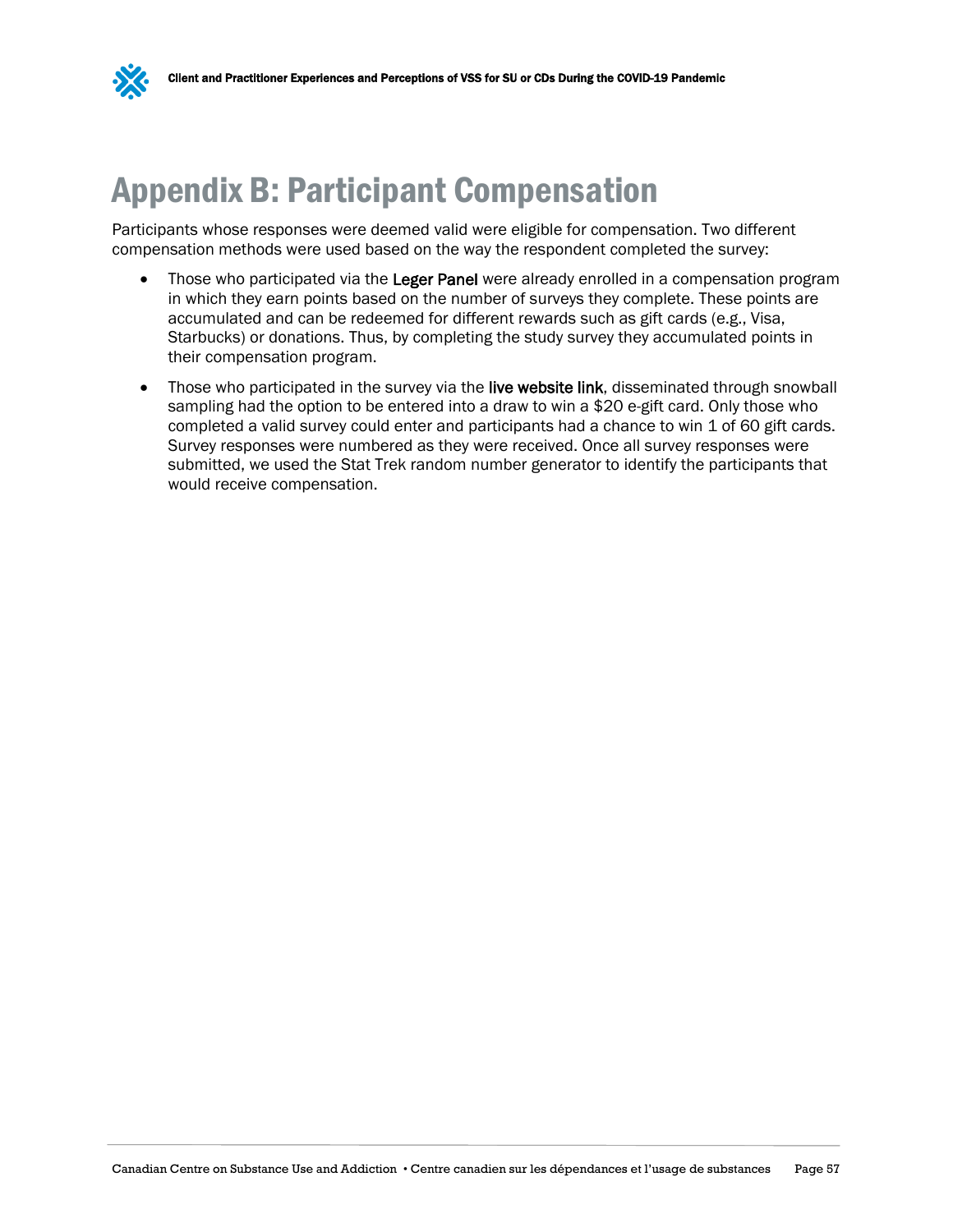# Appendix B: Participant Compensation

Participants whose responses were deemed valid were eligible for compensation. Two different compensation methods were used based on the way the respondent completed the survey:

- Those who participated via the **Leger Panel** were already enrolled in a compensation program in which they earn points based on the number of surveys they complete. These points are accumulated and can be redeemed for different rewards such as gift cards (e.g., Visa, Starbucks) or donations. Thus, by completing the study survey they accumulated points in their compensation program.
- Those who participated in the survey via the **live website link**, disseminated through snowball sampling had the option to be entered into a draw to win a $20 e-gift card. Only those who completed a valid survey could enter and participants had a chance to win 1 of 60 gift cards. Survey responses were numbered as they were received. Once all survey responses were submitted, we used the Stat Trek random number generator to identify the participants that would receive compensation.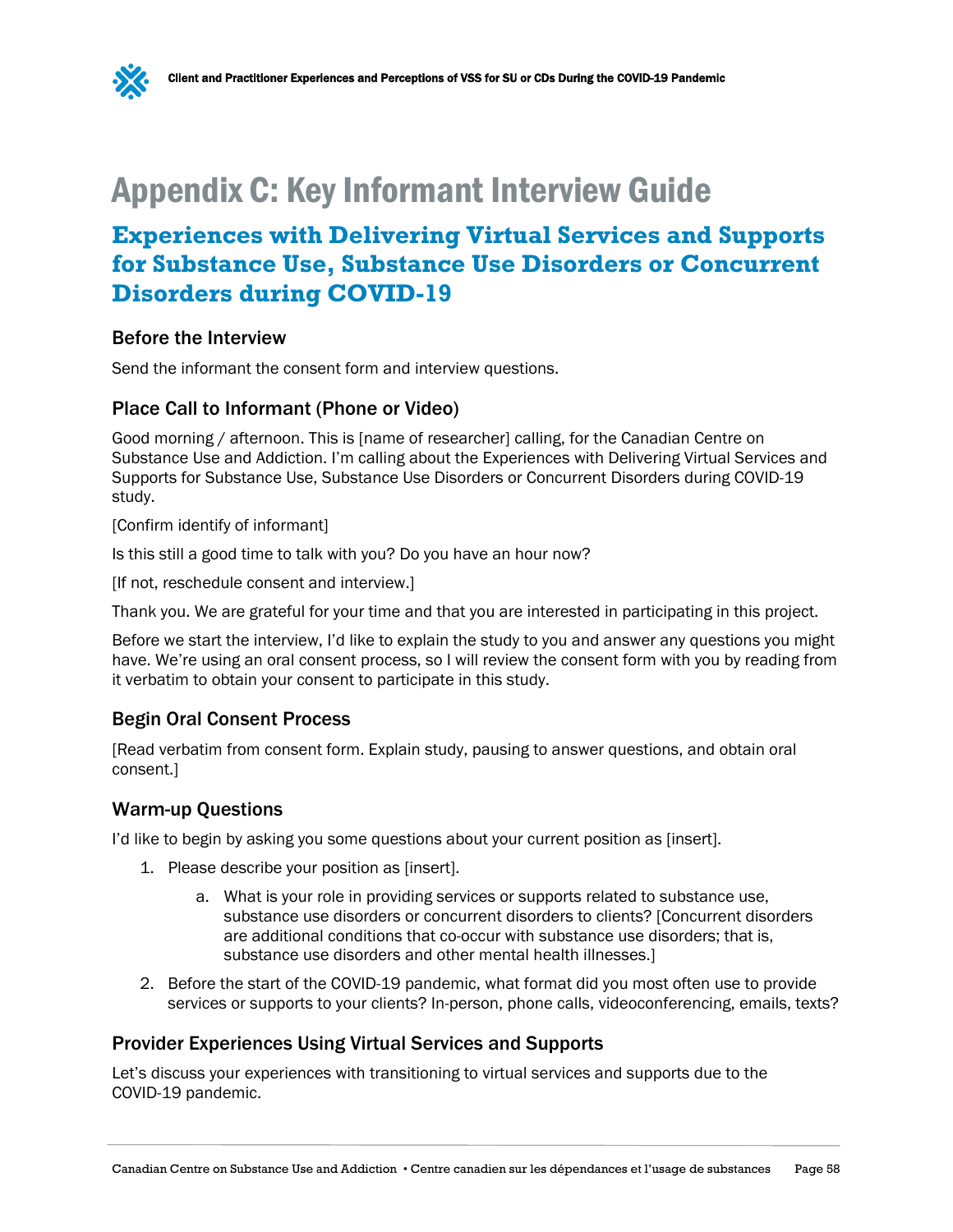# Appendix C: Key Informant Interview Guide

## Experiences with Delivering Virtual Services and Supports for Substance Use, Substance Use Disorders or Concurrent Disorders during COVID-19

### Before the Interview

Send the informant the consent form and interview questions.

### Place Call to Informant (Phone or Video)

Good morning / afternoon. This is [name of researcher] calling, for the Canadian Centre on Substance Use and Addiction. I'm calling about the Experiences with Delivering Virtual Services and Supports for Substance Use, Substance Use Disorders or Concurrent Disorders during COVID-19 study.

[Confirm identify of informant]

Is this still a good time to talk with you? Do you have an hour now?

[If not, reschedule consent and interview.]

Thank you. We are grateful for your time and that you are interested in participating in this project.

Before we start the interview, I'd like to explain the study to you and answer any questions you might have. We're using an oral consent process, so I will review the consent form with you by reading from it verbatim to obtain your consent to participate in this study.

### Begin Oral Consent Process

[Read verbatim from consent form. Explain study, pausing to answer questions, and obtain oral consent.]

### Warm-up Questions

I'd like to begin by asking you some questions about your current position as [insert].

1. Please describe your position as [insert].
    a. What is your role in providing services or supports related to substance use, substance use disorders or concurrent disorders to clients? [Concurrent disorders are additional conditions that co-occur with substance use disorders; that is, substance use disorders and other mental health illnesses.]
2. Before the start of the COVID-19 pandemic, what format did you most often use to provide services or supports to your clients? In-person, phone calls, videoconferencing, emails, texts?

### Provider Experiences Using Virtual Services and Supports

Let's discuss your experiences with transitioning to virtual services and supports due to the COVID-19 pandemic.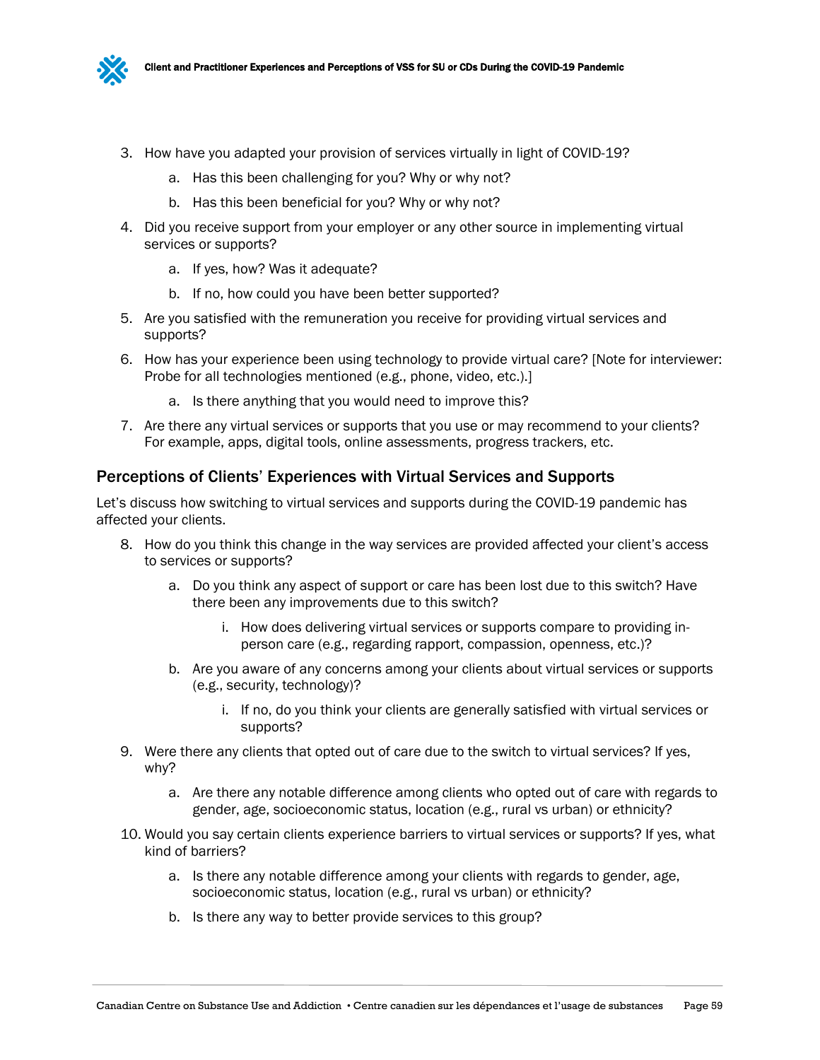3. How have you adapted your provision of services virtually in light of COVID-19?
    a. Has this been challenging for you? Why or why not?
    b. Has this been beneficial for you? Why or why not?
4. Did you receive support from your employer or any other source in implementing virtual services or supports?
    a. If yes, how? Was it adequate?
    b. If no, how could you have been better supported?
5. Are you satisfied with the remuneration you receive for providing virtual services and supports?
6. How has your experience been using technology to provide virtual care? [Note for interviewer: Probe for all technologies mentioned (e.g., phone, video, etc.).]
    a. Is there anything that you would need to improve this?
7. Are there any virtual services or supports that you use or may recommend to your clients? For example, apps, digital tools, online assessments, progress trackers, etc.

## Perceptions of Clients' Experiences with Virtual Services and Supports

Let's discuss how switching to virtual services and supports during the COVID-19 pandemic has affected your clients.

8. How do you think this change in the way services are provided affected your client's access to services or supports?
    a. Do you think any aspect of support or care has been lost due to this switch? Have there been any improvements due to this switch?
        i. How does delivering virtual services or supports compare to providing in-person care (e.g., regarding rapport, compassion, openness, etc.)?
    b. Are you aware of any concerns among your clients about virtual services or supports (e.g., security, technology)?
        i. If no, do you think your clients are generally satisfied with virtual services or supports?
9. Were there any clients that opted out of care due to the switch to virtual services? If yes, why?
    a. Are there any notable difference among clients who opted out of care with regards to gender, age, socioeconomic status, location (e.g., rural vs urban) or ethnicity?
10. Would you say certain clients experience barriers to virtual services or supports? If yes, what kind of barriers?
    a. Is there any notable difference among your clients with regards to gender, age, socioeconomic status, location (e.g., rural vs urban) or ethnicity?
    b. Is there any way to better provide services to this group?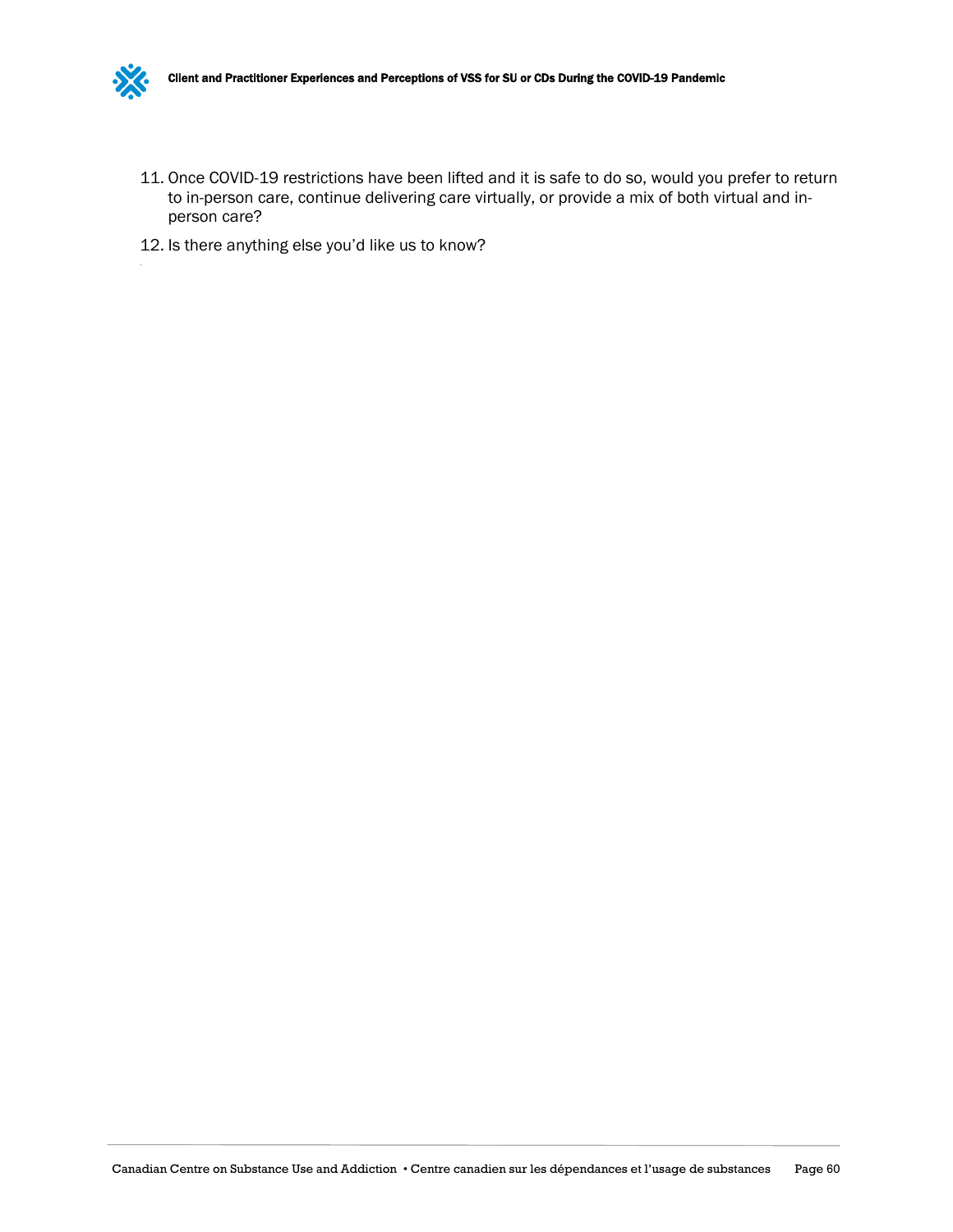11. Once COVID-19 restrictions have been lifted and it is safe to do so, would you prefer to return to in-person care, continue delivering care virtually, or provide a mix of both virtual and in-person care?
12. Is there anything else you'd like us to know?